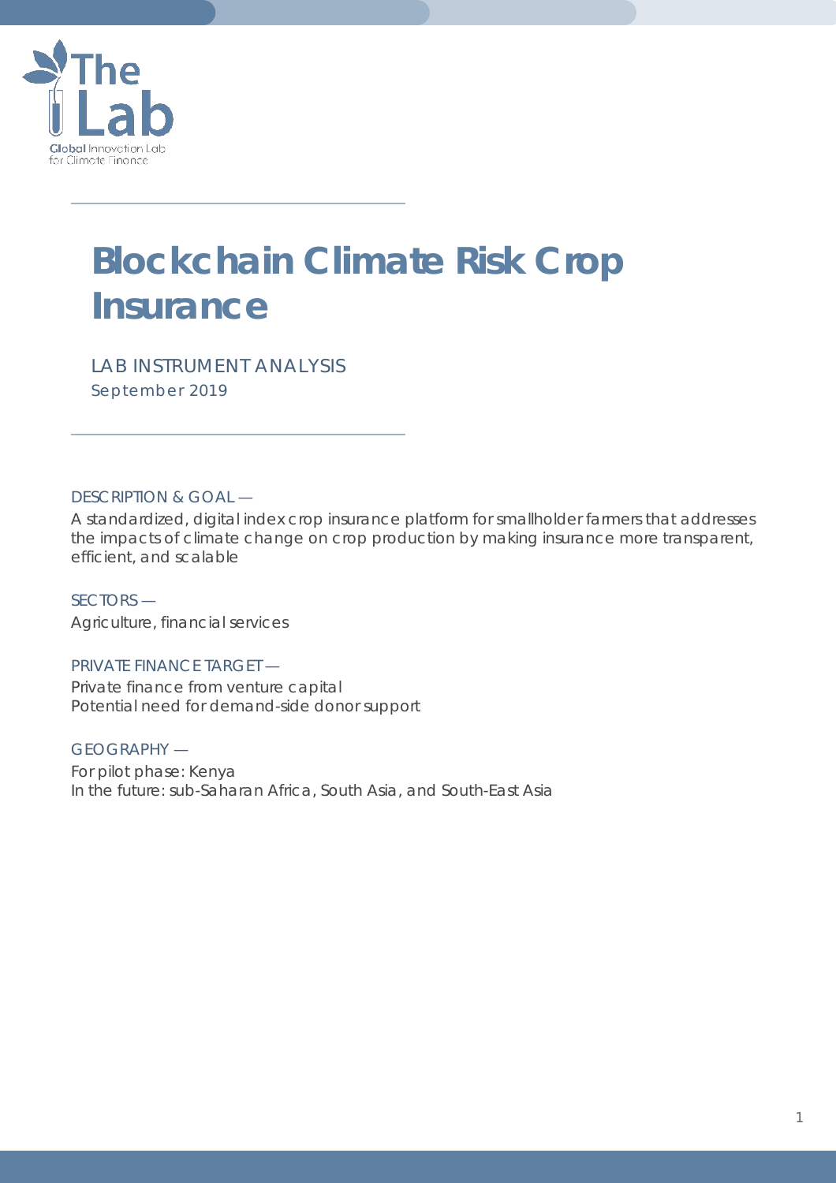# Blockchain Climate Risk Crop Insurance

LAB INSTRUMENT ANALYSIS

September 2019

DESCRIPTION & GOAL —

A standardized, digital index crop insurance platform for smallholder farmers that addresses the impacts of climate change on crop production by making insurance more transparent, efficient, and scalable

SECTORS —

Agriculture, financial services

PRIVATE FINANCE TARGET —

Private finance from venture capital
Potential need for demand-side donor support

GEOGRAPHY —

For pilot phase: Kenya
In the future: sub-Saharan Africa, South Asia, and South-East Asia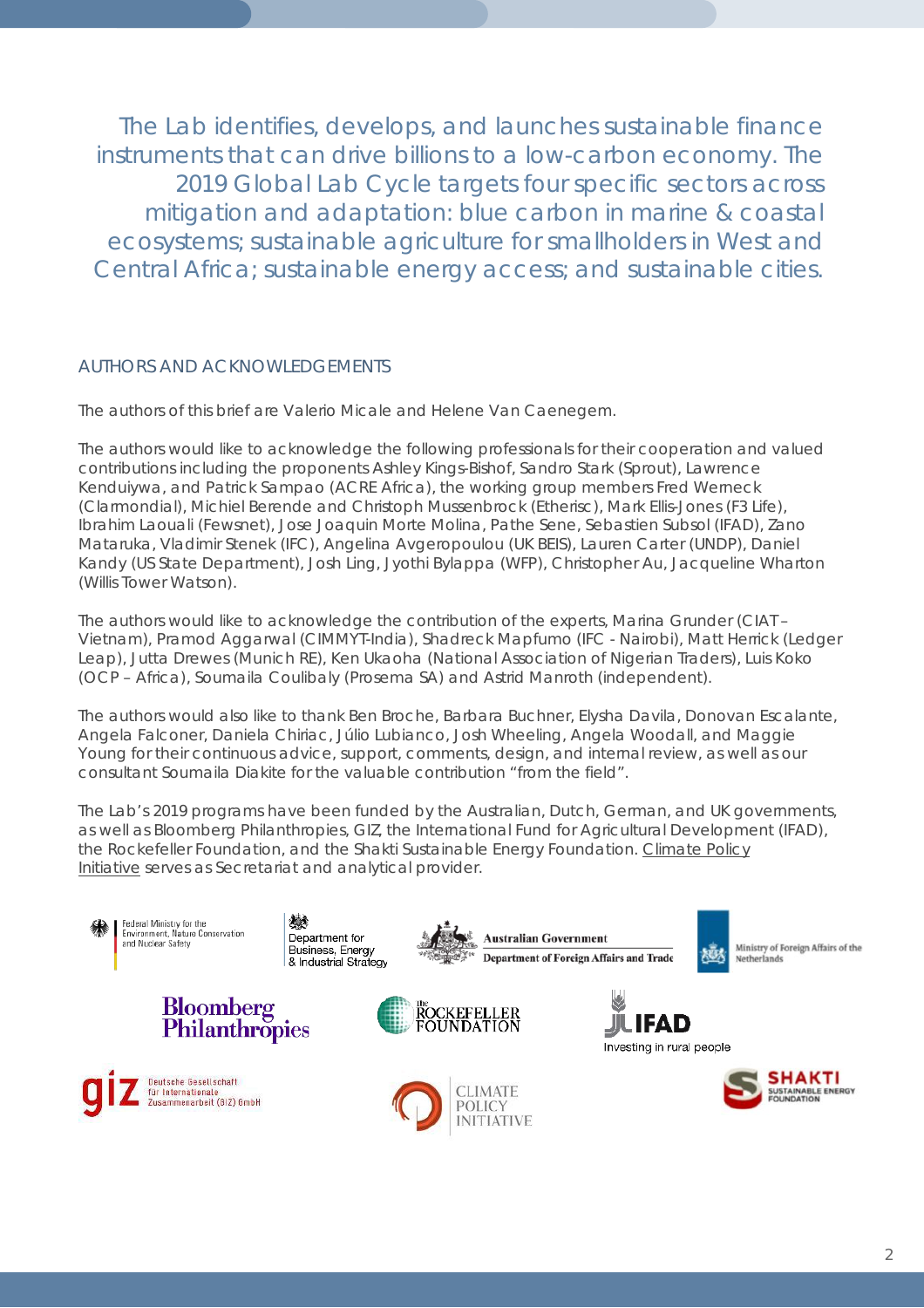The Lab identifies, develops, and launches sustainable finance instruments that can drive billions to a low-carbon economy. The 2019 Global Lab Cycle targets four specific sectors across mitigation and adaptation: blue carbon in marine & coastal ecosystems; sustainable agriculture for smallholders in West and Central Africa; sustainable energy access; and sustainable cities.

## AUTHORS AND ACKNOWLEDGEMENTS

The authors of this brief are Valerio Micale and Helene Van Caenegem.

The authors would like to acknowledge the following professionals for their cooperation and valued contributions including the proponents Ashley Kings-Bishof, Sandro Stark (Sprout), Lawrence Kenduiywa, and Patrick Sampao (ACRE Africa), the working group members Fred Werneck (Clarmondial), Michiel Berende and Christoph Mussenbrock (Etherisc), Mark Ellis-Jones (F3 Life), Ibrahim Laouali (Fewsnet), Jose Joaquin Morte Molina, Pathe Sene, Sebastien Subsol (IFAD), Zano Mataruka, Vladimir Stenek (IFC), Angelina Avgeropoulou (UK BEIS), Lauren Carter (UNDP), Daniel Kandy (US State Department), Josh Ling, Jyothi Bylappa (WFP), Christopher Au, Jacqueline Wharton (Willis Tower Watson).

The authors would like to acknowledge the contribution of the experts, Marina Grunder (CIAT – Vietnam), Pramod Aggarwal (CIMMYT-India), Shadreck Mapfumo (IFC - Nairobi), Matt Herrick (Ledger Leap), Jutta Drewes (Munich RE), Ken Ukaoha (National Association of Nigerian Traders), Luis Koko (OCP – Africa), Soumaila Coulibaly (Prosema SA) and Astrid Manroth (independent).

The authors would also like to thank Ben Broche, Barbara Buchner, Elysha Davila, Donovan Escalante, Angela Falconer, Daniela Chiriac, Júlio Lubianco, Josh Wheeling, Angela Woodall, and Maggie Young for their continuous advice, support, comments, design, and internal review, as well as our consultant Soumaila Diakite for the valuable contribution "from the field".

The Lab's 2019 programs have been funded by the Australian, Dutch, German, and UK governments, as well as Bloomberg Philanthropies, GIZ, the International Fund for Agricultural Development (IFAD), the Rockefeller Foundation, and the Shakti Sustainable Energy Foundation. Climate Policy Initiative serves as Secretariat and analytical provider.

Federal Ministry for the Environment, Nature Conservation and Nuclear Safety

Department for Business, Energy & Industrial Strategy

Australian Government Department of Foreign Affairs and Trade

Ministry of Foreign Affairs of the Netherlands

Bloomberg Philanthropies

The Rockefeller Foundation

IFAD Investing in rural people

giz Deutsche Gesellschaft für Internationale Zusammenarbeit (GIZ) GmbH

Climate Policy Initiative

Shakti Sustainable Energy Foundation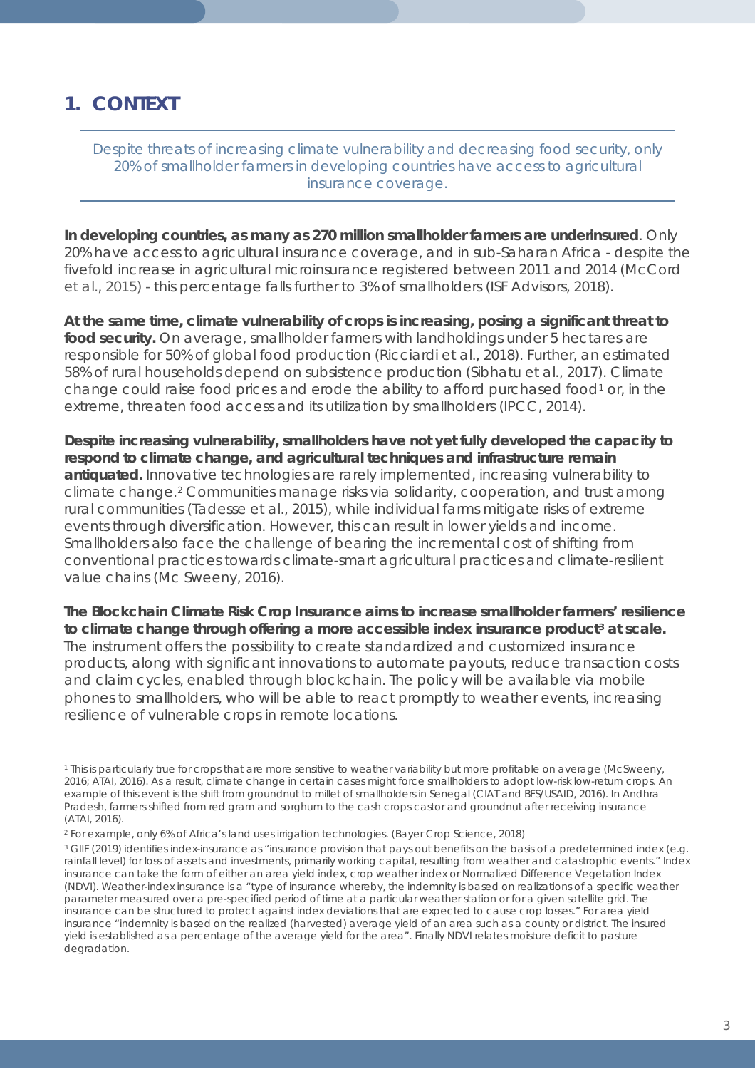# 1. CONTEXT

Despite threats of increasing climate vulnerability and decreasing food security, only 20% of smallholder farmers in developing countries have access to agricultural insurance coverage.

**In developing countries, as many as 270 million smallholder farmers are underinsured**. Only 20% have access to agricultural insurance coverage, and in sub-Saharan Africa - despite the fivefold increase in agricultural microinsurance registered between 2011 and 2014 (McCord et al., 2015) - this percentage falls further to 3% of smallholders (ISF Advisors, 2018).

**At the same time, climate vulnerability of crops is increasing, posing a significant threat to food security.** On average, smallholder farmers with landholdings under 5 hectares are responsible for 50% of global food production (Ricciardi et al., 2018). Further, an estimated 58% of rural households depend on subsistence production (Sibhatu et al., 2017). Climate change could raise food prices and erode the ability to afford purchased food[1] or, in the extreme, threaten food access and its utilization by smallholders (IPCC, 2014).

**Despite increasing vulnerability, smallholders have not yet fully developed the capacity to respond to climate change, and agricultural techniques and infrastructure remain antiquated.** Innovative technologies are rarely implemented, increasing vulnerability to climate change.[2] Communities manage risks via solidarity, cooperation, and trust among rural communities (Tadesse et al., 2015), while individual farms mitigate risks of extreme events through diversification. However, this can result in lower yields and income. Smallholders also face the challenge of bearing the incremental cost of shifting from conventional practices towards climate-smart agricultural practices and climate-resilient value chains (Mc Sweeny, 2016).

**The Blockchain Climate Risk Crop Insurance aims to increase smallholder farmers' resilience to climate change through offering a more accessible index insurance product[3] at scale.** The instrument offers the possibility to create standardized and customized insurance products, along with significant innovations to automate payouts, reduce transaction costs and claim cycles, enabled through blockchain. The policy will be available via mobile phones to smallholders, who will be able to react promptly to weather events, increasing resilience of vulnerable crops in remote locations.

---

[1] This is particularly true for crops that are more sensitive to weather variability but more profitable on average (McSweeny, 2016; ATAI, 2016). As a result, climate change in certain cases might force smallholders to adopt low-risk low-return crops. An example of this event is the shift from groundnut to millet of smallholders in Senegal (CIAT and BFS/USAID, 2016). In Andhra Pradesh, farmers shifted from red gram and sorghum to the cash crops castor and groundnut after receiving insurance (ATAI, 2016).

[2] For example, only 6% of Africa's land uses irrigation technologies. (Bayer Crop Science, 2018)

[3] GIIF (2019) identifies index-insurance as "insurance provision that pays out benefits on the basis of a predetermined index (e.g. rainfall level) for loss of assets and investments, primarily working capital, resulting from weather and catastrophic events." Index insurance can take the form of either an area yield index, crop weather index or Normalized Difference Vegetation Index (NDVI). Weather-index insurance is a "type of insurance whereby, the indemnity is based on realizations of a specific weather parameter measured over a pre-specified period of time at a particular weather station or for a given satellite grid. The insurance can be structured to protect against index deviations that are expected to cause crop losses." For area yield insurance "indemnity is based on the realized (harvested) average yield of an area such as a county or district. The insured yield is established as a percentage of the average yield for the area". Finally NDVI relates moisture deficit to pasture degradation.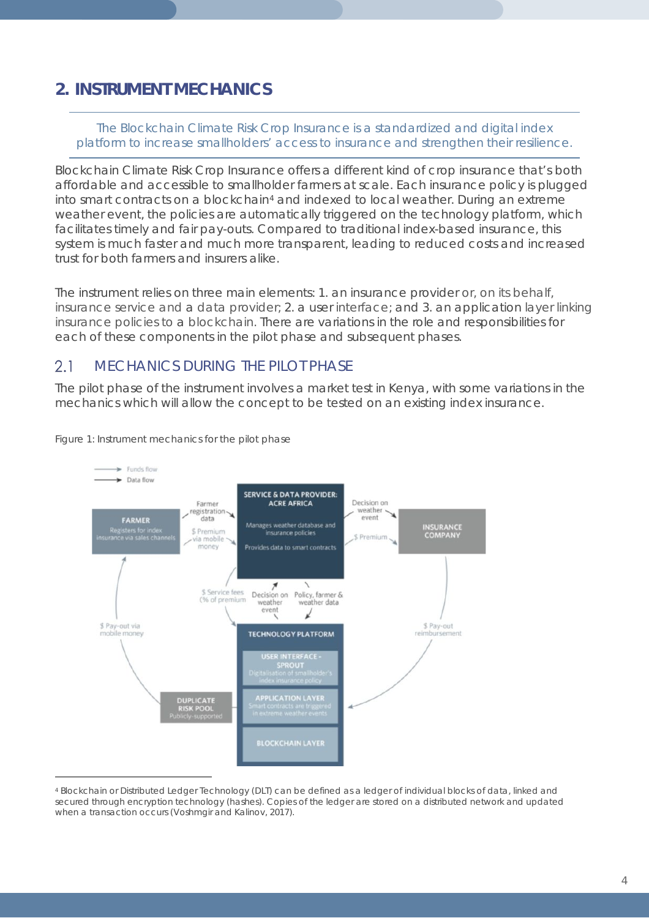## 2. INSTRUMENT MECHANICS

*The Blockchain Climate Risk Crop Insurance is a standardized and digital index platform to increase smallholders' access to insurance and strengthen their resilience.*

Blockchain Climate Risk Crop Insurance offers a different kind of crop insurance that's both affordable and accessible to smallholder farmers at scale. Each insurance policy is plugged into smart contracts on a blockchain[4] and indexed to local weather. During an extreme weather event, the policies are automatically triggered on the technology platform, which facilitates timely and fair pay-outs. Compared to traditional index-based insurance, this system is much faster and much more transparent, leading to reduced costs and increased trust for both farmers and insurers alike.

The instrument relies on three main elements: 1. an insurance provider or, on its behalf, insurance service and a data provider; 2. a user interface; and 3. an application layer linking insurance policies to a blockchain. There are variations in the role and responsibilities for each of these components in the pilot phase and subsequent phases.

### 2.1 MECHANICS DURING THE PILOT PHASE

The pilot phase of the instrument involves a market test in Kenya, with some variations in the mechanics which will allow the concept to be tested on an existing index insurance.

Figure 1: Instrument mechanics for the pilot phase

[4] Blockchain or Distributed Ledger Technology (DLT) can be defined as a ledger of individual blocks of data, linked and secured through encryption technology (hashes). Copies of the ledger are stored on a distributed network and updated when a transaction occurs (Voshmgir and Kalinov, 2017).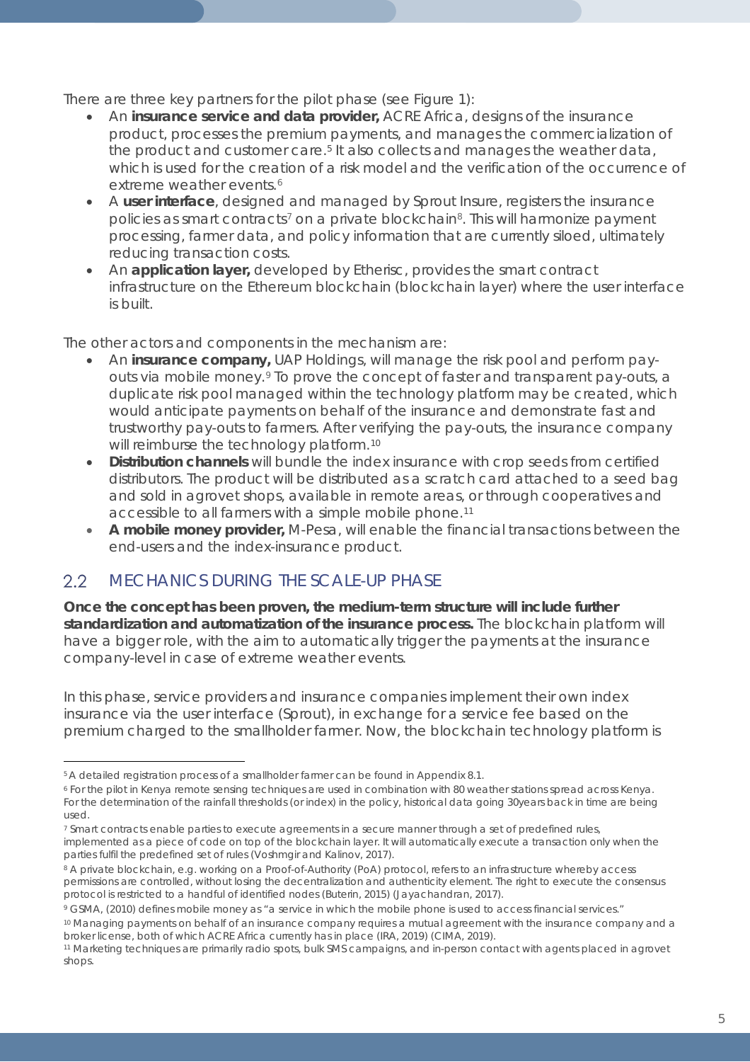There are three key partners for the pilot phase (see Figure 1):

- An **insurance service and data provider,** ACRE Africa, designs of the insurance product, processes the premium payments, and manages the commercialization of the product and customer care.[5] It also collects and manages the weather data, which is used for the creation of a risk model and the verification of the occurrence of extreme weather events.[6]
- A **user interface**, designed and managed by Sprout Insure, registers the insurance policies as smart contracts[7] on a private blockchain[8]. This will harmonize payment processing, farmer data, and policy information that are currently siloed, ultimately reducing transaction costs.
- An **application layer,** developed by Etherisc, provides the smart contract infrastructure on the Ethereum blockchain (blockchain layer) where the user interface is built.

The other actors and components in the mechanism are:

- An **insurance company,** UAP Holdings, will manage the risk pool and perform pay-outs via mobile money.[9] To prove the concept of faster and transparent pay-outs, a duplicate risk pool managed within the technology platform may be created, which would anticipate payments on behalf of the insurance and demonstrate fast and trustworthy pay-outs to farmers. After verifying the pay-outs, the insurance company will reimburse the technology platform.[10]
- **Distribution channels** will bundle the index insurance with crop seeds from certified distributors. The product will be distributed as a scratch card attached to a seed bag and sold in agrovet shops, available in remote areas, or through cooperatives and accessible to all farmers with a simple mobile phone.[11]
- **A mobile money provider,** M-Pesa, will enable the financial transactions between the end-users and the index-insurance product.

## 2.2 MECHANICS DURING THE SCALE-UP PHASE

**Once the concept has been proven, the medium-term structure will include further standardization and automatization of the insurance process.** The blockchain platform will have a bigger role, with the aim to automatically trigger the payments at the insurance company-level in case of extreme weather events.

In this phase, service providers and insurance companies implement their own index insurance via the user interface (Sprout), in exchange for a service fee based on the premium charged to the smallholder farmer. Now, the blockchain technology platform is

---

[5] A detailed registration process of a smallholder farmer can be found in Appendix 8.1.

[6] For the pilot in Kenya remote sensing techniques are used in combination with 80 weather stations spread across Kenya. For the determination of the rainfall thresholds (or index) in the policy, historical data going 30years back in time are being used.

[7] Smart contracts enable parties to execute agreements in a secure manner through a set of predefined rules, implemented as a piece of code on top of the blockchain layer. It will automatically execute a transaction only when the parties fulfil the predefined set of rules (Voshmgir and Kalinov, 2017).

[8] A private blockchain, e.g. working on a Proof-of-Authority (PoA) protocol, refers to an infrastructure whereby access permissions are controlled, without losing the decentralization and authenticity element. The right to execute the consensus protocol is restricted to a handful of identified nodes (Buterin, 2015) (Jayachandran, 2017).

[9] GSMA, (2010) defines mobile money as "a service in which the mobile phone is used to access financial services."

[10] Managing payments on behalf of an insurance company requires a mutual agreement with the insurance company and a broker license, both of which ACRE Africa currently has in place (IRA, 2019) (CIMA, 2019).

[11] Marketing techniques are primarily radio spots, bulk SMS campaigns, and in-person contact with agents placed in agrovet shops.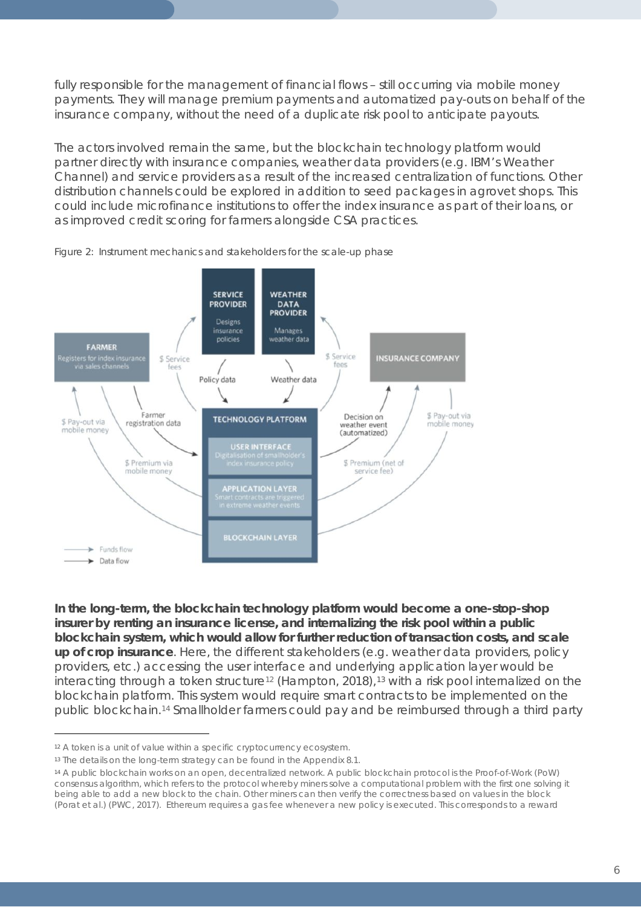fully responsible for the management of financial flows – still occurring via mobile money payments. They will manage premium payments and automatized pay-outs on behalf of the insurance company, without the need of a duplicate risk pool to anticipate payouts.

The actors involved remain the same, but the blockchain technology platform would partner directly with insurance companies, weather data providers (e.g. IBM's Weather Channel) and service providers as a result of the increased centralization of functions. Other distribution channels could be explored in addition to seed packages in agrovet shops. This could include microfinance institutions to offer the index insurance as part of their loans, or as improved credit scoring for farmers alongside CSA practices.

Figure 2: Instrument mechanics and stakeholders for the scale-up phase

**In the long-term, the blockchain technology platform would become a one-stop-shop insurer by renting an insurance license, and internalizing the risk pool within a public blockchain system, which would allow for further reduction of transaction costs, and scale up of crop insurance**. Here, the different stakeholders (e.g. weather data providers, policy providers, etc.) accessing the user interface and underlying application layer would be interacting through a token structure[12] (Hampton, 2018),[13] with a risk pool internalized on the blockchain platform. This system would require smart contracts to be implemented on the public blockchain.[14] Smallholder farmers could pay and be reimbursed through a third party

---

[12] A token is a unit of value within a specific cryptocurrency ecosystem.

[13] The details on the long-term strategy can be found in the Appendix 8.1.

[14] A public blockchain works on an open, decentralized network. A public blockchain protocol is the Proof-of-Work (PoW) consensus algorithm, which refers to the protocol whereby miners solve a computational problem with the first one solving it being able to add a new block to the chain. Other miners can then verify the correctness based on values in the block (Porat et al.) (PWC, 2017). Ethereum requires a gas fee whenever a new policy is executed. This corresponds to a reward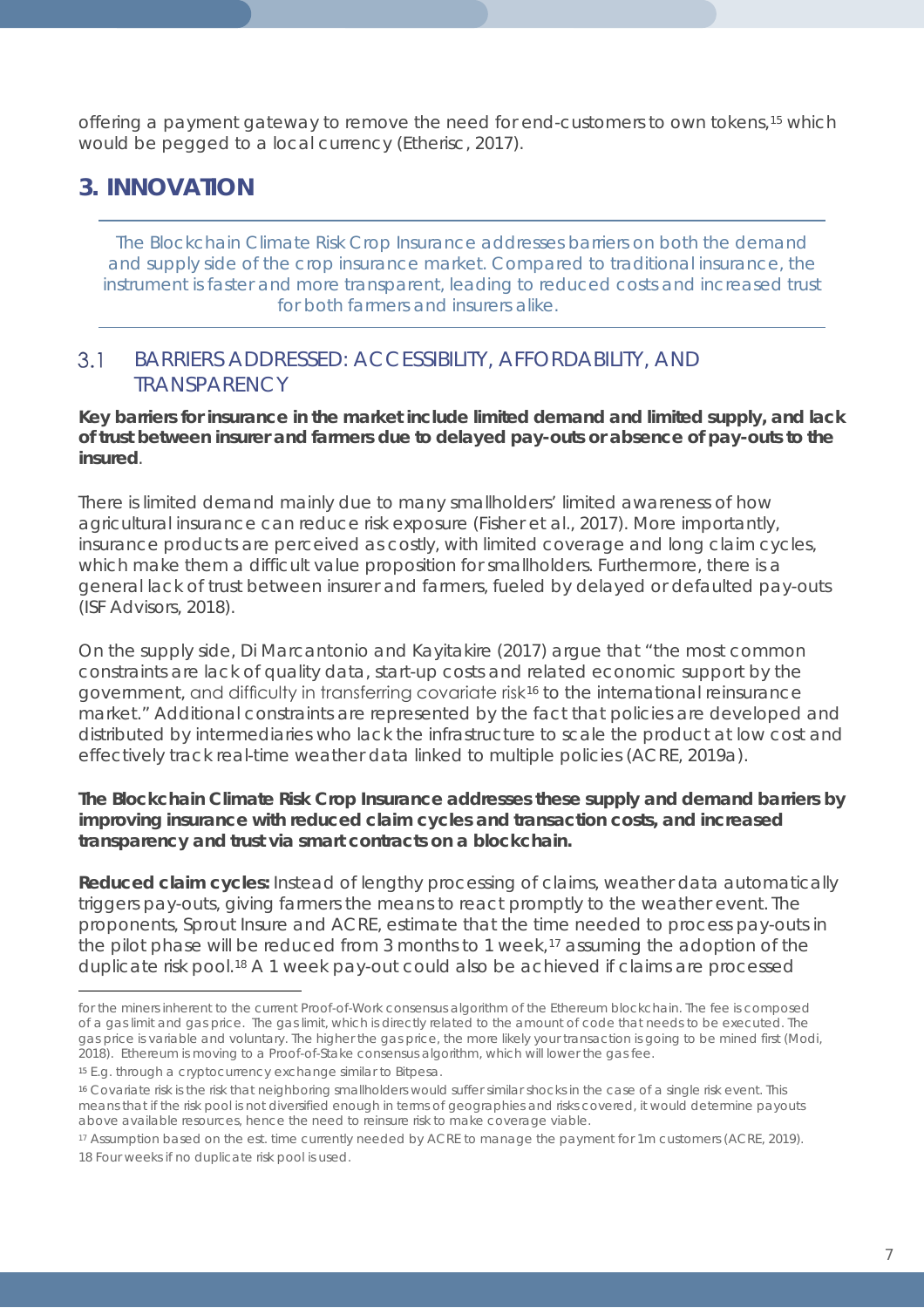offering a payment gateway to remove the need for end-customers to own tokens,[15] which would be pegged to a local currency (Etherisc, 2017).

# 3. INNOVATION

The Blockchain Climate Risk Crop Insurance addresses barriers on both the demand and supply side of the crop insurance market. Compared to traditional insurance, the instrument is faster and more transparent, leading to reduced costs and increased trust for both farmers and insurers alike.

## 3.1 BARRIERS ADDRESSED: ACCESSIBILITY, AFFORDABILITY, AND TRANSPARENCY

**Key barriers for insurance in the market include limited demand and limited supply, and lack of trust between insurer and farmers due to delayed pay-outs or absence of pay-outs to the insured**.

There is limited demand mainly due to many smallholders' limited awareness of how agricultural insurance can reduce risk exposure (Fisher et al., 2017). More importantly, insurance products are perceived as costly, with limited coverage and long claim cycles, which make them a difficult value proposition for smallholders. Furthermore, there is a general lack of trust between insurer and farmers, fueled by delayed or defaulted pay-outs (ISF Advisors, 2018).

On the supply side, Di Marcantonio and Kayitakire (2017) argue that "the most common constraints are lack of quality data, start-up costs and related economic support by the government, and difficulty in transferring covariate risk[16] to the international reinsurance market." Additional constraints are represented by the fact that policies are developed and distributed by intermediaries who lack the infrastructure to scale the product at low cost and effectively track real-time weather data linked to multiple policies (ACRE, 2019a).

**The Blockchain Climate Risk Crop Insurance addresses these supply and demand barriers by improving insurance with reduced claim cycles and transaction costs, and increased transparency and trust via smart contracts on a blockchain.**

**Reduced claim cycles:** Instead of lengthy processing of claims, weather data automatically triggers pay-outs, giving farmers the means to react promptly to the weather event. The proponents, Sprout Insure and ACRE, estimate that the time needed to process pay-outs in the pilot phase will be reduced from 3 months to 1 week,[17] assuming the adoption of the duplicate risk pool.[18] A 1 week pay-out could also be achieved if claims are processed

---

for the miners inherent to the current Proof-of-Work consensus algorithm of the Ethereum blockchain. The fee is composed of a gas limit and gas price. The gas limit, which is directly related to the amount of code that needs to be executed. The gas price is variable and voluntary. The higher the gas price, the more likely your transaction is going to be mined first (Modi, 2018). Ethereum is moving to a Proof-of-Stake consensus algorithm, which will lower the gas fee.

[15] E.g. through a cryptocurrency exchange similar to Bitpesa.

[16] Covariate risk is the risk that neighboring smallholders would suffer similar shocks in the case of a single risk event. This means that if the risk pool is not diversified enough in terms of geographies and risks covered, it would determine payouts above available resources, hence the need to reinsure risk to make coverage viable.

[17] Assumption based on the est. time currently needed by ACRE to manage the payment for 1m customers (ACRE, 2019).

[18] Four weeks if no duplicate risk pool is used.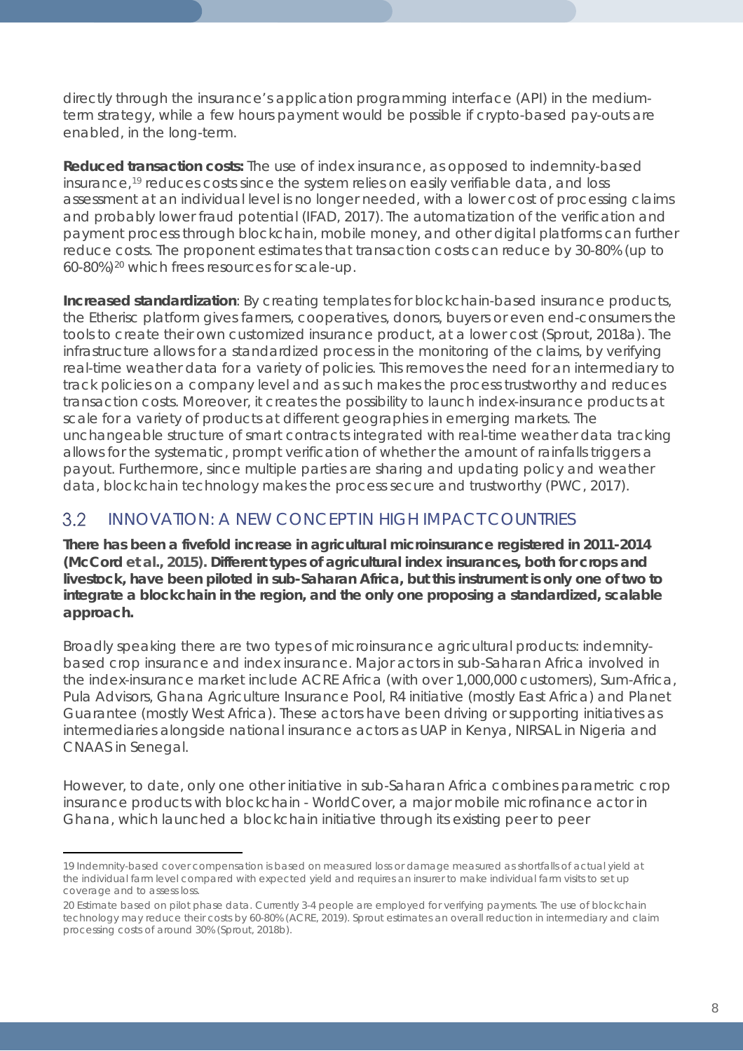directly through the insurance's application programming interface (API) in the medium-term strategy, while a few hours payment would be possible if crypto-based pay-outs are enabled, in the long-term.

**Reduced transaction costs:** The use of index insurance, as opposed to indemnity-based insurance,[19] reduces costs since the system relies on easily verifiable data, and loss assessment at an individual level is no longer needed, with a lower cost of processing claims and probably lower fraud potential (IFAD, 2017). The automatization of the verification and payment process through blockchain, mobile money, and other digital platforms can further reduce costs. The proponent estimates that transaction costs can reduce by 30-80% (up to 60-80%)[20] which frees resources for scale-up.

**Increased standardization**: By creating templates for blockchain-based insurance products, the Etherisc platform gives farmers, cooperatives, donors, buyers or even end-consumers the tools to create their own customized insurance product, at a lower cost (Sprout, 2018a). The infrastructure allows for a standardized process in the monitoring of the claims, by verifying real-time weather data for a variety of policies. This removes the need for an intermediary to track policies on a company level and as such makes the process trustworthy and reduces transaction costs. Moreover, it creates the possibility to launch index-insurance products at scale for a variety of products at different geographies in emerging markets. The unchangeable structure of smart contracts integrated with real-time weather data tracking allows for the systematic, prompt verification of whether the amount of rainfalls triggers a payout. Furthermore, since multiple parties are sharing and updating policy and weather data, blockchain technology makes the process secure and trustworthy (PWC, 2017).

## 3.2 INNOVATION: A NEW CONCEPT IN HIGH IMPACT COUNTRIES

**There has been a fivefold increase in agricultural microinsurance registered in 2011-2014 (McCord et al., 2015). Different types of agricultural index insurances, both for crops and livestock, have been piloted in sub-Saharan Africa, but this instrument is only one of two to integrate a blockchain in the region, and the only one proposing a standardized, scalable approach.**

Broadly speaking there are two types of microinsurance agricultural products: indemnity-based crop insurance and index insurance. Major actors in sub-Saharan Africa involved in the index-insurance market include ACRE Africa (with over 1,000,000 customers), Sum-Africa, Pula Advisors, Ghana Agriculture Insurance Pool, R4 initiative (mostly East Africa) and Planet Guarantee (mostly West Africa). These actors have been driving or supporting initiatives as intermediaries alongside national insurance actors as UAP in Kenya, NIRSAL in Nigeria and CNAAS in Senegal.

However, to date, only one other initiative in sub-Saharan Africa combines parametric crop insurance products with blockchain - WorldCover, a major mobile microfinance actor in Ghana, which launched a blockchain initiative through its existing peer to peer

---

19 Indemnity-based cover compensation is based on measured loss or damage measured as shortfalls of actual yield at the individual farm level compared with expected yield and requires an insurer to make individual farm visits to set up coverage and to assess loss.

20 Estimate based on pilot phase data. Currently 3-4 people are employed for verifying payments. The use of blockchain technology may reduce their costs by 60-80% (ACRE, 2019). Sprout estimates an overall reduction in intermediary and claim processing costs of around 30% (Sprout, 2018b).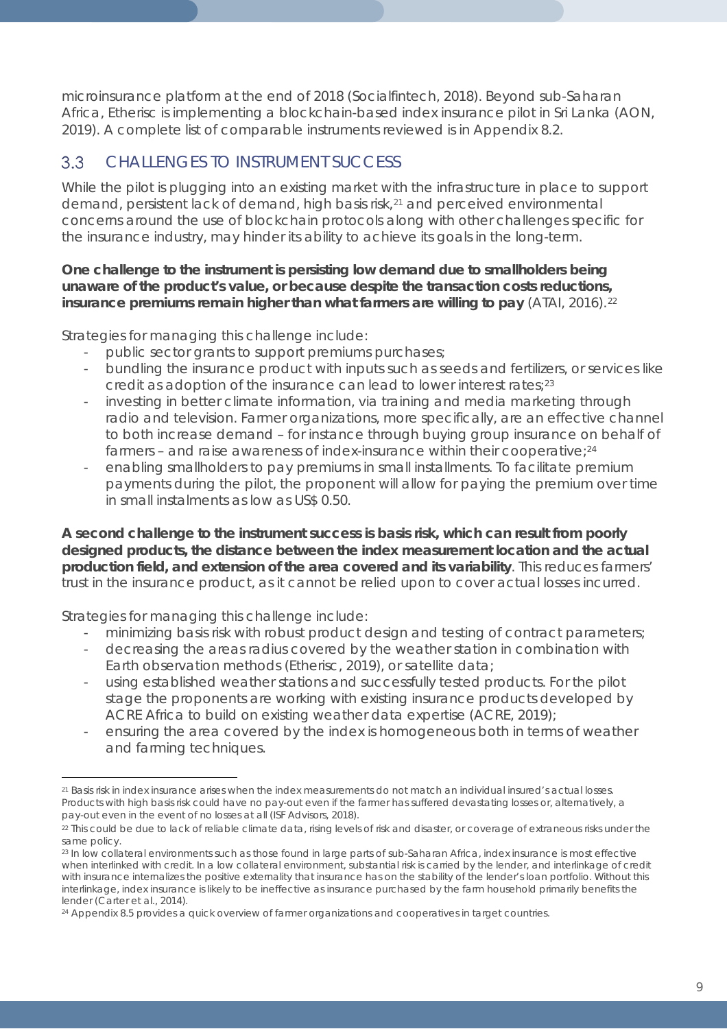microinsurance platform at the end of 2018 (Socialfintech, 2018). Beyond sub-Saharan Africa, Etherisc is implementing a blockchain-based index insurance pilot in Sri Lanka (AON, 2019). A complete list of comparable instruments reviewed is in Appendix 8.2.

## 3.3 CHALLENGES TO INSTRUMENT SUCCESS

While the pilot is plugging into an existing market with the infrastructure in place to support demand, persistent lack of demand, high basis risk,[21] and perceived environmental concerns around the use of blockchain protocols along with other challenges specific for the insurance industry, may hinder its ability to achieve its goals in the long-term.

**One challenge to the instrument is persisting low demand due to smallholders being unaware of the product's value, or because despite the transaction costs reductions, insurance premiums remain higher than what farmers are willing to pay** (ATAI, 2016).[22]

Strategies for managing this challenge include:

- public sector grants to support premiums purchases;
- bundling the insurance product with inputs such as seeds and fertilizers, or services like credit as adoption of the insurance can lead to lower interest rates;[23]
- investing in better climate information, via training and media marketing through radio and television. Farmer organizations, more specifically, are an effective channel to both increase demand – for instance through buying group insurance on behalf of farmers – and raise awareness of index-insurance within their cooperative;[24]
- enabling smallholders to pay premiums in small installments. To facilitate premium payments during the pilot, the proponent will allow for paying the premium over time in small instalments as low as US$ 0.50.

**A second challenge to the instrument success is basis risk, which can result from poorly designed products, the distance between the index measurement location and the actual production field, and extension of the area covered and its variability**. This reduces farmers' trust in the insurance product, as it cannot be relied upon to cover actual losses incurred.

Strategies for managing this challenge include:

- minimizing basis risk with robust product design and testing of contract parameters;
- decreasing the areas radius covered by the weather station in combination with Earth observation methods (Etherisc, 2019), or satellite data;
- using established weather stations and successfully tested products. For the pilot stage the proponents are working with existing insurance products developed by ACRE Africa to build on existing weather data expertise (ACRE, 2019);
- ensuring the area covered by the index is homogeneous both in terms of weather and farming techniques.

---

[21] Basis risk in index insurance arises when the index measurements do not match an individual insured's actual losses. Products with high basis risk could have no pay-out even if the farmer has suffered devastating losses or, alternatively, a pay-out even in the event of no losses at all (ISF Advisors, 2018).

[22] This could be due to lack of reliable climate data, rising levels of risk and disaster, or coverage of extraneous risks under the same policy.

[23] In low collateral environments such as those found in large parts of sub-Saharan Africa, index insurance is most effective when interlinked with credit. In a low collateral environment, substantial risk is carried by the lender, and interlinkage of credit with insurance internalizes the positive externality that insurance has on the stability of the lender's loan portfolio. Without this interlinkage, index insurance is likely to be ineffective as insurance purchased by the farm household primarily benefits the lender (Carter et al., 2014).

[24] Appendix 8.5 provides a quick overview of farmer organizations and cooperatives in target countries.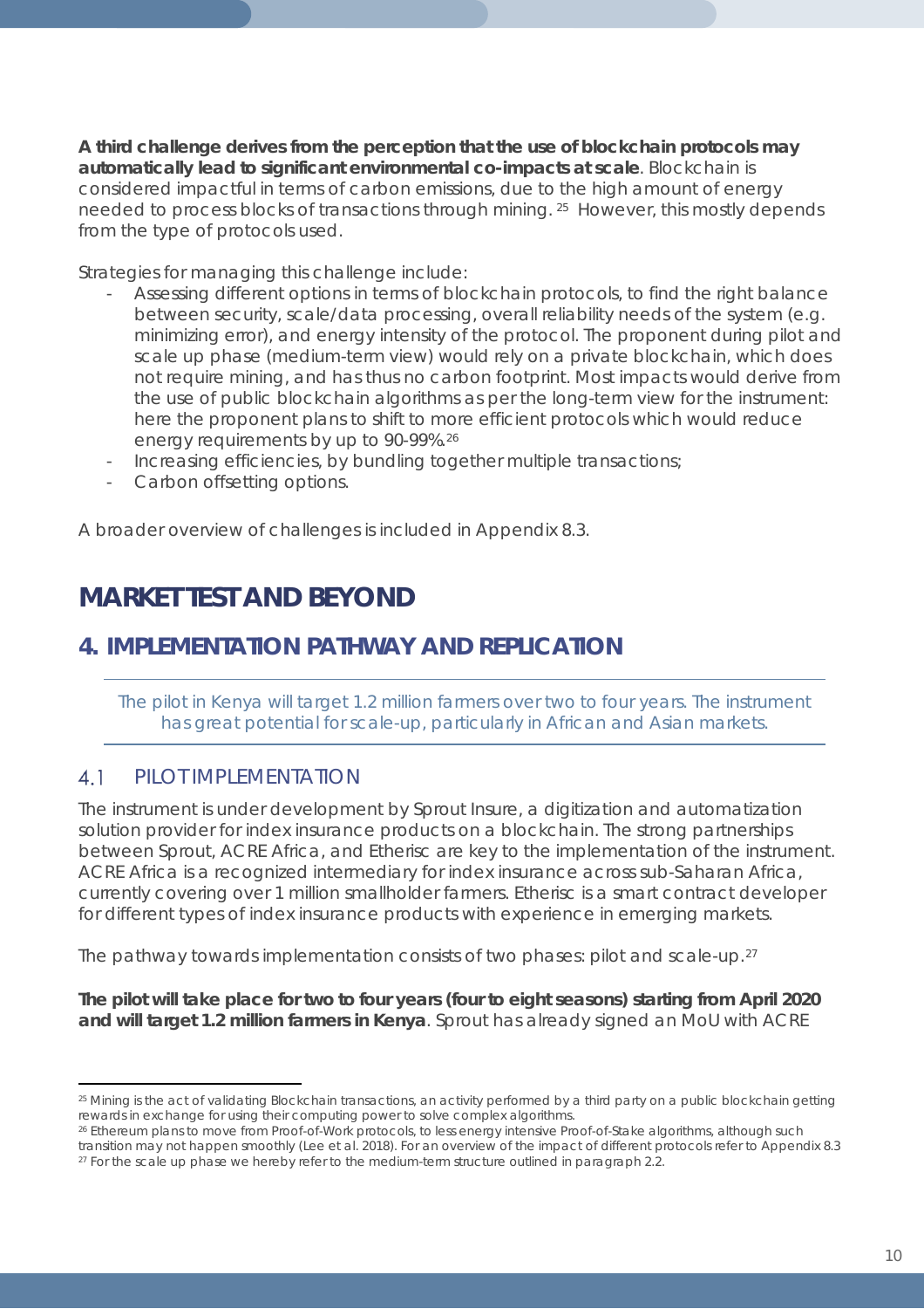**A third challenge derives from the perception that the use of blockchain protocols may automatically lead to significant environmental co-impacts at scale**. Blockchain is considered impactful in terms of carbon emissions, due to the high amount of energy needed to process blocks of transactions through mining. [25] However, this mostly depends from the type of protocols used.

Strategies for managing this challenge include:

- Assessing different options in terms of blockchain protocols, to find the right balance between security, scale/data processing, overall reliability needs of the system (e.g. minimizing error), and energy intensity of the protocol. The proponent during pilot and scale up phase (medium-term view) would rely on a private blockchain, which does not require mining, and has thus no carbon footprint. Most impacts would derive from the use of public blockchain algorithms as per the long-term view for the instrument: here the proponent plans to shift to more efficient protocols which would reduce energy requirements by up to 90-99%.[26]
- Increasing efficiencies, by bundling together multiple transactions;
- Carbon offsetting options.

A broader overview of challenges is included in Appendix 8.3.

# MARKET TEST AND BEYOND

## 4. IMPLEMENTATION PATHWAY AND REPLICATION

*The pilot in Kenya will target 1.2 million farmers over two to four years. The instrument has great potential for scale-up, particularly in African and Asian markets.*

### 4.1 PILOT IMPLEMENTATION

The instrument is under development by Sprout Insure, a digitization and automatization solution provider for index insurance products on a blockchain. The strong partnerships between Sprout, ACRE Africa, and Etherisc are key to the implementation of the instrument. ACRE Africa is a recognized intermediary for index insurance across sub-Saharan Africa, currently covering over 1 million smallholder farmers. Etherisc is a smart contract developer for different types of index insurance products with experience in emerging markets.

The pathway towards implementation consists of two phases: pilot and scale-up.[27]

**The pilot will take place for two to four years (four to eight seasons) starting from April 2020 and will target 1.2 million farmers in Kenya**. Sprout has already signed an MoU with ACRE

---

[25] Mining is the act of validating Blockchain transactions, an activity performed by a third party on a public blockchain getting rewards in exchange for using their computing power to solve complex algorithms.

[26] Ethereum plans to move from Proof-of-Work protocols, to less energy intensive Proof-of-Stake algorithms, although such transition may not happen smoothly (Lee et al. 2018). For an overview of the impact of different protocols refer to Appendix 8.3

[27] For the scale up phase we hereby refer to the medium-term structure outlined in paragraph 2.2.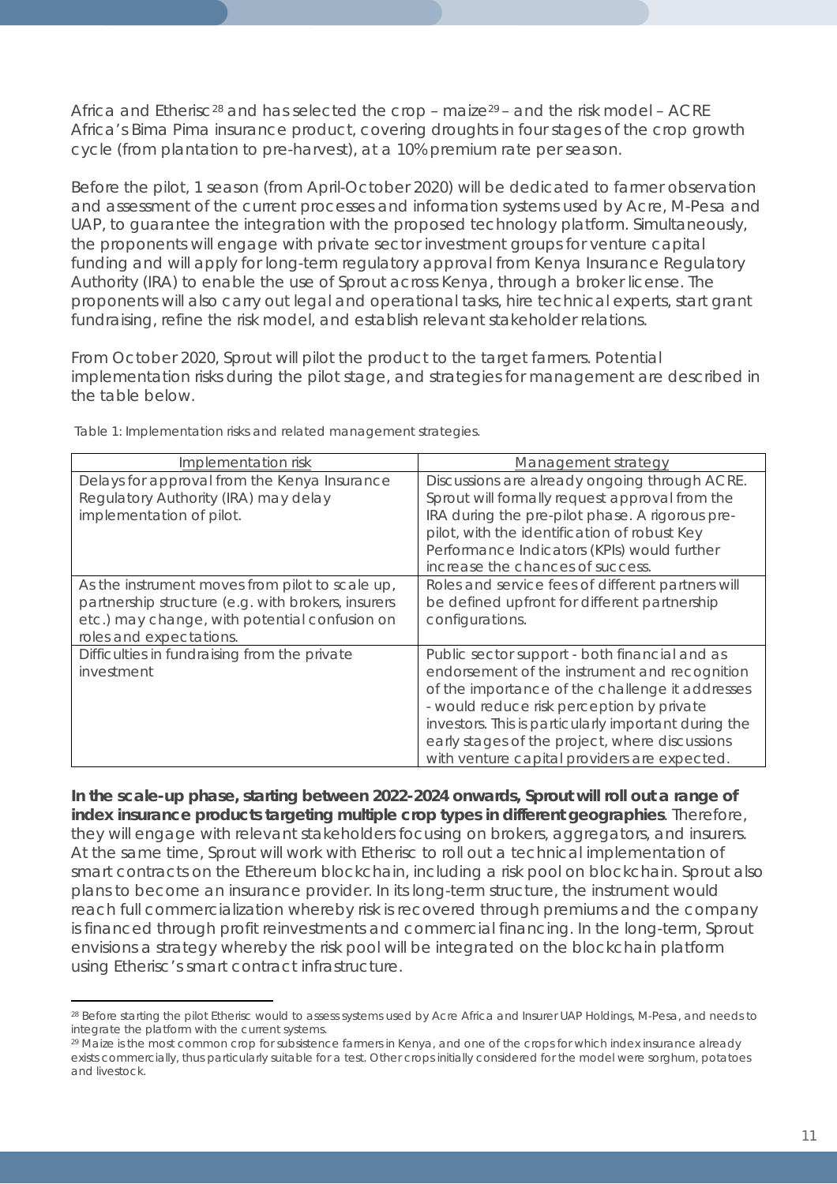Africa and Etherisc[28] and has selected the crop – maize[29] – and the risk model – ACRE Africa's Bima Pima insurance product, covering droughts in four stages of the crop growth cycle (from plantation to pre-harvest), at a 10% premium rate per season.

Before the pilot, 1 season (from April-October 2020) will be dedicated to farmer observation and assessment of the current processes and information systems used by Acre, M-Pesa and UAP, to guarantee the integration with the proposed technology platform. Simultaneously, the proponents will engage with private sector investment groups for venture capital funding and will apply for long-term regulatory approval from Kenya Insurance Regulatory Authority (IRA) to enable the use of Sprout across Kenya, through a broker license. The proponents will also carry out legal and operational tasks, hire technical experts, start grant fundraising, refine the risk model, and establish relevant stakeholder relations.

From October 2020, Sprout will pilot the product to the target farmers. Potential implementation risks during the pilot stage, and strategies for management are described in the table below.

Table 1: Implementation risks and related management strategies.

| Implementation risk | Management strategy |
|---|---|
| Delays for approval from the Kenya Insurance Regulatory Authority (IRA) may delay implementation of pilot. | Discussions are already ongoing through ACRE. Sprout will formally request approval from the IRA during the pre-pilot phase. A rigorous pre-pilot, with the identification of robust Key Performance Indicators (KPIs) would further increase the chances of success. |
| As the instrument moves from pilot to scale up, partnership structure (e.g. with brokers, insurers etc.) may change, with potential confusion on roles and expectations. | Roles and service fees of different partners will be defined upfront for different partnership configurations. |
| Difficulties in fundraising from the private investment | Public sector support - both financial and as endorsement of the instrument and recognition of the importance of the challenge it addresses - would reduce risk perception by private investors. This is particularly important during the early stages of the project, where discussions with venture capital providers are expected. |

**In the scale-up phase, starting between 2022-2024 onwards, Sprout will roll out a range of index insurance products targeting multiple crop types in different geographies**. Therefore, they will engage with relevant stakeholders focusing on brokers, aggregators, and insurers. At the same time, Sprout will work with Etherisc to roll out a technical implementation of smart contracts on the Ethereum blockchain, including a risk pool on blockchain. Sprout also plans to become an insurance provider. In its long-term structure, the instrument would reach full commercialization whereby risk is recovered through premiums and the company is financed through profit reinvestments and commercial financing. In the long-term, Sprout envisions a strategy whereby the risk pool will be integrated on the blockchain platform using Etherisc's smart contract infrastructure.

[28] Before starting the pilot Etherisc would to assess systems used by Acre Africa and Insurer UAP Holdings, M-Pesa, and needs to integrate the platform with the current systems.

[29] Maize is the most common crop for subsistence farmers in Kenya, and one of the crops for which index insurance already exists commercially, thus particularly suitable for a test. Other crops initially considered for the model were sorghum, potatoes and livestock.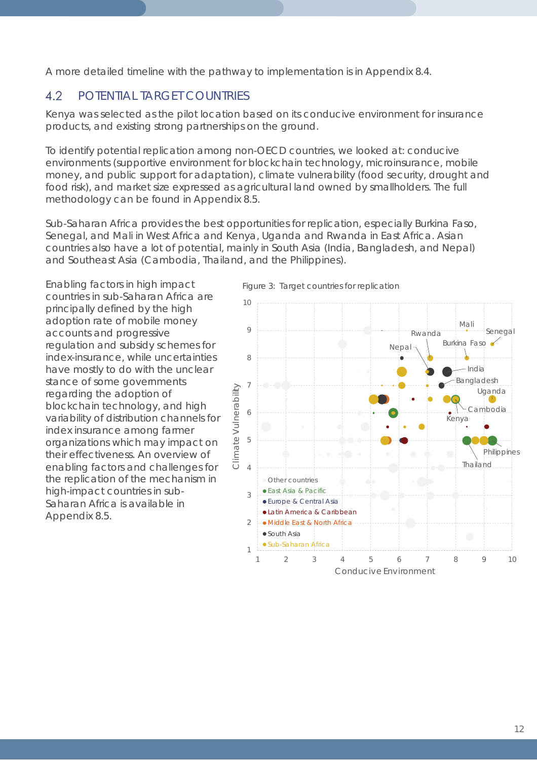A more detailed timeline with the pathway to implementation is in Appendix 8.4.

## 4.2 POTENTIAL TARGET COUNTRIES

Kenya was selected as the pilot location based on its conducive environment for insurance products, and existing strong partnerships on the ground.

To identify potential replication among non-OECD countries, we looked at: conducive environments (supportive environment for blockchain technology, microinsurance, mobile money, and public support for adaptation), climate vulnerability (food security, drought and food risk), and market size expressed as agricultural land owned by smallholders. The full methodology can be found in Appendix 8.5.

Sub-Saharan Africa provides the best opportunities for replication, especially Burkina Faso, Senegal, and Mali in West Africa and Kenya, Uganda and Rwanda in East Africa. Asian countries also have a lot of potential, mainly in South Asia (India, Bangladesh, and Nepal) and Southeast Asia (Cambodia, Thailand, and the Philippines).

Enabling factors in high impact countries in sub-Saharan Africa are principally defined by the high adoption rate of mobile money accounts and progressive regulation and subsidy schemes for index-insurance, while uncertainties have mostly to do with the unclear stance of some governments regarding the adoption of blockchain technology, and high variability of distribution channels for index insurance among farmer organizations which may impact on their effectiveness. An overview of enabling factors and challenges for the replication of the mechanism in high-impact countries in sub-Saharan Africa is available in Appendix 8.5.

Figure 3: Target countries for replication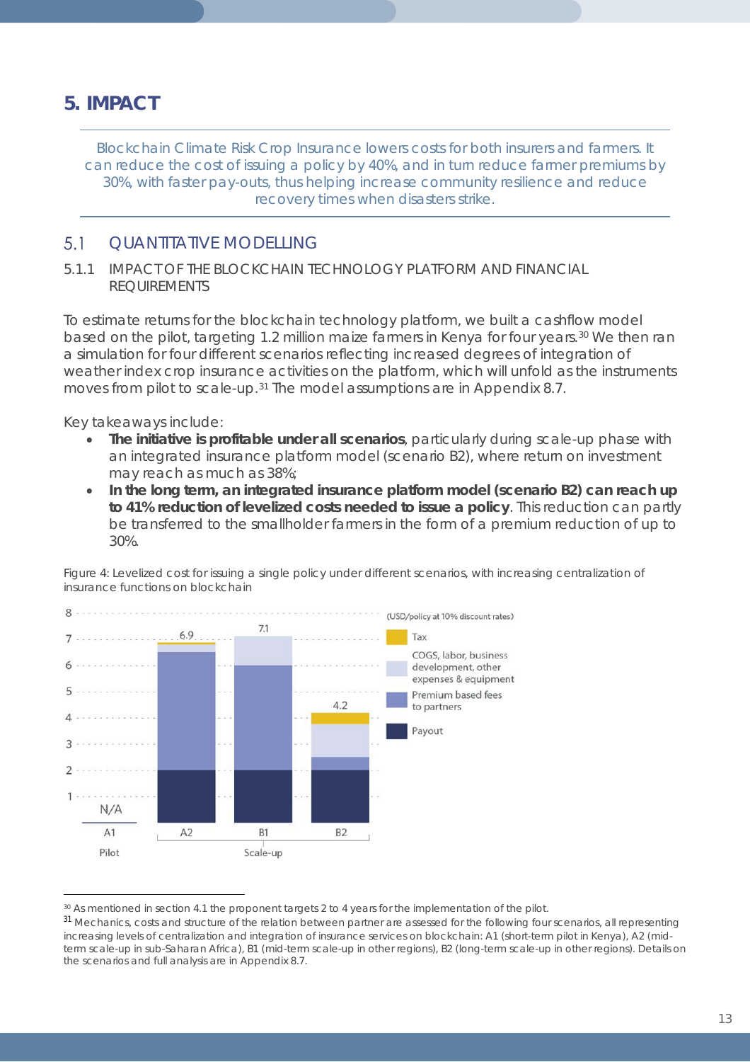# 5. IMPACT

Blockchain Climate Risk Crop Insurance lowers costs for both insurers and farmers. It can reduce the cost of issuing a policy by 40%, and in turn reduce farmer premiums by 30%, with faster pay-outs, thus helping increase community resilience and reduce recovery times when disasters strike.

## 5.1 QUANTITATIVE MODELLING

### 5.1.1 IMPACT OF THE BLOCKCHAIN TECHNOLOGY PLATFORM AND FINANCIAL REQUIREMENTS

To estimate returns for the blockchain technology platform, we built a cashflow model based on the pilot, targeting 1.2 million maize farmers in Kenya for four years.[30] We then ran a simulation for four different scenarios reflecting increased degrees of integration of weather index crop insurance activities on the platform, which will unfold as the instruments moves from pilot to scale-up.[31] The model assumptions are in Appendix 8.7.

Key takeaways include:

- **The initiative is profitable under all scenarios**, particularly during scale-up phase with an integrated insurance platform model (scenario B2), where return on investment may reach as much as 38%;
- **In the long term, an integrated insurance platform model (scenario B2) can reach up to 41% reduction of levelized costs needed to issue a policy**. This reduction can partly be transferred to the smallholder farmers in the form of a premium reduction of up to 30%.

Figure 4: Levelized cost for issuing a single policy under different scenarios, with increasing centralization of insurance functions on blockchain

(USD/policy at 10% discount rates)

| Scenario | Phase | Total |
|---|---|---|
| A1 | Pilot | N/A |
| A2 | Scale-up | 6.9 |
| B1 | Scale-up | 7.1 |
| B2 | Scale-up | 4.2 |

Legend: Tax; COGS, labor, business development, other expenses & equipment; Premium based fees to partners; Payout

---

[30] As mentioned in section 4.1 the proponent targets 2 to 4 years for the implementation of the pilot.

[31] Mechanics, costs and structure of the relation between partner are assessed for the following four scenarios, all representing increasing levels of centralization and integration of insurance services on blockchain: A1 (short-term pilot in Kenya), A2 (mid-term scale-up in sub-Saharan Africa), B1 (mid-term scale-up in other regions), B2 (long-term scale-up in other regions). Details on the scenarios and full analysis are in Appendix 8.7.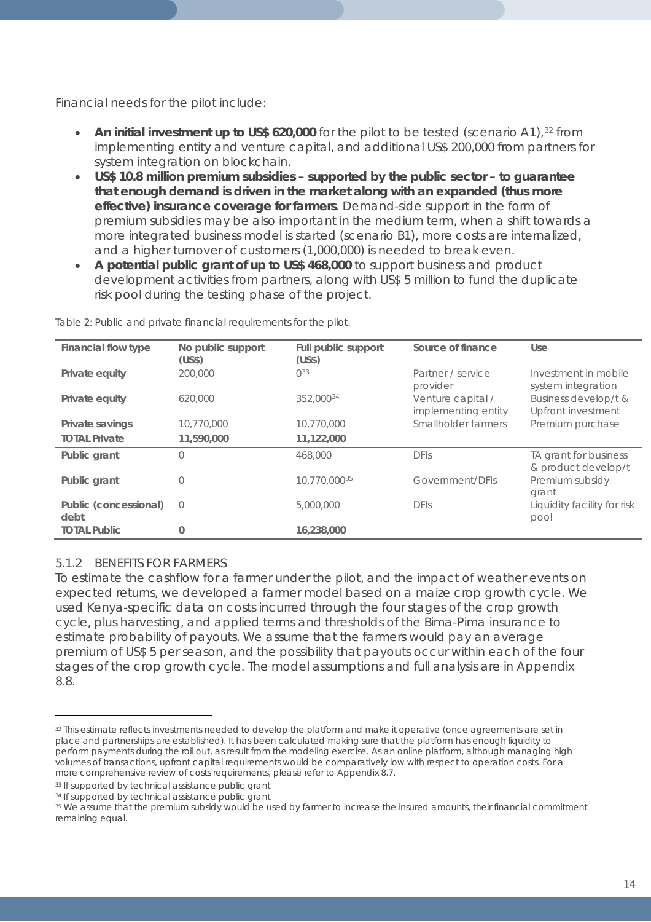Financial needs for the pilot include:

- **An initial investment up to US$ 620,000** for the pilot to be tested (scenario A1),[32] from implementing entity and venture capital, and additional US$ 200,000 from partners for system integration on blockchain.
- **US$ 10.8 million premium subsidies – supported by the public sector – to guarantee that enough demand is driven in the market along with an expanded (thus more effective) insurance coverage for farmers**. Demand-side support in the form of premium subsidies may be also important in the medium term, when a shift towards a more integrated business model is started (scenario B1), more costs are internalized, and a higher turnover of customers (1,000,000) is needed to break even.
- **A potential public grant of up to US$ 468,000** to support business and product development activities from partners, along with US$ 5 million to fund the duplicate risk pool during the testing phase of the project.

Table 2: Public and private financial requirements for the pilot.

| Financial flow type | No public support (US$) | Full public support (US$) | Source of finance | Use |
|---|---|---|---|---|
| **Private equity** | 200,000 | 0[33] | Partner / service provider | Investment in mobile system integration |
| **Private equity** | 620,000 | 352,000[34] | Venture capital / implementing entity | Business develop/t & Upfront investment |
| **Private savings** | 10,770,000 | 10,770,000 | Smallholder farmers | Premium purchase |
| **TOTAL Private** | **11,590,000** | **11,122,000** | | |
| **Public grant** | 0 | 468,000 | DFIs | TA grant for business & product develop/t |
| **Public grant** | 0 | 10,770,000[35] | Government/DFIs | Premium subsidy grant |
| **Public (concessional) debt** | 0 | 5,000,000 | DFIs | Liquidity facility for risk pool |
| **TOTAL Public** | **0** | **16,238,000** | | |

### 5.1.2 BENEFITS FOR FARMERS

To estimate the cashflow for a farmer under the pilot, and the impact of weather events on expected returns, we developed a farmer model based on a maize crop growth cycle. We used Kenya-specific data on costs incurred through the four stages of the crop growth cycle, plus harvesting, and applied terms and thresholds of the Bima-Pima insurance to estimate probability of payouts. We assume that the farmers would pay an average premium of US$ 5 per season, and the possibility that payouts occur within each of the four stages of the crop growth cycle. The model assumptions and full analysis are in Appendix 8.8.

---

[32] This estimate reflects investments needed to develop the platform and make it operative (once agreements are set in place and partnerships are established). It has been calculated making sure that the platform has enough liquidity to perform payments during the roll out, as result from the modeling exercise. As an online platform, although managing high volumes of transactions, upfront capital requirements would be comparatively low with respect to operation costs. For a more comprehensive review of costs requirements, please refer to Appendix 8.7.

[33] If supported by technical assistance public grant

[34] If supported by technical assistance public grant

[35] We assume that the premium subsidy would be used by farmer to increase the insured amounts, their financial commitment remaining equal.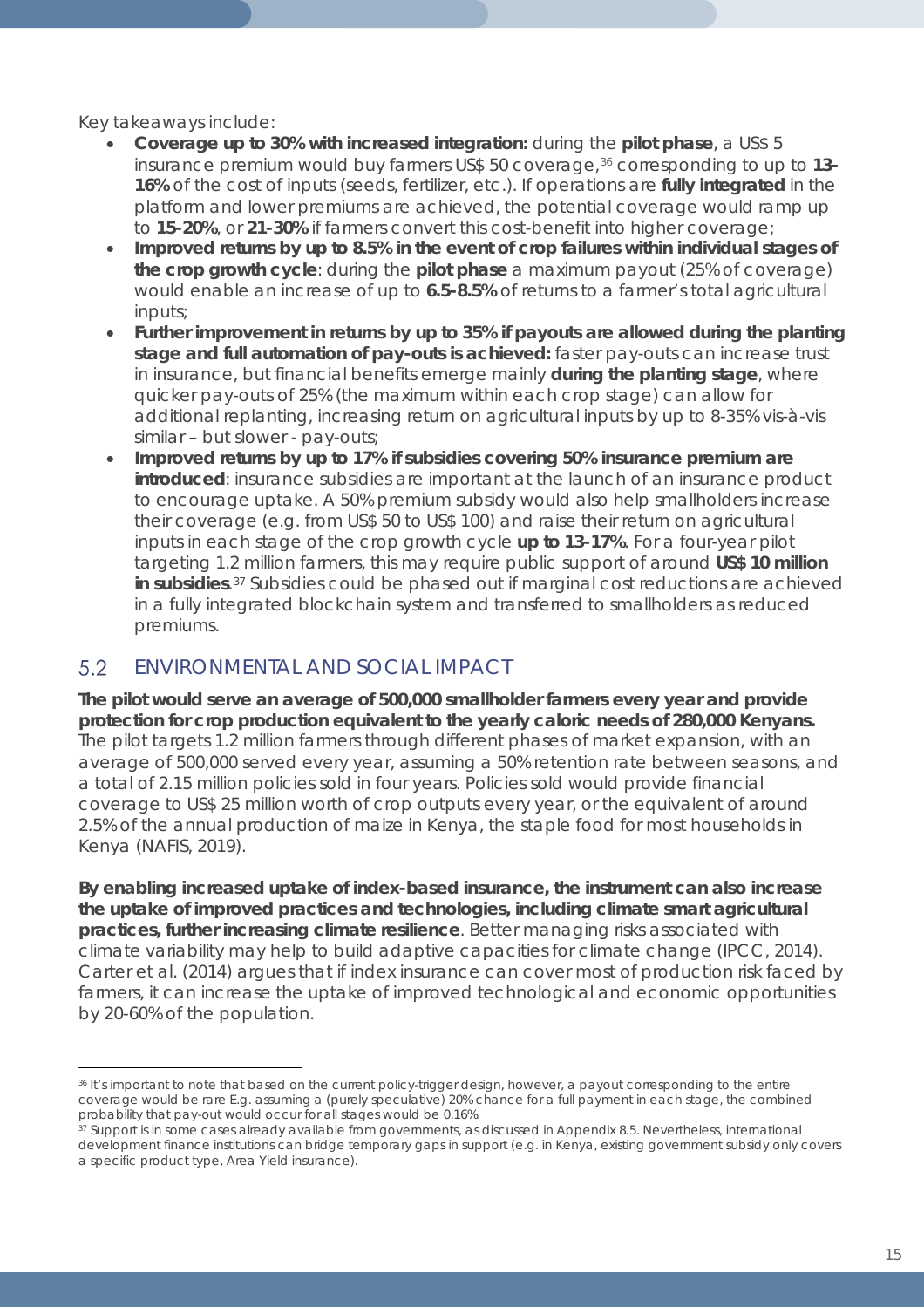Key takeaways include:

- **Coverage up to 30% with increased integration:** during the **pilot phase**, a US$ 5 insurance premium would buy farmers US$ 50 coverage,[36] corresponding to up to **13-16%** of the cost of inputs (seeds, fertilizer, etc.). If operations are **fully integrated** in the platform and lower premiums are achieved, the potential coverage would ramp up to **15-20%**, or **21-30%** if farmers convert this cost-benefit into higher coverage;
- **Improved returns by up to 8.5% in the event of crop failures within individual stages of the crop growth cycle**: during the **pilot phase** a maximum payout (25% of coverage) would enable an increase of up to **6.5-8.5%** of returns to a farmer's total agricultural inputs;
- **Further improvement in returns by up to 35% if payouts are allowed during the planting stage and full automation of pay-outs is achieved:** faster pay-outs can increase trust in insurance, but financial benefits emerge mainly **during the planting stage**, where quicker pay-outs of 25% (the maximum within each crop stage) can allow for additional replanting, increasing return on agricultural inputs by up to 8-35% vis-à-vis similar – but slower - pay-outs;
- **Improved returns by up to 17% if subsidies covering 50% insurance premium are introduced**: insurance subsidies are important at the launch of an insurance product to encourage uptake. A 50% premium subsidy would also help smallholders increase their coverage (e.g. from US$ 50 to US$ 100) and raise their return on agricultural inputs in each stage of the crop growth cycle **up to 13-17%**. For a four-year pilot targeting 1.2 million farmers, this may require public support of around **US$ 10 million in subsidies**.[37] Subsidies could be phased out if marginal cost reductions are achieved in a fully integrated blockchain system and transferred to smallholders as reduced premiums.

## 5.2 ENVIRONMENTAL AND SOCIAL IMPACT

**The pilot would serve an average of 500,000 smallholder farmers every year and provide protection for crop production equivalent to the yearly caloric needs of 280,000 Kenyans.** The pilot targets 1.2 million farmers through different phases of market expansion, with an average of 500,000 served every year, assuming a 50% retention rate between seasons, and a total of 2.15 million policies sold in four years. Policies sold would provide financial coverage to US$ 25 million worth of crop outputs every year, or the equivalent of around 2.5% of the annual production of maize in Kenya, the staple food for most households in Kenya (NAFIS, 2019).

**By enabling increased uptake of index-based insurance, the instrument can also increase the uptake of improved practices and technologies, including climate smart agricultural practices, further increasing climate resilience**. Better managing risks associated with climate variability may help to build adaptive capacities for climate change (IPCC, 2014). Carter et al. (2014) argues that if index insurance can cover most of production risk faced by farmers, it can increase the uptake of improved technological and economic opportunities by 20-60% of the population.

---

[36] It's important to note that based on the current policy-trigger design, however, a payout corresponding to the entire coverage would be rare E.g. assuming a (purely speculative) 20% chance for a full payment in each stage, the combined probability that pay-out would occur for all stages would be 0.16%.

[37] Support is in some cases already available from governments, as discussed in Appendix 8.5. Nevertheless, international development finance institutions can bridge temporary gaps in support (e.g. in Kenya, existing government subsidy only covers a specific product type, Area Yield insurance).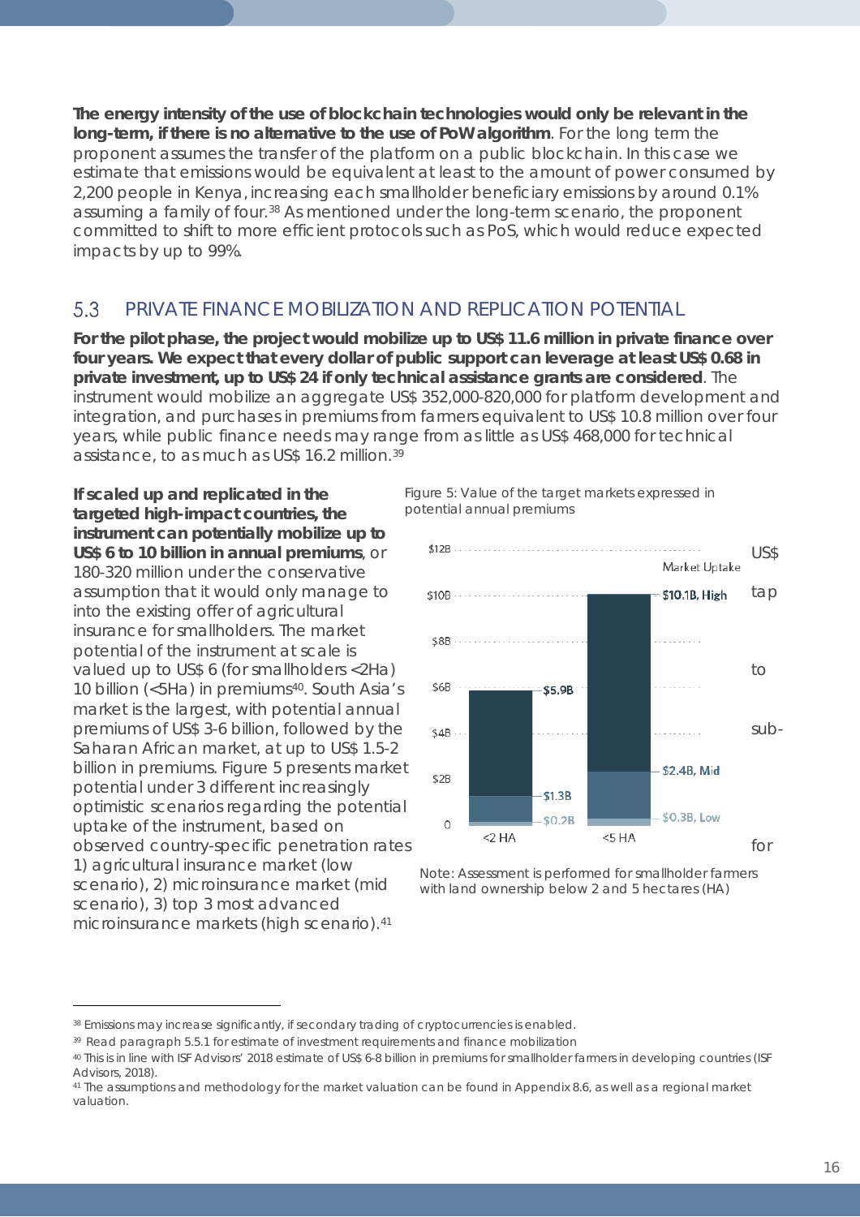**The energy intensity of the use of blockchain technologies would only be relevant in the long-term, if there is no alternative to the use of PoW algorithm**. For the long term the proponent assumes the transfer of the platform on a public blockchain. In this case we estimate that emissions would be equivalent at least to the amount of power consumed by 2,200 people in Kenya, increasing each smallholder beneficiary emissions by around 0.1% assuming a family of four.[38] As mentioned under the long-term scenario, the proponent committed to shift to more efficient protocols such as PoS, which would reduce expected impacts by up to 99%.

## 5.3 PRIVATE FINANCE MOBILIZATION AND REPLICATION POTENTIAL

**For the pilot phase, the project would mobilize up to US$ 11.6 million in private finance over four years. We expect that every dollar of public support can leverage at least US$ 0.68 in private investment, up to US$ 24 if only technical assistance grants are considered**. The instrument would mobilize an aggregate US$ 352,000-820,000 for platform development and integration, and purchases in premiums from farmers equivalent to US$ 10.8 million over four years, while public finance needs may range from as little as US$ 468,000 for technical assistance, to as much as US$ 16.2 million.[39]

**If scaled up and replicated in the targeted high-impact countries, the instrument can potentially mobilize up to US$ 6 to 10 billion in annual premiums**, or US$ 180-320 million under the conservative assumption that it would only manage to tap into the existing offer of agricultural insurance for smallholders. The market potential of the instrument at scale is valued up to US$ 6 (for smallholders <2Ha) to 10 billion (<5Ha) in premiums[40]. South Asia's market is the largest, with potential annual premiums of US$ 3-6 billion, followed by the sub-Saharan African market, at up to US$ 1.5-2 billion in premiums. Figure 5 presents market potential under 3 different increasingly optimistic scenarios regarding the potential uptake of the instrument, based on observed country-specific penetration rates for 1) agricultural insurance market (low scenario), 2) microinsurance market (mid scenario), 3) top 3 most advanced microinsurance markets (high scenario).[41]

Figure 5: Value of the target markets expressed in potential annual premiums

| Market Uptake | <2 HA | <5 HA |
|---|---|---|
| High | $5.9B | $10.1B |
| Mid | $1.3B | $2.4B |
| Low | $0.2B | $0.3B |

Note: Assessment is performed for smallholder farmers with land ownership below 2 and 5 hectares (HA)

---

[38] Emissions may increase significantly, if secondary trading of cryptocurrencies is enabled.

[39] Read paragraph 5.5.1 for estimate of investment requirements and finance mobilization

[40] This is in line with ISF Advisors' 2018 estimate of US$ 6-8 billion in premiums for smallholder farmers in developing countries (ISF Advisors, 2018).

[41] The assumptions and methodology for the market valuation can be found in Appendix 8.6, as well as a regional market valuation.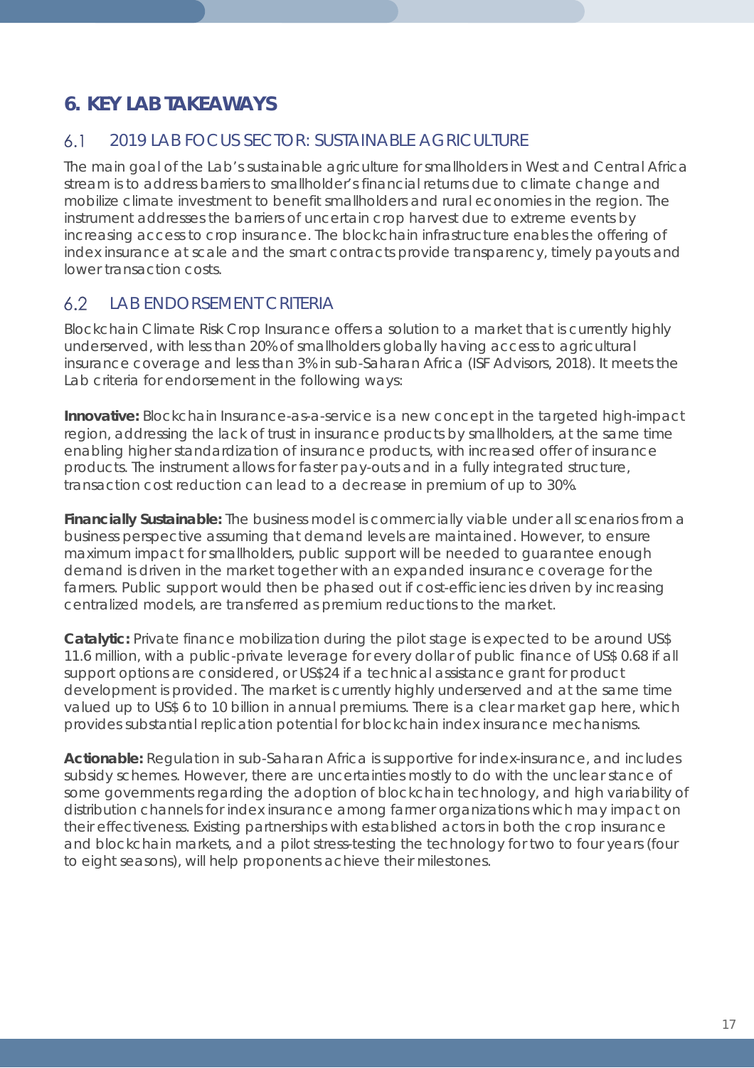# 6. KEY LAB TAKEAWAYS

## 6.1 2019 LAB FOCUS SECTOR: SUSTAINABLE AGRICULTURE

The main goal of the Lab's sustainable agriculture for smallholders in West and Central Africa stream is to address barriers to smallholder's financial returns due to climate change and mobilize climate investment to benefit smallholders and rural economies in the region. The instrument addresses the barriers of uncertain crop harvest due to extreme events by increasing access to crop insurance. The blockchain infrastructure enables the offering of index insurance at scale and the smart contracts provide transparency, timely payouts and lower transaction costs.

## 6.2 LAB ENDORSEMENT CRITERIA

Blockchain Climate Risk Crop Insurance offers a solution to a market that is currently highly underserved, with less than 20% of smallholders globally having access to agricultural insurance coverage and less than 3% in sub-Saharan Africa (ISF Advisors, 2018). It meets the Lab criteria for endorsement in the following ways:

**Innovative:** Blockchain Insurance-as-a-service is a new concept in the targeted high-impact region, addressing the lack of trust in insurance products by smallholders, at the same time enabling higher standardization of insurance products, with increased offer of insurance products. The instrument allows for faster pay-outs and in a fully integrated structure, transaction cost reduction can lead to a decrease in premium of up to 30%.

**Financially Sustainable:** The business model is commercially viable under all scenarios from a business perspective assuming that demand levels are maintained. However, to ensure maximum impact for smallholders, public support will be needed to guarantee enough demand is driven in the market together with an expanded insurance coverage for the farmers. Public support would then be phased out if cost-efficiencies driven by increasing centralized models, are transferred as premium reductions to the market.

**Catalytic:** Private finance mobilization during the pilot stage is expected to be around US$ 11.6 million, with a public-private leverage for every dollar of public finance of US$ 0.68 if all support options are considered, or US$24 if a technical assistance grant for product development is provided. The market is currently highly underserved and at the same time valued up to US$ 6 to 10 billion in annual premiums. There is a clear market gap here, which provides substantial replication potential for blockchain index insurance mechanisms.

**Actionable:** Regulation in sub-Saharan Africa is supportive for index-insurance, and includes subsidy schemes. However, there are uncertainties mostly to do with the unclear stance of some governments regarding the adoption of blockchain technology, and high variability of distribution channels for index insurance among farmer organizations which may impact on their effectiveness. Existing partnerships with established actors in both the crop insurance and blockchain markets, and a pilot stress-testing the technology for two to four years (four to eight seasons), will help proponents achieve their milestones.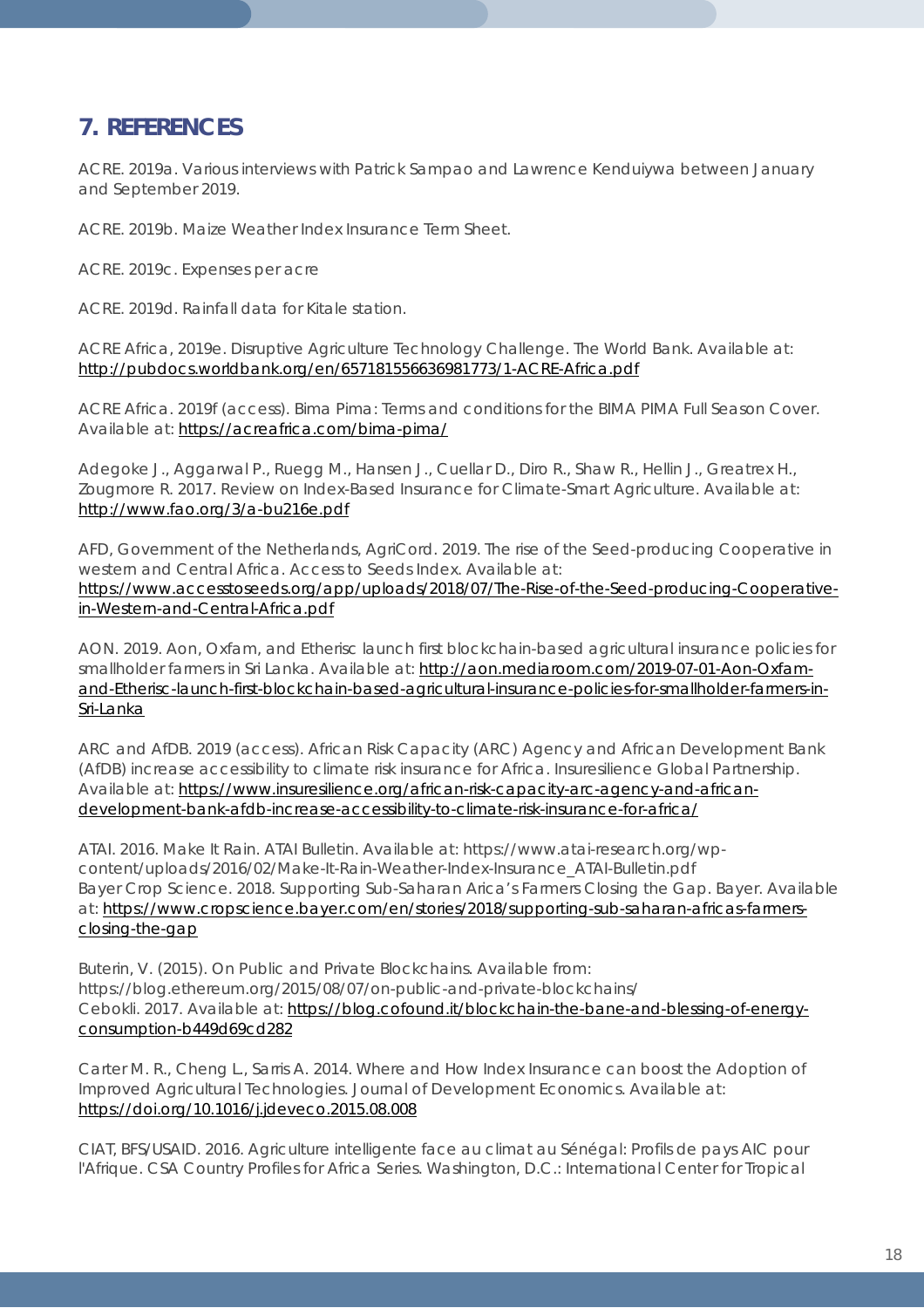## 7. REFERENCES

ACRE. 2019a. Various interviews with Patrick Sampao and Lawrence Kenduiywa between January and September 2019.

ACRE. 2019b. Maize Weather Index Insurance Term Sheet.

ACRE. 2019c. Expenses per acre

ACRE. 2019d. Rainfall data for Kitale station.

ACRE Africa, 2019e. Disruptive Agriculture Technology Challenge. The World Bank. Available at: http://pubdocs.worldbank.org/en/657181556636981773/1-ACRE-Africa.pdf

ACRE Africa. 2019f (access). Bima Pima: Terms and conditions for the BIMA PIMA Full Season Cover. Available at: https://acreafrica.com/bima-pima/

Adegoke J., Aggarwal P., Ruegg M., Hansen J., Cuellar D., Diro R., Shaw R., Hellin J., Greatrex H., Zougmore R. 2017. Review on Index-Based Insurance for Climate-Smart Agriculture. Available at: http://www.fao.org/3/a-bu216e.pdf

AFD, Government of the Netherlands, AgriCord. 2019. The rise of the Seed-producing Cooperative in western and Central Africa. Access to Seeds Index. Available at: https://www.accesstoseeds.org/app/uploads/2018/07/The-Rise-of-the-Seed-producing-Cooperative-in-Western-and-Central-Africa.pdf

AON. 2019. Aon, Oxfam, and Etherisc launch first blockchain-based agricultural insurance policies for smallholder farmers in Sri Lanka. Available at: http://aon.mediaroom.com/2019-07-01-Aon-Oxfam-and-Etherisc-launch-first-blockchain-based-agricultural-insurance-policies-for-smallholder-farmers-in-Sri-Lanka

ARC and AfDB. 2019 (access). African Risk Capacity (ARC) Agency and African Development Bank (AfDB) increase accessibility to climate risk insurance for Africa. Insuresilience Global Partnership. Available at: https://www.insuresilience.org/african-risk-capacity-arc-agency-and-african-development-bank-afdb-increase-accessibility-to-climate-risk-insurance-for-africa/

ATAI. 2016. Make It Rain. ATAI Bulletin. Available at: https://www.atai-research.org/wp-content/uploads/2016/02/Make-It-Rain-Weather-Index-Insurance_ATAI-Bulletin.pdf

Bayer Crop Science. 2018. Supporting Sub-Saharan Arica's Farmers Closing the Gap. Bayer. Available at: https://www.cropscience.bayer.com/en/stories/2018/supporting-sub-saharan-africas-farmers-closing-the-gap

Buterin, V. (2015). On Public and Private Blockchains. Available from: https://blog.ethereum.org/2015/08/07/on-public-and-private-blockchains/

Cebokli. 2017. Available at: https://blog.cofound.it/blockchain-the-bane-and-blessing-of-energy-consumption-b449d69cd282

Carter M. R., Cheng L., Sarris A. 2014. Where and How Index Insurance can boost the Adoption of Improved Agricultural Technologies. Journal of Development Economics. Available at: https://doi.org/10.1016/j.jdeveco.2015.08.008

CIAT, BFS/USAID. 2016. Agriculture intelligente face au climat au Sénégal: Profils de pays AIC pour l'Afrique. CSA Country Profiles for Africa Series. Washington, D.C.: International Center for Tropical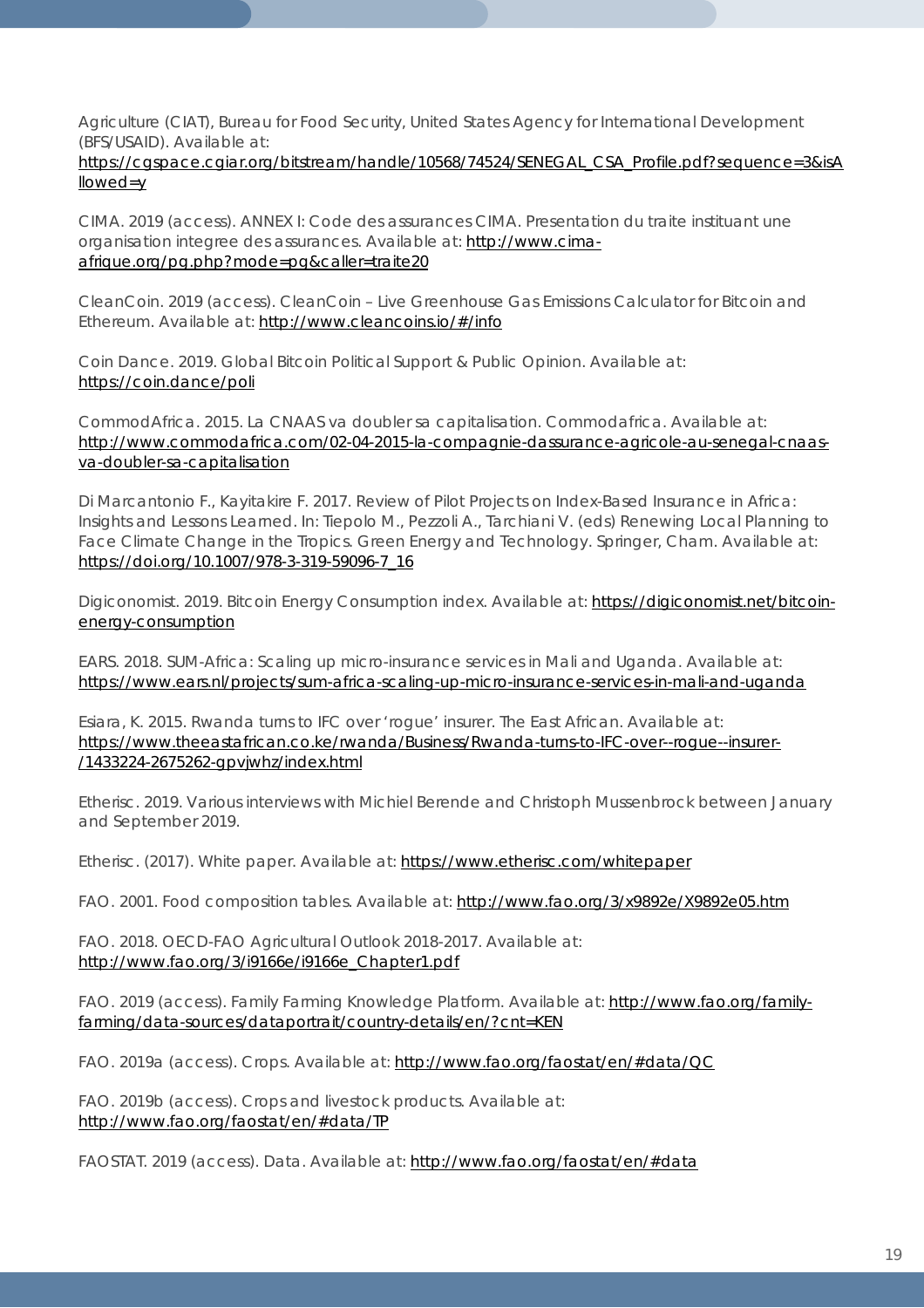Agriculture (CIAT), Bureau for Food Security, United States Agency for International Development (BFS/USAID). Available at: https://cgspace.cgiar.org/bitstream/handle/10568/74524/SENEGAL_CSA_Profile.pdf?sequence=3&isAllowed=y

CIMA. 2019 (access). ANNEX I: Code des assurances CIMA. Presentation du traite instituant une organisation integree des assurances. Available at: http://www.cima-afrique.org/pg.php?mode=pg&caller=traite20

CleanCoin. 2019 (access). CleanCoin – Live Greenhouse Gas Emissions Calculator for Bitcoin and Ethereum. Available at: http://www.cleancoins.io/#/info

Coin Dance. 2019. Global Bitcoin Political Support & Public Opinion. Available at: https://coin.dance/poli

CommodAfrica. 2015. La CNAAS va doubler sa capitalisation. Commodafrica. Available at: http://www.commodafrica.com/02-04-2015-la-compagnie-dassurance-agricole-au-senegal-cnaas-va-doubler-sa-capitalisation

Di Marcantonio F., Kayitakire F. 2017. Review of Pilot Projects on Index-Based Insurance in Africa: Insights and Lessons Learned. In: Tiepolo M., Pezzoli A., Tarchiani V. (eds) Renewing Local Planning to Face Climate Change in the Tropics. Green Energy and Technology. Springer, Cham. Available at: https://doi.org/10.1007/978-3-319-59096-7_16

Digiconomist. 2019. Bitcoin Energy Consumption index. Available at: https://digiconomist.net/bitcoin-energy-consumption

EARS. 2018. SUM-Africa: Scaling up micro-insurance services in Mali and Uganda. Available at: https://www.ears.nl/projects/sum-africa-scaling-up-micro-insurance-services-in-mali-and-uganda

Esiara, K. 2015. Rwanda turns to IFC over 'rogue' insurer. The East African. Available at: https://www.theeastafrican.co.ke/rwanda/Business/Rwanda-turns-to-IFC-over--rogue--insurer-/1433224-2675262-gpvjwhz/index.html

Etherisc. 2019. Various interviews with Michiel Berende and Christoph Mussenbrock between January and September 2019.

Etherisc. (2017). White paper. Available at: https://www.etherisc.com/whitepaper

FAO. 2001. Food composition tables. Available at: http://www.fao.org/3/x9892e/X9892e05.htm

FAO. 2018. OECD-FAO Agricultural Outlook 2018-2017. Available at: http://www.fao.org/3/i9166e/i9166e_Chapter1.pdf

FAO. 2019 (access). Family Farming Knowledge Platform. Available at: http://www.fao.org/family-farming/data-sources/dataportrait/country-details/en/?cnt=KEN

FAO. 2019a (access). Crops. Available at: http://www.fao.org/faostat/en/#data/QC

FAO. 2019b (access). Crops and livestock products. Available at: http://www.fao.org/faostat/en/#data/TP

FAOSTAT. 2019 (access). Data. Available at: http://www.fao.org/faostat/en/#data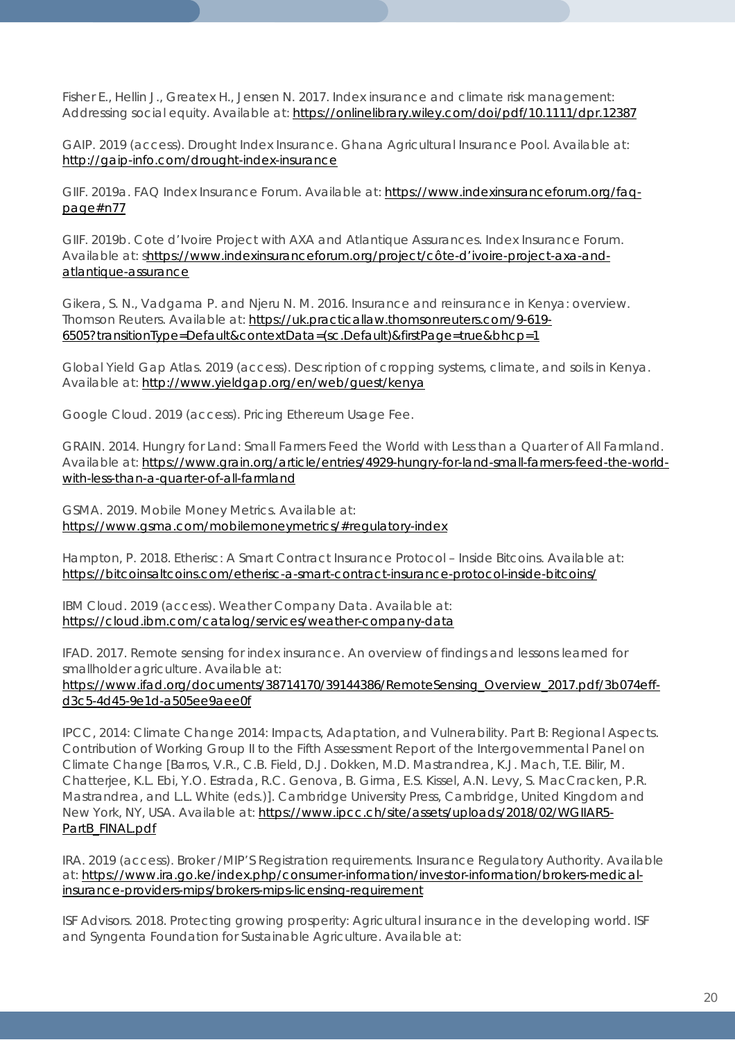Fisher E., Hellin J., Greatex H., Jensen N. 2017. Index insurance and climate risk management: Addressing social equity. Available at: https://onlinelibrary.wiley.com/doi/pdf/10.1111/dpr.12387

GAIP. 2019 (access). Drought Index Insurance. Ghana Agricultural Insurance Pool. Available at: http://gaip-info.com/drought-index-insurance

GIIF. 2019a. FAQ Index Insurance Forum. Available at: https://www.indexinsuranceforum.org/faq-page#n77

GIIF. 2019b. Cote d'Ivoire Project with AXA and Atlantique Assurances. Index Insurance Forum. Available at: shttps://www.indexinsuranceforum.org/project/côte-d'ivoire-project-axa-and-atlantique-assurance

Gikera, S. N., Vadgama P. and Njeru N. M. 2016. Insurance and reinsurance in Kenya: overview. Thomson Reuters. Available at: https://uk.practicallaw.thomsonreuters.com/9-619-6505?transitionType=Default&contextData=(sc.Default)&firstPage=true&bhcp=1

Global Yield Gap Atlas. 2019 (access). Description of cropping systems, climate, and soils in Kenya. Available at: http://www.yieldgap.org/en/web/guest/kenya

Google Cloud. 2019 (access). Pricing Ethereum Usage Fee.

GRAIN. 2014. Hungry for Land: Small Farmers Feed the World with Less than a Quarter of All Farmland. Available at: https://www.grain.org/article/entries/4929-hungry-for-land-small-farmers-feed-the-world-with-less-than-a-quarter-of-all-farmland

GSMA. 2019. Mobile Money Metrics. Available at: https://www.gsma.com/mobilemoneymetrics/#regulatory-index

Hampton, P. 2018. Etherisc: A Smart Contract Insurance Protocol – Inside Bitcoins. Available at: https://bitcoinsaltcoins.com/etherisc-a-smart-contract-insurance-protocol-inside-bitcoins/

IBM Cloud. 2019 (access). Weather Company Data. Available at: https://cloud.ibm.com/catalog/services/weather-company-data

IFAD. 2017. Remote sensing for index insurance. An overview of findings and lessons learned for smallholder agriculture. Available at: https://www.ifad.org/documents/38714170/39144386/RemoteSensing_Overview_2017.pdf/3b074eff-d3c5-4d45-9e1d-a505ee9aee0f

IPCC, 2014: Climate Change 2014: Impacts, Adaptation, and Vulnerability. Part B: Regional Aspects. Contribution of Working Group II to the Fifth Assessment Report of the Intergovernmental Panel on Climate Change [Barros, V.R., C.B. Field, D.J. Dokken, M.D. Mastrandrea, K.J. Mach, T.E. Bilir, M. Chatterjee, K.L. Ebi, Y.O. Estrada, R.C. Genova, B. Girma, E.S. Kissel, A.N. Levy, S. MacCracken, P.R. Mastrandrea, and L.L. White (eds.)]. Cambridge University Press, Cambridge, United Kingdom and New York, NY, USA. Available at: https://www.ipcc.ch/site/assets/uploads/2018/02/WGIIAR5-PartB_FINAL.pdf

IRA. 2019 (access). Broker /MIP'S Registration requirements. Insurance Regulatory Authority. Available at: https://www.ira.go.ke/index.php/consumer-information/investor-information/brokers-medical-insurance-providers-mips/brokers-mips-licensing-requirement

ISF Advisors. 2018. Protecting growing prosperity: Agricultural insurance in the developing world. ISF and Syngenta Foundation for Sustainable Agriculture. Available at: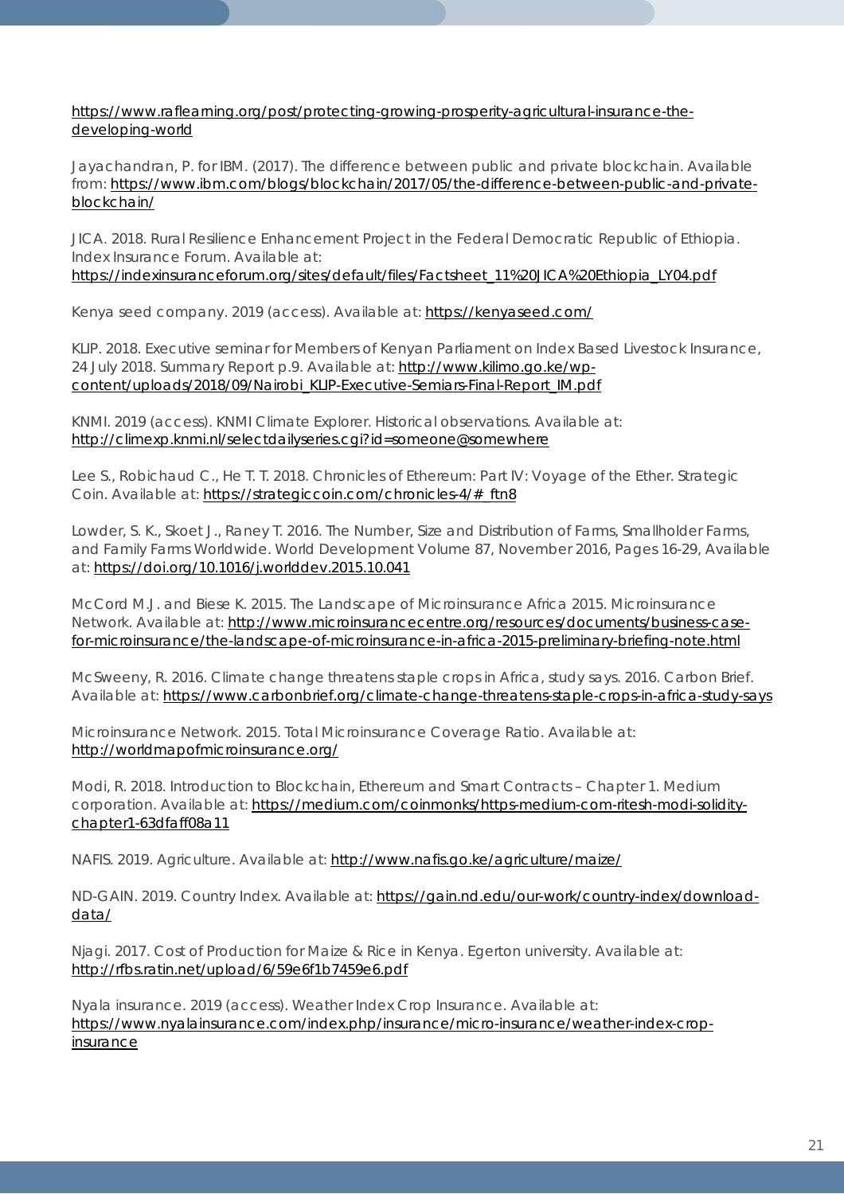https://www.raflearning.org/post/protecting-growing-prosperity-agricultural-insurance-the-developing-world

Jayachandran, P. for IBM. (2017). The difference between public and private blockchain. Available from: https://www.ibm.com/blogs/blockchain/2017/05/the-difference-between-public-and-private-blockchain/

JICA. 2018. Rural Resilience Enhancement Project in the Federal Democratic Republic of Ethiopia. Index Insurance Forum. Available at: https://indexinsuranceforum.org/sites/default/files/Factsheet_11%20JICA%20Ethiopia_LY04.pdf

Kenya seed company. 2019 (access). Available at: https://kenyaseed.com/

KLIP. 2018. Executive seminar for Members of Kenyan Parliament on Index Based Livestock Insurance, 24 July 2018. Summary Report p.9. Available at: http://www.kilimo.go.ke/wp-content/uploads/2018/09/Nairobi_KLIP-Executive-Semiars-Final-Report_IM.pdf

KNMI. 2019 (access). KNMI Climate Explorer. Historical observations. Available at: http://climexp.knmi.nl/selectdailyseries.cgi?id=someone@somewhere

Lee S., Robichaud C., He T. T. 2018. Chronicles of Ethereum: Part IV: Voyage of the Ether. Strategic Coin. Available at: https://strategiccoin.com/chronicles-4/#_ftn8

Lowder, S. K., Skoet J., Raney T. 2016. The Number, Size and Distribution of Farms, Smallholder Farms, and Family Farms Worldwide. World Development Volume 87, November 2016, Pages 16-29, Available at: https://doi.org/10.1016/j.worlddev.2015.10.041

McCord M.J. and Biese K. 2015. The Landscape of Microinsurance Africa 2015. Microinsurance Network. Available at: http://www.microinsurancecentre.org/resources/documents/business-case-for-microinsurance/the-landscape-of-microinsurance-in-africa-2015-preliminary-briefing-note.html

McSweeny, R. 2016. Climate change threatens staple crops in Africa, study says. 2016. Carbon Brief. Available at: https://www.carbonbrief.org/climate-change-threatens-staple-crops-in-africa-study-says

Microinsurance Network. 2015. Total Microinsurance Coverage Ratio. Available at: http://worldmapofmicroinsurance.org/

Modi, R. 2018. Introduction to Blockchain, Ethereum and Smart Contracts – Chapter 1. Medium corporation. Available at: https://medium.com/coinmonks/https-medium-com-ritesh-modi-solidity-chapter1-63dfaff08a11

NAFIS. 2019. Agriculture. Available at: http://www.nafis.go.ke/agriculture/maize/

ND-GAIN. 2019. Country Index. Available at: https://gain.nd.edu/our-work/country-index/download-data/

Njagi. 2017. Cost of Production for Maize & Rice in Kenya. Egerton university. Available at: http://rfbs.ratin.net/upload/6/59e6f1b7459e6.pdf

Nyala insurance. 2019 (access). Weather Index Crop Insurance. Available at: https://www.nyalainsurance.com/index.php/insurance/micro-insurance/weather-index-crop-insurance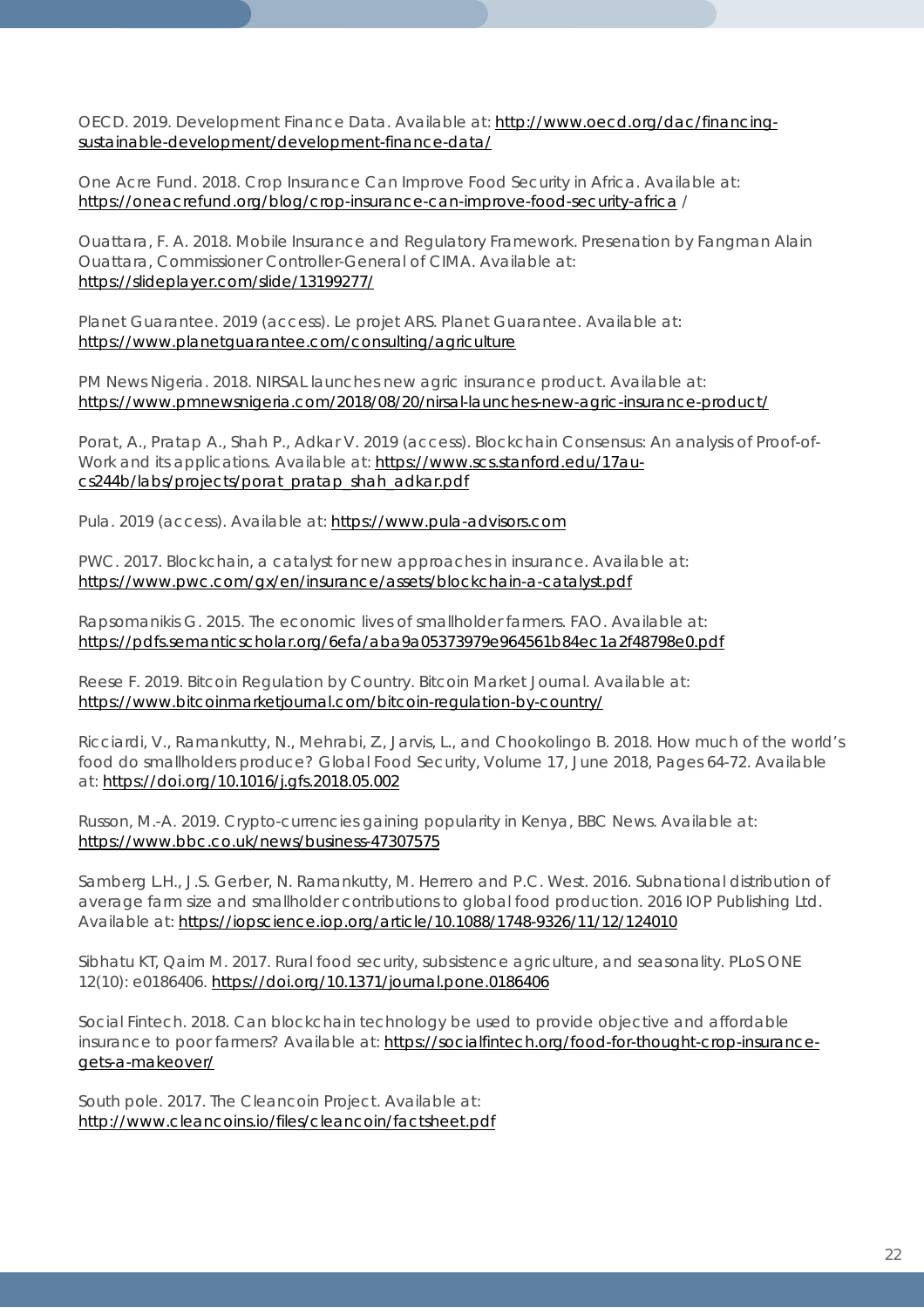OECD. 2019. Development Finance Data. Available at: http://www.oecd.org/dac/financing-sustainable-development/development-finance-data/

One Acre Fund. 2018. Crop Insurance Can Improve Food Security in Africa. Available at: https://oneacrefund.org/blog/crop-insurance-can-improve-food-security-africa /

Ouattara, F. A. 2018. Mobile Insurance and Regulatory Framework. Presenation by Fangman Alain Ouattara, Commissioner Controller-General of CIMA. Available at: https://slideplayer.com/slide/13199277/

Planet Guarantee. 2019 (access). Le projet ARS. Planet Guarantee. Available at: https://www.planetguarantee.com/consulting/agriculture

PM News Nigeria. 2018. NIRSAL launches new agric insurance product. Available at: https://www.pmnewsnigeria.com/2018/08/20/nirsal-launches-new-agric-insurance-product/

Porat, A., Pratap A., Shah P., Adkar V. 2019 (access). Blockchain Consensus: An analysis of Proof-of-Work and its applications. Available at: https://www.scs.stanford.edu/17au-cs244b/labs/projects/porat_pratap_shah_adkar.pdf

Pula. 2019 (access). Available at: https://www.pula-advisors.com

PWC. 2017. Blockchain, a catalyst for new approaches in insurance. Available at: https://www.pwc.com/gx/en/insurance/assets/blockchain-a-catalyst.pdf

Rapsomanikis G. 2015. The economic lives of smallholder farmers. FAO. Available at: https://pdfs.semanticscholar.org/6efa/aba9a05373979e964561b84ec1a2f48798e0.pdf

Reese F. 2019. Bitcoin Regulation by Country. Bitcoin Market Journal. Available at: https://www.bitcoinmarketjournal.com/bitcoin-regulation-by-country/

Ricciardi, V., Ramankutty, N., Mehrabi, Z., Jarvis, L., and Chookolingo B. 2018. How much of the world's food do smallholders produce? Global Food Security, Volume 17, June 2018, Pages 64-72. Available at: https://doi.org/10.1016/j.gfs.2018.05.002

Russon, M.-A. 2019. Crypto-currencies gaining popularity in Kenya, BBC News. Available at: https://www.bbc.co.uk/news/business-47307575

Samberg L.H., J.S. Gerber, N. Ramankutty, M. Herrero and P.C. West. 2016. Subnational distribution of average farm size and smallholder contributions to global food production. 2016 IOP Publishing Ltd. Available at: https://iopscience.iop.org/article/10.1088/1748-9326/11/12/124010

Sibhatu KT, Qaim M. 2017. Rural food security, subsistence agriculture, and seasonality. PLoS ONE 12(10): e0186406. https://doi.org/10.1371/journal.pone.0186406

Social Fintech. 2018. Can blockchain technology be used to provide objective and affordable insurance to poor farmers? Available at: https://socialfintech.org/food-for-thought-crop-insurance-gets-a-makeover/

South pole. 2017. The Cleancoin Project. Available at: http://www.cleancoins.io/files/cleancoin/factsheet.pdf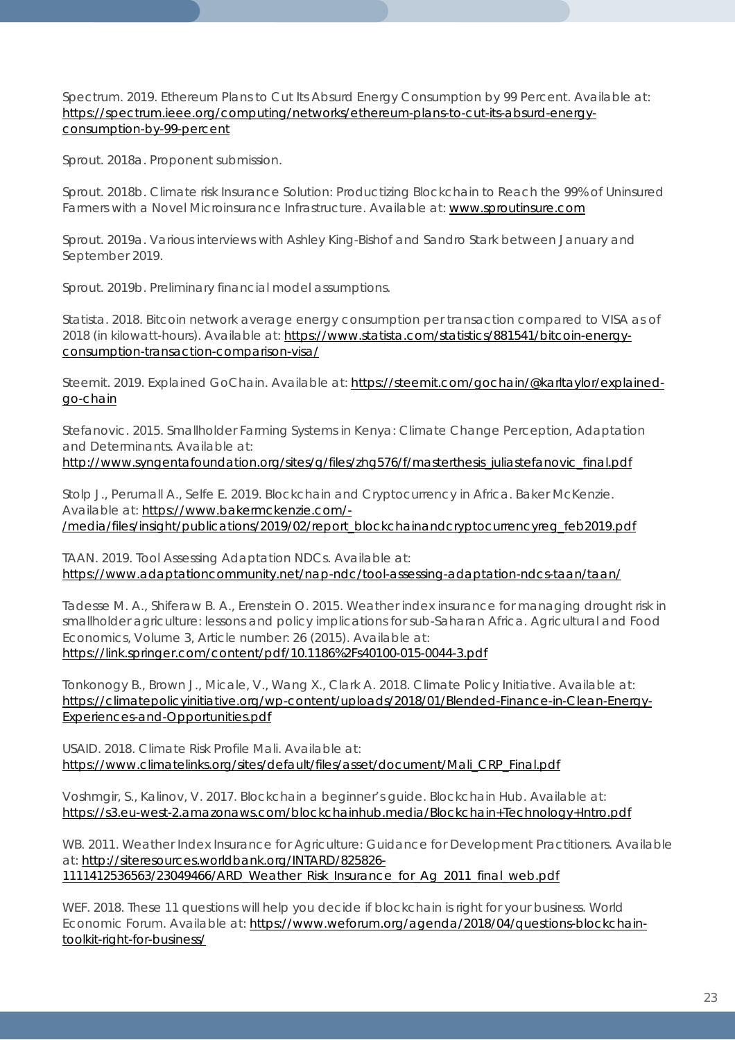Spectrum. 2019. Ethereum Plans to Cut Its Absurd Energy Consumption by 99 Percent. Available at: https://spectrum.ieee.org/computing/networks/ethereum-plans-to-cut-its-absurd-energy-consumption-by-99-percent

Sprout. 2018a. Proponent submission.

Sprout. 2018b. Climate risk Insurance Solution: Productizing Blockchain to Reach the 99% of Uninsured Farmers with a Novel Microinsurance Infrastructure. Available at: www.sproutinsure.com

Sprout. 2019a. Various interviews with Ashley King-Bishof and Sandro Stark between January and September 2019.

Sprout. 2019b. Preliminary financial model assumptions.

Statista. 2018. Bitcoin network average energy consumption per transaction compared to VISA as of 2018 (in kilowatt-hours). Available at: https://www.statista.com/statistics/881541/bitcoin-energy-consumption-transaction-comparison-visa/

Steemit. 2019. Explained GoChain. Available at: https://steemit.com/gochain/@karltaylor/explained-go-chain

Stefanovic. 2015. Smallholder Farming Systems in Kenya: Climate Change Perception, Adaptation and Determinants. Available at: http://www.syngentafoundation.org/sites/g/files/zhg576/f/masterthesis_juliastefanovic_final.pdf

Stolp J., Perumall A., Selfe E. 2019. Blockchain and Cryptocurrency in Africa. Baker McKenzie. Available at: https://www.bakermckenzie.com/-/media/files/insight/publications/2019/02/report_blockchainandcryptocurrencyreg_feb2019.pdf

TAAN. 2019. Tool Assessing Adaptation NDCs. Available at: https://www.adaptationcommunity.net/nap-ndc/tool-assessing-adaptation-ndcs-taan/taan/

Tadesse M. A., Shiferaw B. A., Erenstein O. 2015. Weather index insurance for managing drought risk in smallholder agriculture: lessons and policy implications for sub-Saharan Africa. Agricultural and Food Economics, Volume 3, Article number: 26 (2015). Available at: https://link.springer.com/content/pdf/10.1186%2Fs40100-015-0044-3.pdf

Tonkonogy B., Brown J., Micale, V., Wang X., Clark A. 2018. Climate Policy Initiative. Available at: https://climatepolicyinitiative.org/wp-content/uploads/2018/01/Blended-Finance-in-Clean-Energy-Experiences-and-Opportunities.pdf

USAID. 2018. Climate Risk Profile Mali. Available at: https://www.climatelinks.org/sites/default/files/asset/document/Mali_CRP_Final.pdf

Voshmgir, S., Kalinov, V. 2017. Blockchain a beginner's guide. Blockchain Hub. Available at: https://s3.eu-west-2.amazonaws.com/blockchainhub.media/Blockchain+Technology+Intro.pdf

WB. 2011. Weather Index Insurance for Agriculture: Guidance for Development Practitioners. Available at: http://siteresources.worldbank.org/INTARD/825826-1111412536563/23049466/ARD_Weather_Risk_Insurance_for_Ag_2011_final_web.pdf

WEF. 2018. These 11 questions will help you decide if blockchain is right for your business. World Economic Forum. Available at: https://www.weforum.org/agenda/2018/04/questions-blockchain-toolkit-right-for-business/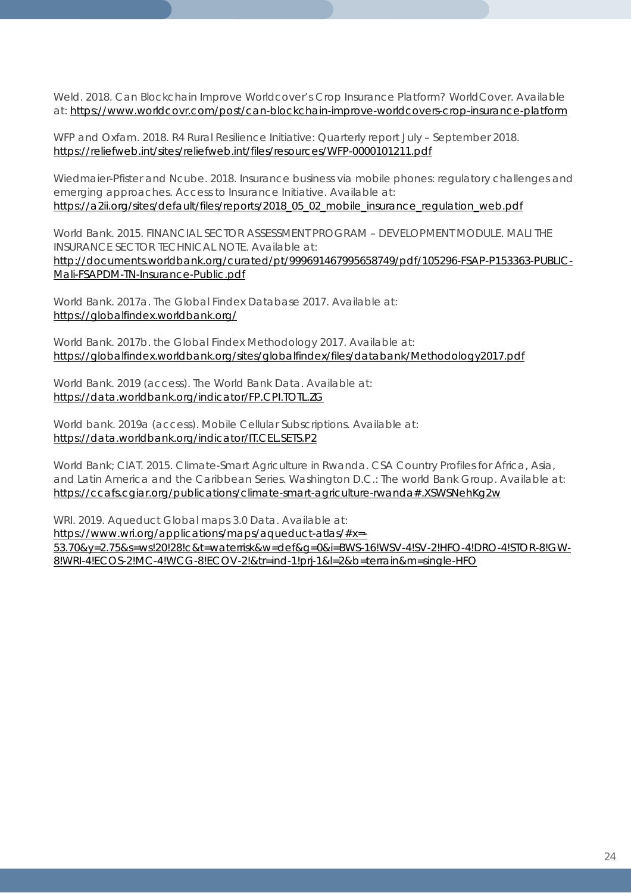Weld. 2018. Can Blockchain Improve Worldcover's Crop Insurance Platform? WorldCover. Available at: https://www.worldcovr.com/post/can-blockchain-improve-worldcovers-crop-insurance-platform

WFP and Oxfam. 2018. R4 Rural Resilience Initiative: Quarterly report July – September 2018. https://reliefweb.int/sites/reliefweb.int/files/resources/WFP-0000101211.pdf

Wiedmaier-Pfister and Ncube. 2018. Insurance business via mobile phones: regulatory challenges and emerging approaches. Access to Insurance Initiative. Available at: https://a2ii.org/sites/default/files/reports/2018_05_02_mobile_insurance_regulation_web.pdf

World Bank. 2015. FINANCIAL SECTOR ASSESSMENT PROGRAM – DEVELOPMENT MODULE. MALI THE INSURANCE SECTOR TECHNICAL NOTE. Available at: http://documents.worldbank.org/curated/pt/999691467995658749/pdf/105296-FSAP-P153363-PUBLIC-Mali-FSAPDM-TN-Insurance-Public.pdf

World Bank. 2017a. The Global Findex Database 2017. Available at: https://globalfindex.worldbank.org/

World Bank. 2017b. the Global Findex Methodology 2017. Available at: https://globalfindex.worldbank.org/sites/globalfindex/files/databank/Methodology2017.pdf

World Bank. 2019 (access). The World Bank Data. Available at: https://data.worldbank.org/indicator/FP.CPI.TOTL.ZG

World bank. 2019a (access). Mobile Cellular Subscriptions. Available at: https://data.worldbank.org/indicator/IT.CEL.SETS.P2

World Bank; CIAT. 2015. Climate-Smart Agriculture in Rwanda. CSA Country Profiles for Africa, Asia, and Latin America and the Caribbean Series. Washington D.C.: The world Bank Group. Available at: https://ccafs.cgiar.org/publications/climate-smart-agriculture-rwanda#.XSWSNehKg2w

WRI. 2019. Aqueduct Global maps 3.0 Data. Available at: https://www.wri.org/applications/maps/aqueduct-atlas/#x=-53.70&y=2.75&s=ws!20!28!c&t=waterrisk&w=def&g=0&i=BWS-16!WSV-4!SV-2!HFO-4!DRO-4!STOR-8!GW-8!WRI-4!ECOS-2!MC-4!WCG-8!ECOV-2!&tr=ind-1!prj-1&l=2&b=terrain&m=single-HFO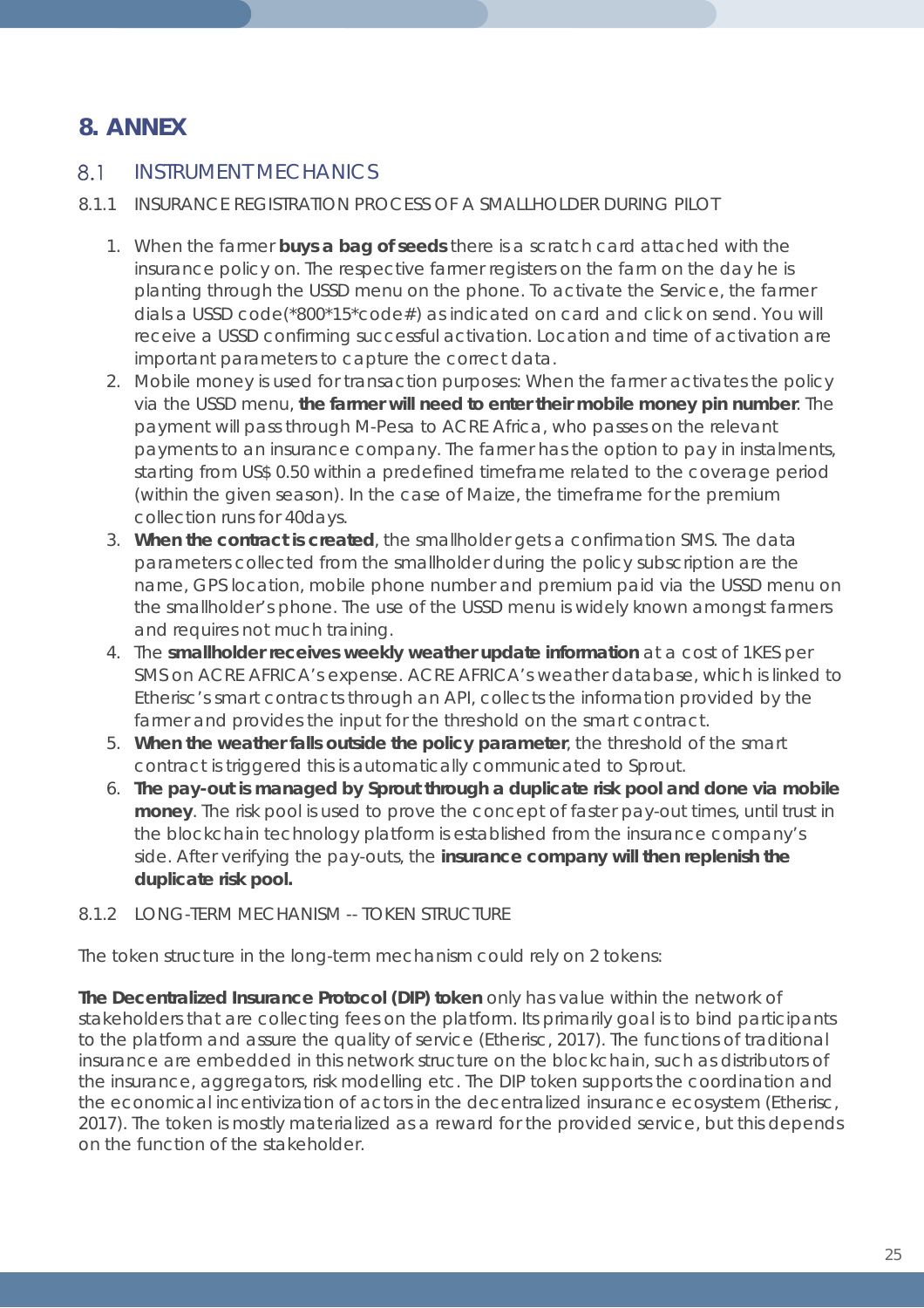# 8. ANNEX

## 8.1 INSTRUMENT MECHANICS

### 8.1.1 INSURANCE REGISTRATION PROCESS OF A SMALLHOLDER DURING PILOT

1. When the farmer **buys a bag of seeds** there is a scratch card attached with the insurance policy on. The respective farmer registers on the farm on the day he is planting through the USSD menu on the phone. To activate the Service, the farmer dials a USSD code(*800*15*code#) as indicated on card and click on send. You will receive a USSD confirming successful activation. Location and time of activation are important parameters to capture the correct data.
2. Mobile money is used for transaction purposes: When the farmer activates the policy via the USSD menu, **the farmer will need to enter their mobile money pin number**. The payment will pass through M-Pesa to ACRE Africa, who passes on the relevant payments to an insurance company. The farmer has the option to pay in instalments, starting from US$ 0.50 within a predefined timeframe related to the coverage period (within the given season). In the case of Maize, the timeframe for the premium collection runs for 40days.
3. **When the contract is created**, the smallholder gets a confirmation SMS. The data parameters collected from the smallholder during the policy subscription are the name, GPS location, mobile phone number and premium paid via the USSD menu on the smallholder's phone. The use of the USSD menu is widely known amongst farmers and requires not much training.
4. The **smallholder receives weekly weather update information** at a cost of 1KES per SMS on ACRE AFRICA's expense. ACRE AFRICA's weather database, which is linked to Etherisc's smart contracts through an API, collects the information provided by the farmer and provides the input for the threshold on the smart contract.
5. **When the weather falls outside the policy parameter**, the threshold of the smart contract is triggered this is automatically communicated to Sprout.
6. **The pay-out is managed by Sprout through a duplicate risk pool and done via mobile money**. The risk pool is used to prove the concept of faster pay-out times, until trust in the blockchain technology platform is established from the insurance company's side. After verifying the pay-outs, the **insurance company will then replenish the duplicate risk pool.**

### 8.1.2 LONG-TERM MECHANISM -- TOKEN STRUCTURE

The token structure in the long-term mechanism could rely on 2 tokens:

**The Decentralized Insurance Protocol (DIP) token** only has value within the network of stakeholders that are collecting fees on the platform. Its primarily goal is to bind participants to the platform and assure the quality of service (Etherisc, 2017). The functions of traditional insurance are embedded in this network structure on the blockchain, such as distributors of the insurance, aggregators, risk modelling etc. The DIP token supports the coordination and the economical incentivization of actors in the decentralized insurance ecosystem (Etherisc, 2017). The token is mostly materialized as a reward for the provided service, but this depends on the function of the stakeholder.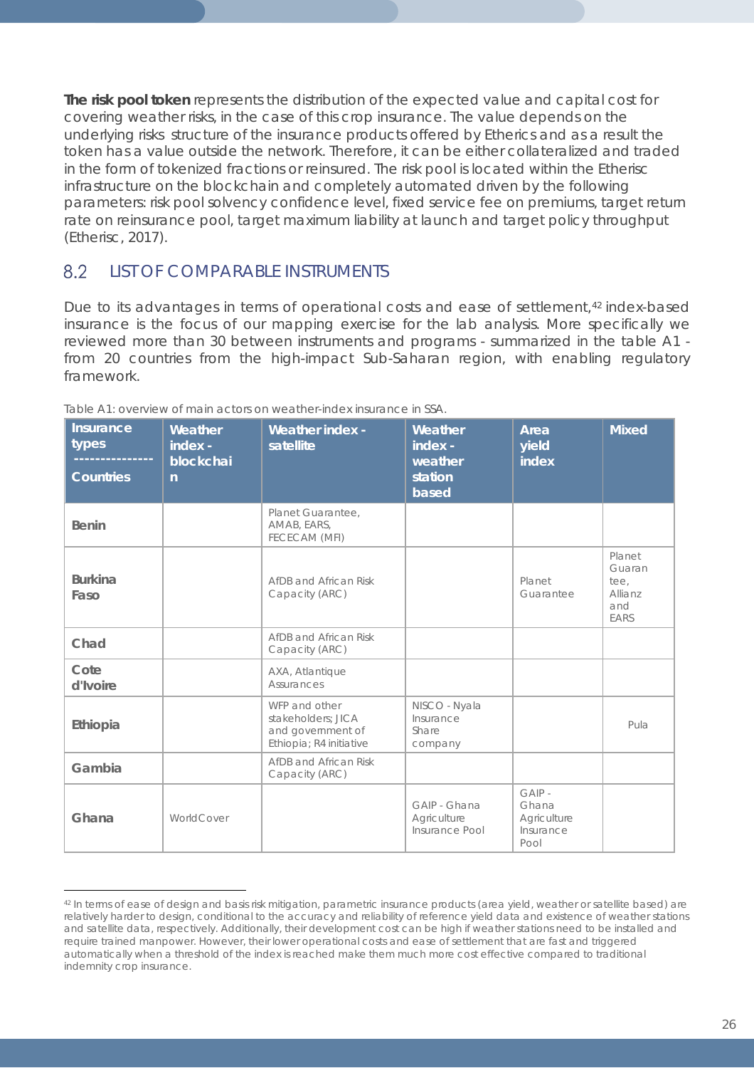**The risk pool token** represents the distribution of the expected value and capital cost for covering weather risks, in the case of this crop insurance. The value depends on the underlying risks structure of the insurance products offered by Etherics and as a result the token has a value outside the network. Therefore, it can be either collateralized and traded in the form of tokenized fractions or reinsured. The risk pool is located within the Etherisc infrastructure on the blockchain and completely automated driven by the following parameters: risk pool solvency confidence level, fixed service fee on premiums, target return rate on reinsurance pool, target maximum liability at launch and target policy throughput (Etherisc, 2017).

## 8.2 LIST OF COMPARABLE INSTRUMENTS

Due to its advantages in terms of operational costs and ease of settlement,[42] index-based insurance is the focus of our mapping exercise for the lab analysis. More specifically we reviewed more than 30 between instruments and programs - summarized in the table A1 - from 20 countries from the high-impact Sub-Saharan region, with enabling regulatory framework.

Table A1: overview of main actors on weather-index insurance in SSA.

| Insurance types<br>---------------<br>Countries | Weather index - blockchain | Weather index - satellite | Weather index - weather station based | Area yield index | Mixed |
|---|---|---|---|---|---|
| **Benin** | | Planet Guarantee, AMAB, EARS, FECECAM (MFI) | | | |
| **Burkina Faso** | | AfDB and African Risk Capacity (ARC) | | Planet Guarantee | Planet Guarantee, Allianz and EARS |
| **Chad** | | AfDB and African Risk Capacity (ARC) | | | |
| **Cote d'Ivoire** | | AXA, Atlantique Assurances | | | |
| **Ethiopia** | | WFP and other stakeholders; JICA and government of Ethiopia; R4 initiative | NISCO - Nyala Insurance Share company | | Pula |
| **Gambia** | | AfDB and African Risk Capacity (ARC) | | | |
| **Ghana** | WorldCover | | GAIP - Ghana Agriculture Insurance Pool | GAIP - Ghana Agriculture Insurance Pool | |

[42] In terms of ease of design and basis risk mitigation, parametric insurance products (area yield, weather or satellite based) are relatively harder to design, conditional to the accuracy and reliability of reference yield data and existence of weather stations and satellite data, respectively. Additionally, their development cost can be high if weather stations need to be installed and require trained manpower. However, their lower operational costs and ease of settlement that are fast and triggered automatically when a threshold of the index is reached make them much more cost effective compared to traditional indemnity crop insurance.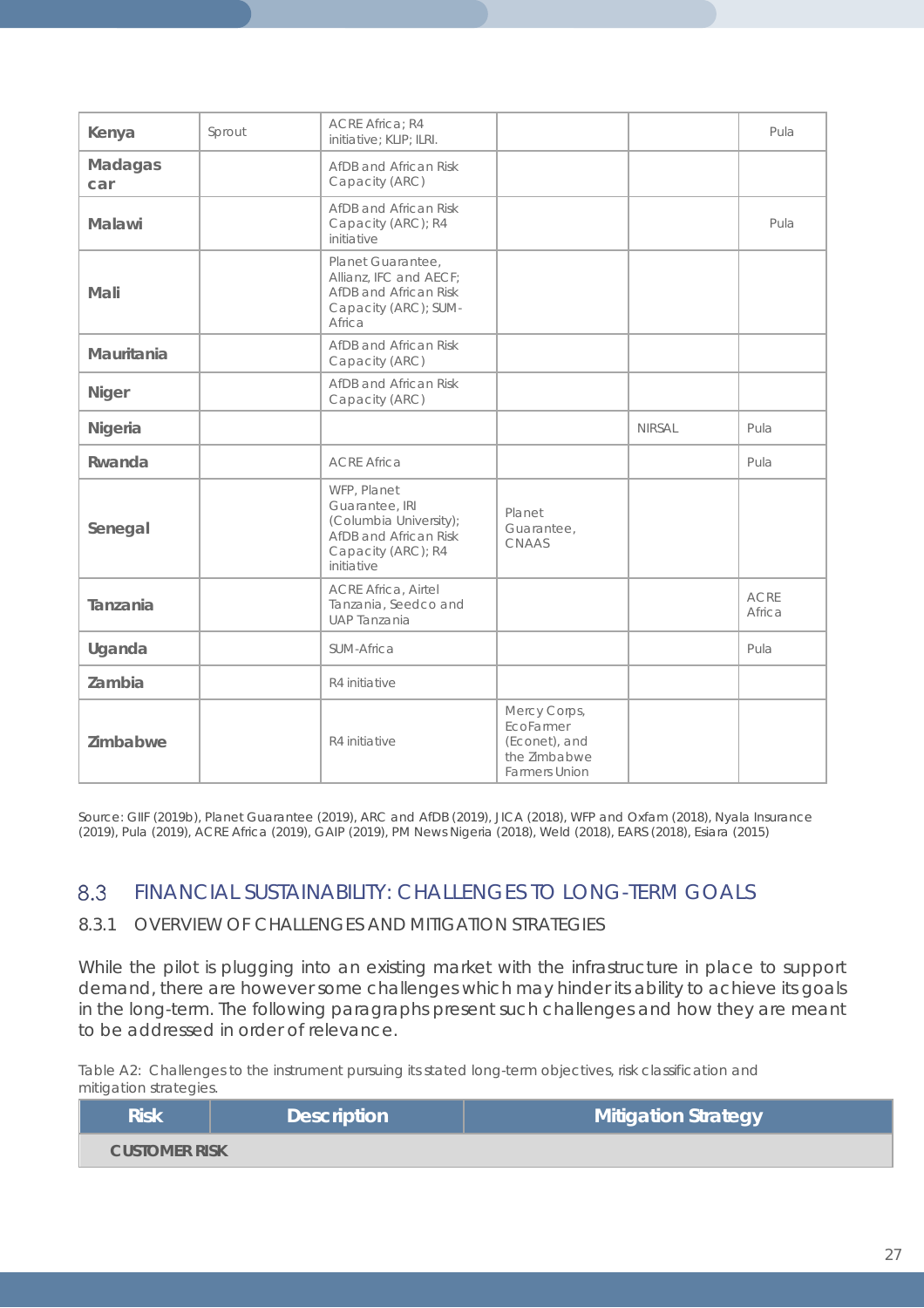| | | | | | |
|---|---|---|---|---|---|
| **Kenya** | Sprout | ACRE Africa; R4 initiative; KLIP; ILRI. | | | Pula |
| **Madagascar** | | AfDB and African Risk Capacity (ARC) | | | |
| **Malawi** | | AfDB and African Risk Capacity (ARC); R4 initiative | | | Pula |
| **Mali** | | Planet Guarantee, Allianz, IFC and AECF; AfDB and African Risk Capacity (ARC); SUM-Africa | | | |
| **Mauritania** | | AfDB and African Risk Capacity (ARC) | | | |
| **Niger** | | AfDB and African Risk Capacity (ARC) | | | |
| **Nigeria** | | | | NIRSAL | Pula |
| **Rwanda** | | ACRE Africa | | | Pula |
| **Senegal** | | WFP, Planet Guarantee, IRI (Columbia University); AfDB and African Risk Capacity (ARC); R4 initiative | Planet Guarantee, CNAAS | | |
| **Tanzania** | | ACRE Africa, Airtel Tanzania, Seedco and UAP Tanzania | | | ACRE Africa |
| **Uganda** | | SUM-Africa | | | Pula |
| **Zambia** | | R4 initiative | | | |
| **Zimbabwe** | | R4 initiative | Mercy Corps, EcoFarmer (Econet), and the Zimbabwe Farmers Union | | |

Source: GIIF (2019b), Planet Guarantee (2019), ARC and AfDB (2019), JICA (2018), WFP and Oxfam (2018), Nyala Insurance (2019), Pula (2019), ACRE Africa (2019), GAIP (2019), PM News Nigeria (2018), Weld (2018), EARS (2018), Esiara (2015)

## 8.3 FINANCIAL SUSTAINABILITY: CHALLENGES TO LONG-TERM GOALS

### 8.3.1 OVERVIEW OF CHALLENGES AND MITIGATION STRATEGIES

While the pilot is plugging into an existing market with the infrastructure in place to support demand, there are however some challenges which may hinder its ability to achieve its goals in the long-term. The following paragraphs present such challenges and how they are meant to be addressed in order of relevance.

Table A2: Challenges to the instrument pursuing its stated long-term objectives, risk classification and mitigation strategies.

| Risk | Description | Mitigation Strategy |
|---|---|---|
| **CUSTOMER RISK** | | |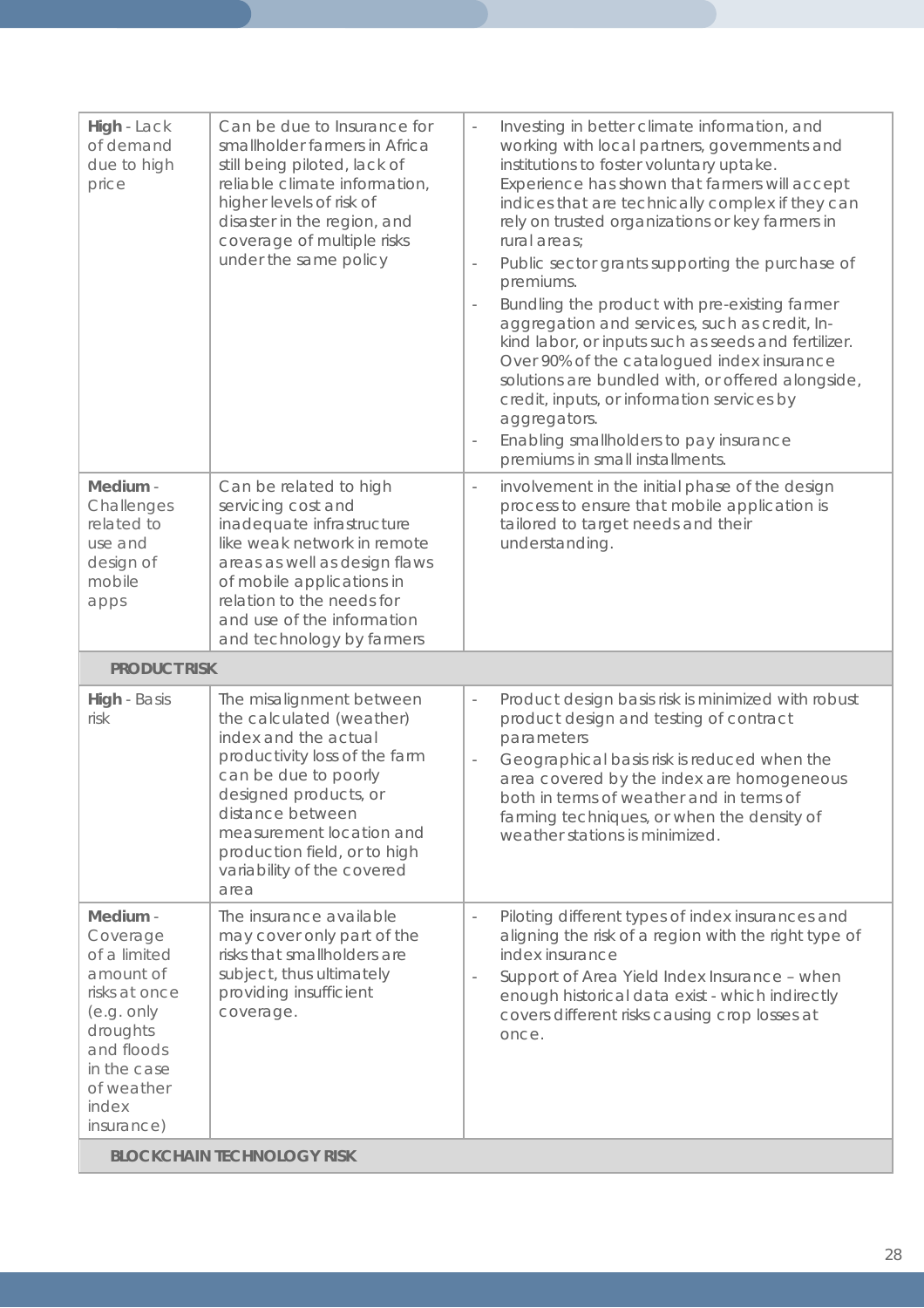| | | |
|---|---|---|
| **High** - Lack of demand due to high price | Can be due to Insurance for smallholder farmers in Africa still being piloted, lack of reliable climate information, higher levels of risk of disaster in the region, and coverage of multiple risks under the same policy | - Investing in better climate information, and working with local partners, governments and institutions to foster voluntary uptake. Experience has shown that farmers will accept indices that are technically complex if they can rely on trusted organizations or key farmers in rural areas;<br>- Public sector grants supporting the purchase of premiums.<br>- Bundling the product with pre-existing farmer aggregation and services, such as credit, In-kind labor, or inputs such as seeds and fertilizer. Over 90% of the catalogued index insurance solutions are bundled with, or offered alongside, credit, inputs, or information services by aggregators.<br>- Enabling smallholders to pay insurance premiums in small installments. |
| **Medium** - Challenges related to use and design of mobile apps | Can be related to high servicing cost and inadequate infrastructure like weak network in remote areas as well as design flaws of mobile applications in relation to the needs for and use of the information and technology by farmers | - involvement in the initial phase of the design process to ensure that mobile application is tailored to target needs and their understanding. |
| **PRODUCT RISK** | | |
| **High** - Basis risk | The misalignment between the calculated (weather) index and the actual productivity loss of the farm can be due to poorly designed products, or distance between measurement location and production field, or to high variability of the covered area | - Product design basis risk is minimized with robust product design and testing of contract parameters<br>- Geographical basis risk is reduced when the area covered by the index are homogeneous both in terms of weather and in terms of farming techniques, or when the density of weather stations is minimized. |
| **Medium** - Coverage of a limited amount of risks at once (e.g. only droughts and floods in the case of weather index insurance) | The insurance available may cover only part of the risks that smallholders are subject, thus ultimately providing insufficient coverage. | - Piloting different types of index insurances and aligning the risk of a region with the right type of index insurance<br>- Support of Area Yield Index Insurance – when enough historical data exist - which indirectly covers different risks causing crop losses at once. |
| **BLOCKCHAIN TECHNOLOGY RISK** | | |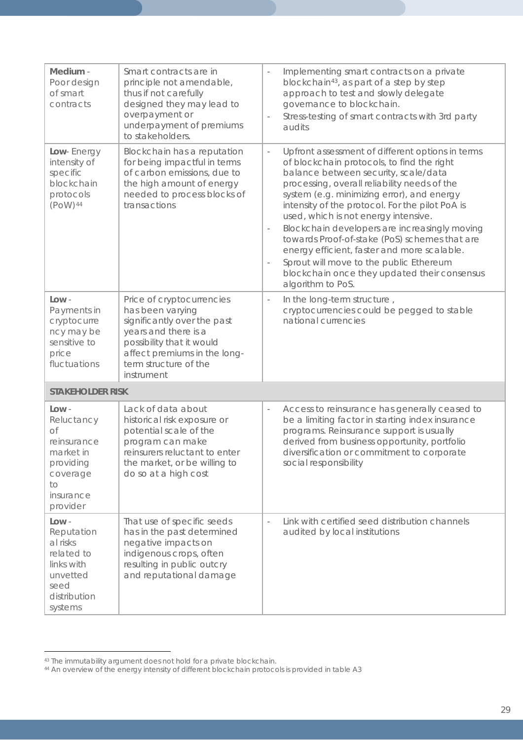| | | |
|---|---|---|
| **Medium** - Poor design of smart contracts | Smart contracts are in principle not amendable, thus if not carefully designed they may lead to overpayment or underpayment of premiums to stakeholders. | - Implementing smart contracts on a private blockchain[43], as part of a step by step approach to test and slowly delegate governance to blockchain.<br>- Stress-testing of smart contracts with 3rd party audits |
| **Low**- Energy intensity of specific blockchain protocols (PoW)[44] | Blockchain has a reputation for being impactful in terms of carbon emissions, due to the high amount of energy needed to process blocks of transactions | - Upfront assessment of different options in terms of blockchain protocols, to find the right balance between security, scale/data processing, overall reliability needs of the system (e.g. minimizing error), and energy intensity of the protocol. For the pilot PoA is used, which is not energy intensive.<br>- Blockchain developers are increasingly moving towards Proof-of-stake (PoS) schemes that are energy efficient, faster and more scalable.<br>- Sprout will move to the public Ethereum blockchain once they updated their consensus algorithm to PoS. |
| **Low** - Payments in cryptocurrency may be sensitive to price fluctuations | Price of cryptocurrencies has been varying significantly over the past years and there is a possibility that it would affect premiums in the long-term structure of the instrument | - In the long-term structure , cryptocurrencies could be pegged to stable national currencies |
| **STAKEHOLDER RISK** | | |
| **Low** - Reluctancy of reinsurance market in providing coverage to insurance provider | Lack of data about historical risk exposure or potential scale of the program can make reinsurers reluctant to enter the market, or be willing to do so at a high cost | - Access to reinsurance has generally ceased to be a limiting factor in starting index insurance programs. Reinsurance support is usually derived from business opportunity, portfolio diversification or commitment to corporate social responsibility |
| **Low** - Reputational risks related to links with unvetted seed distribution systems | That use of specific seeds has in the past determined negative impacts on indigenous crops, often resulting in public outcry and reputational damage | - Link with certified seed distribution channels audited by local institutions |

---

[43] The immutability argument does not hold for a private blockchain.

[44] An overview of the energy intensity of different blockchain protocols is provided in table A3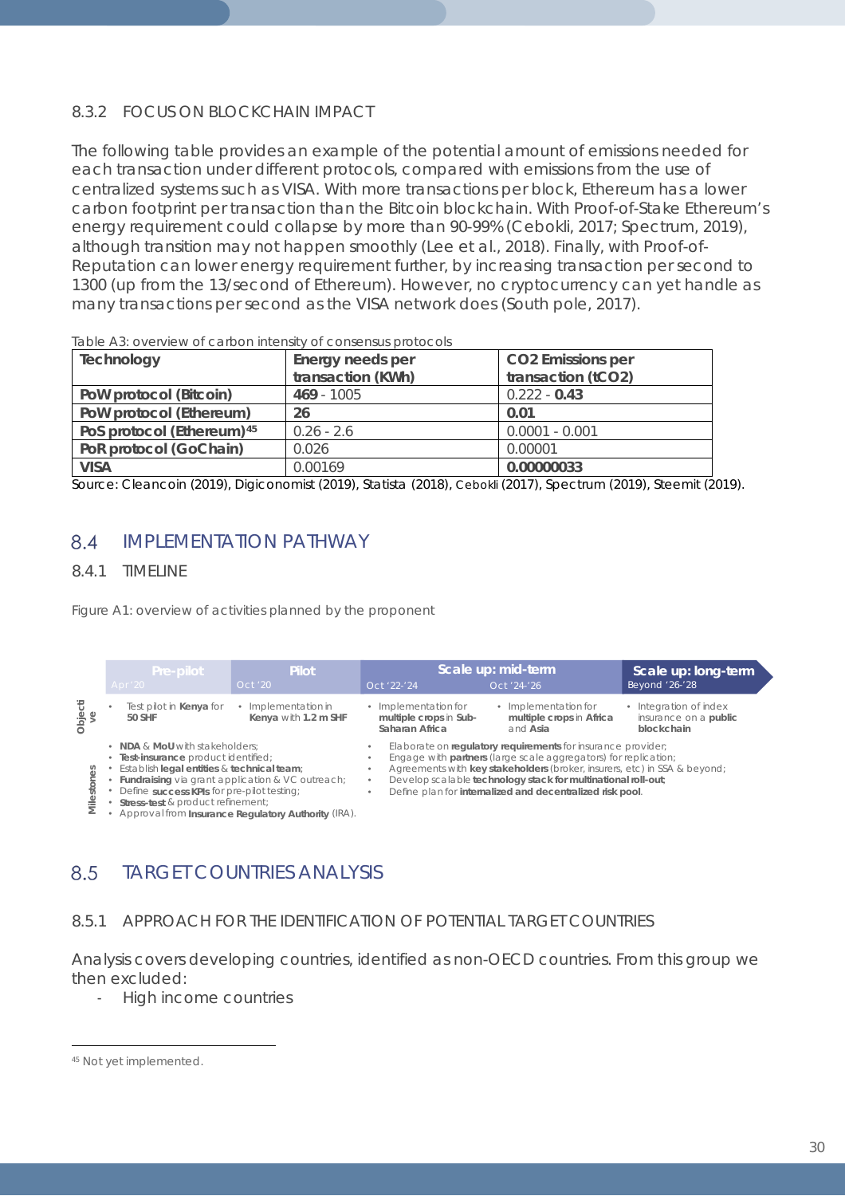### 8.3.2 FOCUS ON BLOCKCHAIN IMPACT

The following table provides an example of the potential amount of emissions needed for each transaction under different protocols, compared with emissions from the use of centralized systems such as VISA. With more transactions per block, Ethereum has a lower carbon footprint per transaction than the Bitcoin blockchain. With Proof-of-Stake Ethereum's energy requirement could collapse by more than 90-99% (Cebokli, 2017; Spectrum, 2019), although transition may not happen smoothly (Lee et al., 2018). Finally, with Proof-of-Reputation can lower energy requirement further, by increasing transaction per second to 1300 (up from the 13/second of Ethereum). However, no cryptocurrency can yet handle as many transactions per second as the VISA network does (South pole, 2017).

Table A3: overview of carbon intensity of consensus protocols

| Technology | Energy needs per transaction (KWh) | CO2 Emissions per transaction (tCO2) |
|---|---|---|
| **PoW protocol (Bitcoin)** | **469** - 1005 | 0.222 - **0.43** |
| **PoW protocol (Ethereum)** | **26** | **0.01** |
| **PoS protocol (Ethereum)**[45] | 0.26 - 2.6 | 0.0001 - 0.001 |
| **PoR protocol (GoChain)** | 0.026 | 0.00001 |
| **VISA** | 0.00169 | **0.00000033** |

Source: Cleancoin (2019), Digiconomist (2019), Statista (2018), Cebokli (2017), Spectrum (2019), Steemit (2019).

## 8.4 IMPLEMENTATION PATHWAY

### 8.4.1 TIMELINE

Figure A1: overview of activities planned by the proponent

| | Pre-pilot (Apr '20) | Pilot (Oct '20) | Scale up: mid-term (Oct '22-'24) | Scale up: mid-term (Oct '24-'26) | Scale up: long-term (Beyond '26-'28) |
|---|---|---|---|---|---|
| Objective | Test pilot in **Kenya** for **50 SHF** | Implementation in **Kenya** with **1.2 m SHF** | Implementation for **multiple crops** in **Sub-Saharan Africa** | Implementation for **multiple crops** in **Africa** and **Asia** | Integration of index insurance on a **public blockchain** |

**Milestones (Pre-pilot / Pilot):**

- **NDA** & **MoU** with stakeholders;
- **Test-insurance** product identified;
- Establish **legal entities** & **technical team**;
- **Fundraising** via grant application & VC outreach;
- Define **success KPIs** for pre-pilot testing;
- **Stress-test** & product refinement;
- Approval from **Insurance Regulatory Authority** (IRA).

**Milestones (Scale up):**

- Elaborate on **regulatory requirements** for insurance provider;
- Engage with **partners** (large scale aggregators) for replication;
- Agreements with **key stakeholders** (broker, insurers, etc) in SSA & beyond;
- Develop scalable **technology stack for multinational roll-out**;
- Define plan for **internalized and decentralized risk pool**.

## 8.5 TARGET COUNTRIES ANALYSIS

### 8.5.1 APPROACH FOR THE IDENTIFICATION OF POTENTIAL TARGET COUNTRIES

Analysis covers developing countries, identified as non-OECD countries. From this group we then excluded:

- High income countries

[45] Not yet implemented.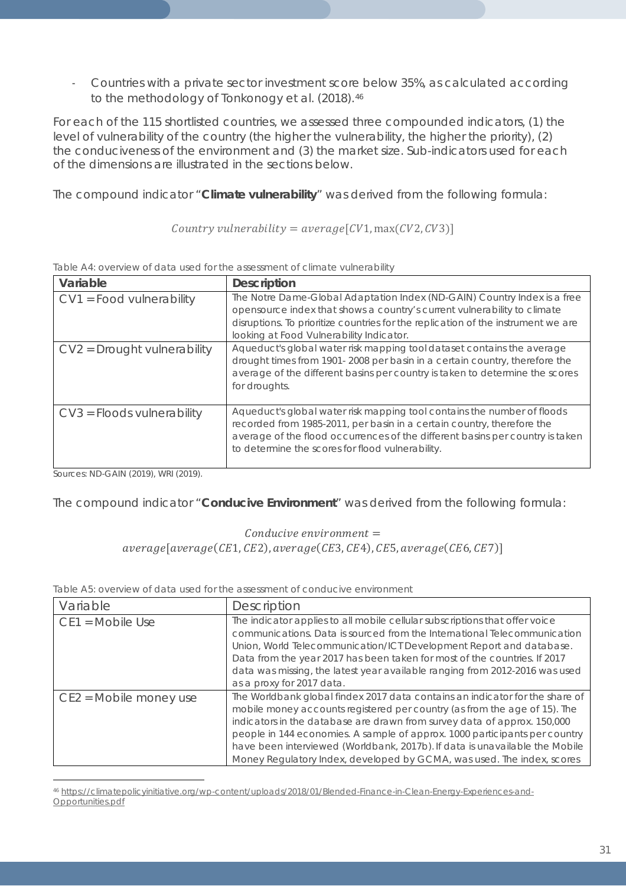- Countries with a private sector investment score below 35%, as calculated according to the methodology of Tonkonogy et al. (2018).[46]

For each of the 115 shortlisted countries, we assessed three compounded indicators, (1) the level of vulnerability of the country (the higher the vulnerability, the higher the priority), (2) the conduciveness of the environment and (3) the market size. Sub-indicators used for each of the dimensions are illustrated in the sections below.

The compound indicator "**Climate vulnerability**" was derived from the following formula:

$$Country\ vulnerability = average[CV1, \max(CV2, CV3)]$$

Table A4: overview of data used for the assessment of climate vulnerability

| Variable | Description |
|---|---|
| CV1 = Food vulnerability | The Notre Dame-Global Adaptation Index (ND-GAIN) Country Index is a free opensource index that shows a country's current vulnerability to climate disruptions. To prioritize countries for the replication of the instrument we are looking at Food Vulnerability Indicator. |
| CV2 = Drought vulnerability | Aqueduct's global water risk mapping tool dataset contains the average drought times from 1901- 2008 per basin in a certain country, therefore the average of the different basins per country is taken to determine the scores for droughts. |
| CV3 = Floods vulnerability | Aqueduct's global water risk mapping tool contains the number of floods recorded from 1985-2011, per basin in a certain country, therefore the average of the flood occurrences of the different basins per country is taken to determine the scores for flood vulnerability. |

Sources: ND-GAIN (2019), WRI (2019).

The compound indicator "**Conducive Environment**" was derived from the following formula:

$$Conducive\ environment = average[average(CE1, CE2), average(CE3, CE4), CE5, average(CE6, CE7)]$$

Table A5: overview of data used for the assessment of conducive environment

| Variable | Description |
|---|---|
| CE1 = Mobile Use | The indicator applies to all mobile cellular subscriptions that offer voice communications. Data is sourced from the International Telecommunication Union, World Telecommunication/ICT Development Report and database. Data from the year 2017 has been taken for most of the countries. If 2017 data was missing, the latest year available ranging from 2012-2016 was used as a proxy for 2017 data. |
| CE2 = Mobile money use | The Worldbank global findex 2017 data contains an indicator for the share of mobile money accounts registered per country (as from the age of 15). The indicators in the database are drawn from survey data of approx. 150,000 people in 144 economies. A sample of approx. 1000 participants per country have been interviewed (Worldbank, 2017b). If data is unavailable the Mobile Money Regulatory Index, developed by GCMA, was used. The index, scores |

[46] https://climatepolicyinitiative.org/wp-content/uploads/2018/01/Blended-Finance-in-Clean-Energy-Experiences-and-Opportunities.pdf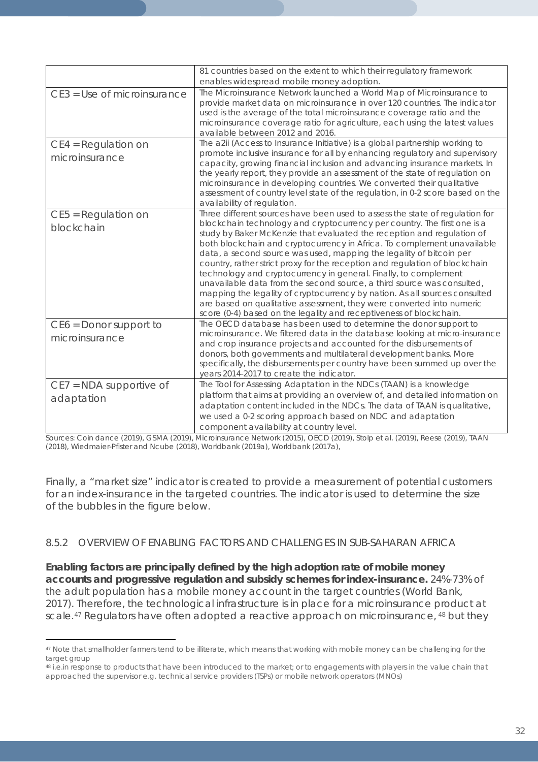| | |
|---|---|
| | 81 countries based on the extent to which their regulatory framework enables widespread mobile money adoption. |
| CE3 = Use of microinsurance | The Microinsurance Network launched a World Map of Microinsurance to provide market data on microinsurance in over 120 countries. The indicator used is the average of the total microinsurance coverage ratio and the microinsurance coverage ratio for agriculture, each using the latest values available between 2012 and 2016. |
| CE4 = Regulation on microinsurance | The a2ii (Access to Insurance Initiative) is a global partnership working to promote inclusive insurance for all by enhancing regulatory and supervisory capacity, growing financial inclusion and advancing insurance markets. In the yearly report, they provide an assessment of the state of regulation on microinsurance in developing countries. We converted their qualitative assessment of country level state of the regulation, in 0-2 score based on the availability of regulation. |
| CE5 = Regulation on blockchain | Three different sources have been used to assess the state of regulation for blockchain technology and cryptocurrency per country. The first one is a study by Baker McKenzie that evaluated the reception and regulation of both blockchain and cryptocurrency in Africa. To complement unavailable data, a second source was used, mapping the legality of bitcoin per country, rather strict proxy for the reception and regulation of blockchain technology and cryptocurrency in general. Finally, to complement unavailable data from the second source, a third source was consulted, mapping the legality of cryptocurrency by nation. As all sources consulted are based on qualitative assessment, they were converted into numeric score (0-4) based on the legality and receptiveness of blockchain. |
| CE6 = Donor support to microinsurance | The OECD database has been used to determine the donor support to microinsurance. We filtered data in the database looking at micro-insurance and crop insurance projects and accounted for the disbursements of donors, both governments and multilateral development banks. More specifically, the disbursements per country have been summed up over the years 2014-2017 to create the indicator. |
| CE7 = NDA supportive of adaptation | The Tool for Assessing Adaptation in the NDCs (TAAN) is a knowledge platform that aims at providing an overview of, and detailed information on adaptation content included in the NDCs. The data of TAAN is qualitative, we used a 0-2 scoring approach based on NDC and adaptation component availability at country level. |

Sources: Coin dance (2019), GSMA (2019), Microinsurance Network (2015), OECD (2019), Stolp et al. (2019), Reese (2019), TAAN (2018), Wiedmaier-Pfister and Ncube (2018), Worldbank (2019a), Worldbank (2017a),

Finally, a "market size" indicator is created to provide a measurement of potential customers for an index-insurance in the targeted countries. The indicator is used to determine the size of the bubbles in the figure below.

### 8.5.2 OVERVIEW OF ENABLING FACTORS AND CHALLENGES IN SUB-SAHARAN AFRICA

**Enabling factors are principally defined by the high adoption rate of mobile money accounts and progressive regulation and subsidy schemes for index-insurance.** 24%-73% of the adult population has a mobile money account in the target countries (World Bank, 2017). Therefore, the technological infrastructure is in place for a microinsurance product at scale.[47] Regulators have often adopted a reactive approach on microinsurance, [48] but they

[47] Note that smallholder farmers tend to be illiterate, which means that working with mobile money can be challenging for the target group

[48] i.e.in response to products that have been introduced to the market; or to engagements with players in the value chain that approached the supervisor e.g. technical service providers (TSPs) or mobile network operators (MNOs)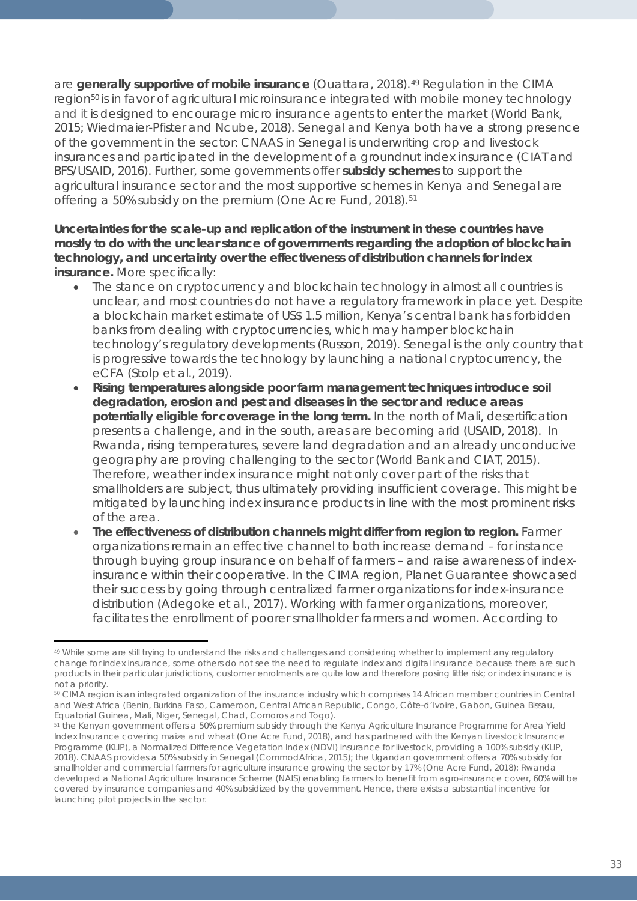are **generally supportive of mobile insurance** (Ouattara, 2018).[49] Regulation in the CIMA region[50] is in favor of agricultural microinsurance integrated with mobile money technology and it is designed to encourage micro insurance agents to enter the market (World Bank, 2015; Wiedmaier-Pfister and Ncube, 2018). Senegal and Kenya both have a strong presence of the government in the sector: CNAAS in Senegal is underwriting crop and livestock insurances and participated in the development of a groundnut index insurance (CIAT and BFS/USAID, 2016). Further, some governments offer **subsidy schemes** to support the agricultural insurance sector and the most supportive schemes in Kenya and Senegal are offering a 50% subsidy on the premium (One Acre Fund, 2018).[51]

**Uncertainties for the scale-up and replication of the instrument in these countries have mostly to do with the unclear stance of governments regarding the adoption of blockchain technology, and uncertainty over the effectiveness of distribution channels for index insurance.** More specifically:

- The stance on cryptocurrency and blockchain technology in almost all countries is unclear, and most countries do not have a regulatory framework in place yet. Despite a blockchain market estimate of US$ 1.5 million, Kenya's central bank has forbidden banks from dealing with cryptocurrencies, which may hamper blockchain technology's regulatory developments (Russon, 2019). Senegal is the only country that is progressive towards the technology by launching a national cryptocurrency, the eCFA (Stolp et al., 2019).
- **Rising temperatures alongside poor farm management techniques introduce soil degradation, erosion and pest and diseases in the sector and reduce areas potentially eligible for coverage in the long term.** In the north of Mali, desertification presents a challenge, and in the south, areas are becoming arid (USAID, 2018). In Rwanda, rising temperatures, severe land degradation and an already unconducive geography are proving challenging to the sector (World Bank and CIAT, 2015). Therefore, weather index insurance might not only cover part of the risks that smallholders are subject, thus ultimately providing insufficient coverage. This might be mitigated by launching index insurance products in line with the most prominent risks of the area.
- **The effectiveness of distribution channels might differ from region to region.** Farmer organizations remain an effective channel to both increase demand – for instance through buying group insurance on behalf of farmers – and raise awareness of index-insurance within their cooperative. In the CIMA region, Planet Guarantee showcased their success by going through centralized farmer organizations for index-insurance distribution (Adegoke et al., 2017). Working with farmer organizations, moreover, facilitates the enrollment of poorer smallholder farmers and women. According to

---

[49] While some are still trying to understand the risks and challenges and considering whether to implement any regulatory change for index insurance, some others do not see the need to regulate index and digital insurance because there are such products in their particular jurisdictions, customer enrolments are quite low and therefore posing little risk; or index insurance is not a priority.

[50] CIMA region is an integrated organization of the insurance industry which comprises 14 African member countries in Central and West Africa (Benin, Burkina Faso, Cameroon, Central African Republic, Congo, Côte-d'Ivoire, Gabon, Guinea Bissau, Equatorial Guinea, Mali, Niger, Senegal, Chad, Comoros and Togo).

[51] the Kenyan government offers a 50% premium subsidy through the Kenya Agriculture Insurance Programme for Area Yield Index Insurance covering maize and wheat (One Acre Fund, 2018), and has partnered with the Kenyan Livestock Insurance Programme (KLIP), a Normalized Difference Vegetation Index (NDVI) insurance for livestock, providing a 100% subsidy (KLIP, 2018). CNAAS provides a 50% subsidy in Senegal (CommodAfrica, 2015); the Ugandan government offers a 70% subsidy for smallholder and commercial farmers for agriculture insurance growing the sector by 17% (One Acre Fund, 2018); Rwanda developed a National Agriculture Insurance Scheme (NAIS) enabling farmers to benefit from agro-insurance cover, 60% will be covered by insurance companies and 40% subsidized by the government. Hence, there exists a substantial incentive for launching pilot projects in the sector.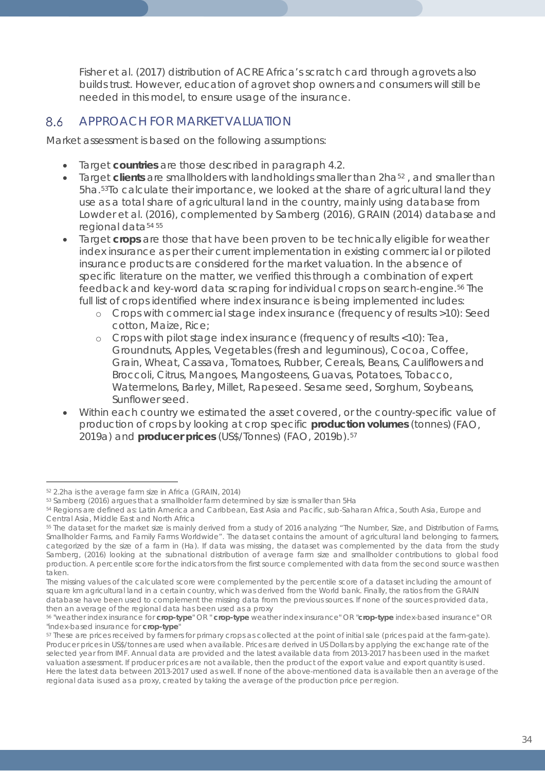Fisher et al. (2017) distribution of ACRE Africa's scratch card through agrovets also builds trust. However, education of agrovet shop owners and consumers will still be needed in this model, to ensure usage of the insurance.

## 8.6 APPROACH FOR MARKET VALUATION

Market assessment is based on the following assumptions:

- Target **countries** are those described in paragraph 4.2.
- Target **clients** are smallholders with landholdings smaller than 2ha[52], and smaller than 5ha.[53] To calculate their importance, we looked at the share of agricultural land they use as a total share of agricultural land in the country, mainly using database from Lowder et al. (2016), complemented by Samberg (2016), GRAIN (2014) database and regional data[54] [55]
- Target **crops** are those that have been proven to be technically eligible for weather index insurance as per their current implementation in existing commercial or piloted insurance products are considered for the market valuation. In the absence of specific literature on the matter, we verified this through a combination of expert feedback and key-word data scraping for individual crops on search-engine.[56] The full list of crops identified where index insurance is being implemented includes:
    - Crops with commercial stage index insurance (frequency of results >10): Seed cotton, Maize, Rice;
    - Crops with pilot stage index insurance (frequency of results <10): Tea, Groundnuts, Apples, Vegetables (fresh and leguminous), Cocoa, Coffee, Grain, Wheat, Cassava, Tomatoes, Rubber, Cereals, Beans, Cauliflowers and Broccoli, Citrus, Mangoes, Mangosteens, Guavas, Potatoes, Tobacco, Watermelons, Barley, Millet, Rapeseed. Sesame seed, Sorghum, Soybeans, Sunflower seed.
- Within each country we estimated the asset covered, or the country-specific value of production of crops by looking at crop specific **production volumes** (tonnes) (FAO, 2019a) and **producer prices** (US$/Tonnes) (FAO, 2019b).[57]

---

[52] 2.2ha is the average farm size in Africa (GRAIN, 2014)

[53] Samberg (2016) argues that a smallholder farm determined by size is smaller than 5Ha

[54] Regions are defined as: Latin America and Caribbean, East Asia and Pacific, sub-Saharan Africa, South Asia, Europe and Central Asia, Middle East and North Africa

[55] The dataset for the market size is mainly derived from a study of 2016 analyzing "The Number, Size, and Distribution of Farms, Smallholder Farms, and Family Farms Worldwide". The dataset contains the amount of agricultural land belonging to farmers, categorized by the size of a farm in (Ha). If data was missing, the dataset was complemented by the data from the study Samberg, (2016) looking at the subnational distribution of average farm size and smallholder contributions to global food production. A percentile score for the indicators from the first source complemented with data from the second source was then taken.
The missing values of the calculated score were complemented by the percentile score of a dataset including the amount of square km agricultural land in a certain country, which was derived from the World bank. Finally, the ratios from the GRAIN database have been used to complement the missing data from the previous sources. If none of the sources provided data, then an average of the regional data has been used as a proxy

[56] "weather index insurance for **crop-type**" OR "**crop-type** weather index insurance" OR "**crop-type** index-based insurance" OR "index-based insurance for **crop-type**"

[57] These are prices received by farmers for primary crops as collected at the point of initial sale (prices paid at the farm-gate). Producer prices in US$/tonnes are used when available. Prices are derived in US Dollars by applying the exchange rate of the selected year from IMF. Annual data are provided and the latest available data from 2013-2017 has been used in the market valuation assessment. If producer prices are not available, then the product of the export value and export quantity is used. Here the latest data between 2013-2017 used as well. If none of the above-mentioned data is available then an average of the regional data is used as a proxy, created by taking the average of the production price per region.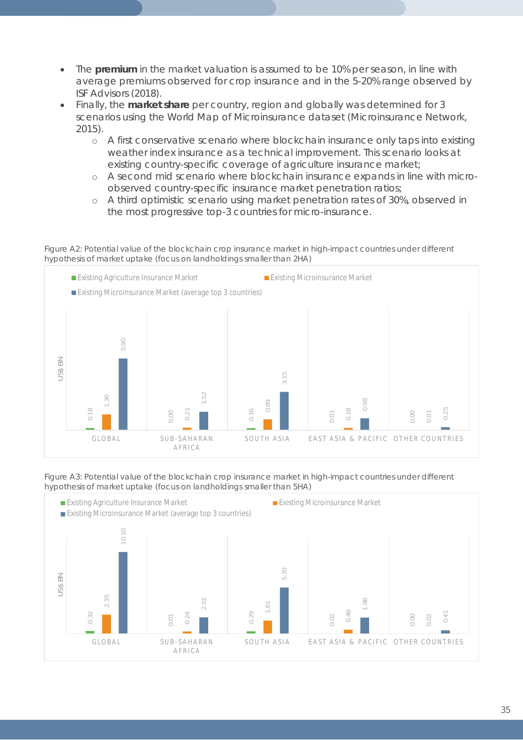- The **premium** in the market valuation is assumed to be 10% per season, in line with average premiums observed for crop insurance and in the 5-20% range observed by ISF Advisors (2018).
- Finally, the **market share** per country, region and globally was determined for 3 scenarios using the World Map of Microinsurance dataset (Microinsurance Network, 2015).
    - A first conservative scenario where blockchain insurance only taps into existing weather index insurance as a technical improvement. This scenario looks at existing country-specific coverage of agriculture insurance market;
    - A second mid scenario where blockchain insurance expands in line with micro-observed country-specific insurance market penetration ratios;
    - A third optimistic scenario using market penetration rates of 30%, observed in the most progressive top-3 countries for micro-insurance.

Figure A2: Potential value of the blockchain crop insurance market in high-impact countries under different hypothesis of market uptake (focus on landholdings smaller than 2HA)

| US$ BN | Existing Agriculture Insurance Market | Existing Microinsurance Market | Existing Microinsurance Market (average top 3 countries) |
|---|---|---|---|
| GLOBAL | 0.18 | 1.30 | 5.90 |
| SUB-SAHARAN AFRICA | 0.00 | 0.21 | 1.52 |
| SOUTH ASIA | 0.16 | 0.89 | 3.15 |
| EAST ASIA & PACIFIC | 0.01 | 0.18 | 0.98 |
| OTHER COUNTRIES | 0.00 | 0.01 | 0.25 |

Figure A3: Potential value of the blockchain crop insurance market in high-impact countries under different hypothesis of market uptake (focus on landholdings smaller than 5HA)

| US$ BN | Existing Agriculture Insurance Market | Existing Microinsurance Market | Existing Microinsurance Market (average top 3 countries) |
|---|---|---|---|
| GLOBAL | 0.32 | 2.35 | 10.10 |
| SUB-SAHARAN AFRICA | 0.01 | 0.24 | 2.01 |
| SOUTH ASIA | 0.29 | 1.61 | 5.70 |
| EAST ASIA & PACIFIC | 0.02 | 0.48 | 1.98 |
| OTHER COUNTRIES | 0.00 | 0.02 | 0.41 |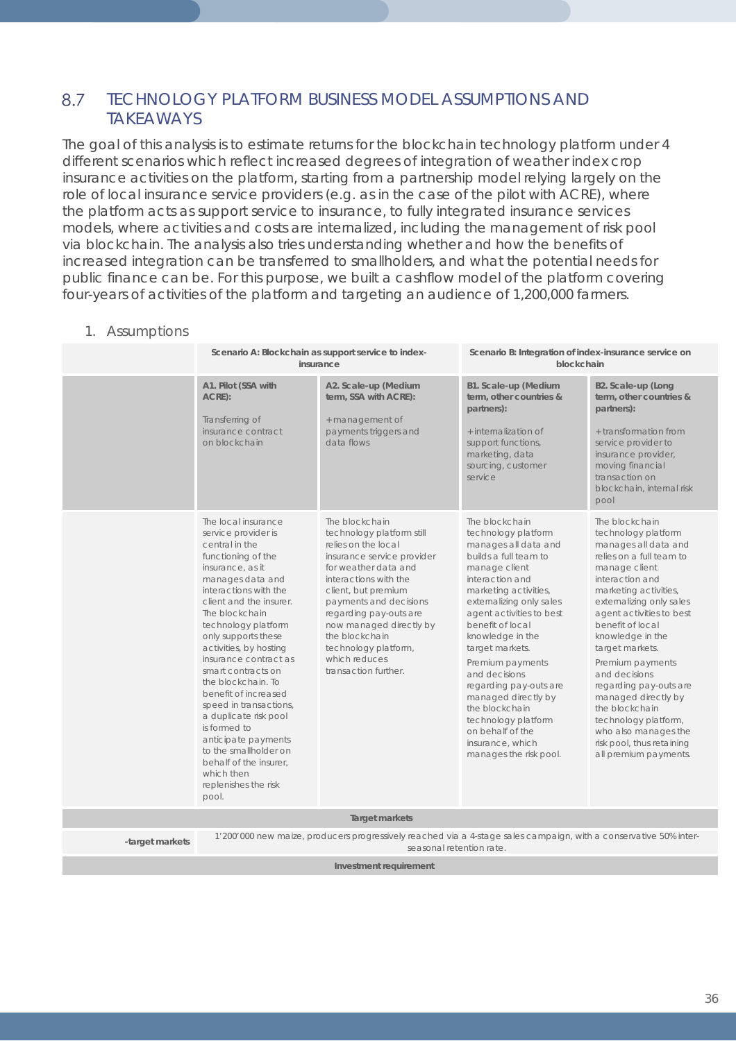## 8.7 TECHNOLOGY PLATFORM BUSINESS MODEL ASSUMPTIONS AND TAKEAWAYS

The goal of this analysis is to estimate returns for the blockchain technology platform under 4 different scenarios which reflect increased degrees of integration of weather index crop insurance activities on the platform, starting from a partnership model relying largely on the role of local insurance service providers (e.g. as in the case of the pilot with ACRE), where the platform acts as support service to insurance, to fully integrated insurance services models, where activities and costs are internalized, including the management of risk pool via blockchain. The analysis also tries understanding whether and how the benefits of increased integration can be transferred to smallholders, and what the potential needs for public finance can be. For this purpose, we built a cashflow model of the platform covering four-years of activities of the platform and targeting an audience of 1,200,000 farmers.

1. Assumptions

| | **Scenario A: Blockchain as support service to index-insurance** | | **Scenario B: Integration of index-insurance service on blockchain** | |
|---|---|---|---|---|
| | **A1. Pilot (SSA with ACRE):**<br><br>Transferring of insurance contract on blockchain | **A2. Scale-up (Medium term, SSA with ACRE):**<br><br>+management of payments triggers and data flows | **B1. Scale-up (Medium term, other countries & partners):**<br><br>+internalization of support functions, marketing, data sourcing, customer service | **B2. Scale-up (Long term, other countries & partners):**<br><br>+transformation from service provider to insurance provider, moving financial transaction on blockchain, internal risk pool |
| | The local insurance service provider is central in the functioning of the insurance, as it manages data and interactions with the client and the insurer. The blockchain technology platform only supports these activities, by hosting insurance contract as smart contracts on the blockchain. To benefit of increased speed in transactions, a duplicate risk pool is formed to anticipate payments to the smallholder on behalf of the insurer, which then replenishes the risk pool. | The blockchain technology platform still relies on the local insurance service provider for weather data and interactions with the client, but premium payments and decisions regarding pay-outs are now managed directly by the blockchain technology platform, which reduces transaction further. | The blockchain technology platform manages all data and builds a full team to manage client interaction and marketing activities, externalizing only sales agent activities to best benefit of local knowledge in the target markets.<br><br>Premium payments and decisions regarding pay-outs are managed directly by the blockchain technology platform on behalf of the insurance, which manages the risk pool. | The blockchain technology platform manages all data and relies on a full team to manage client interaction and marketing activities, externalizing only sales agent activities to best benefit of local knowledge in the target markets.<br><br>Premium payments and decisions regarding pay-outs are managed directly by the blockchain technology platform, who also manages the risk pool, thus retaining all premium payments. |
| **Target markets** | | | | |
| **-target markets** | 1'200'000 new maize, producers progressively reached via a 4-stage sales campaign, with a conservative 50% inter-seasonal retention rate. | | | |
| **Investment requirement** | | | | |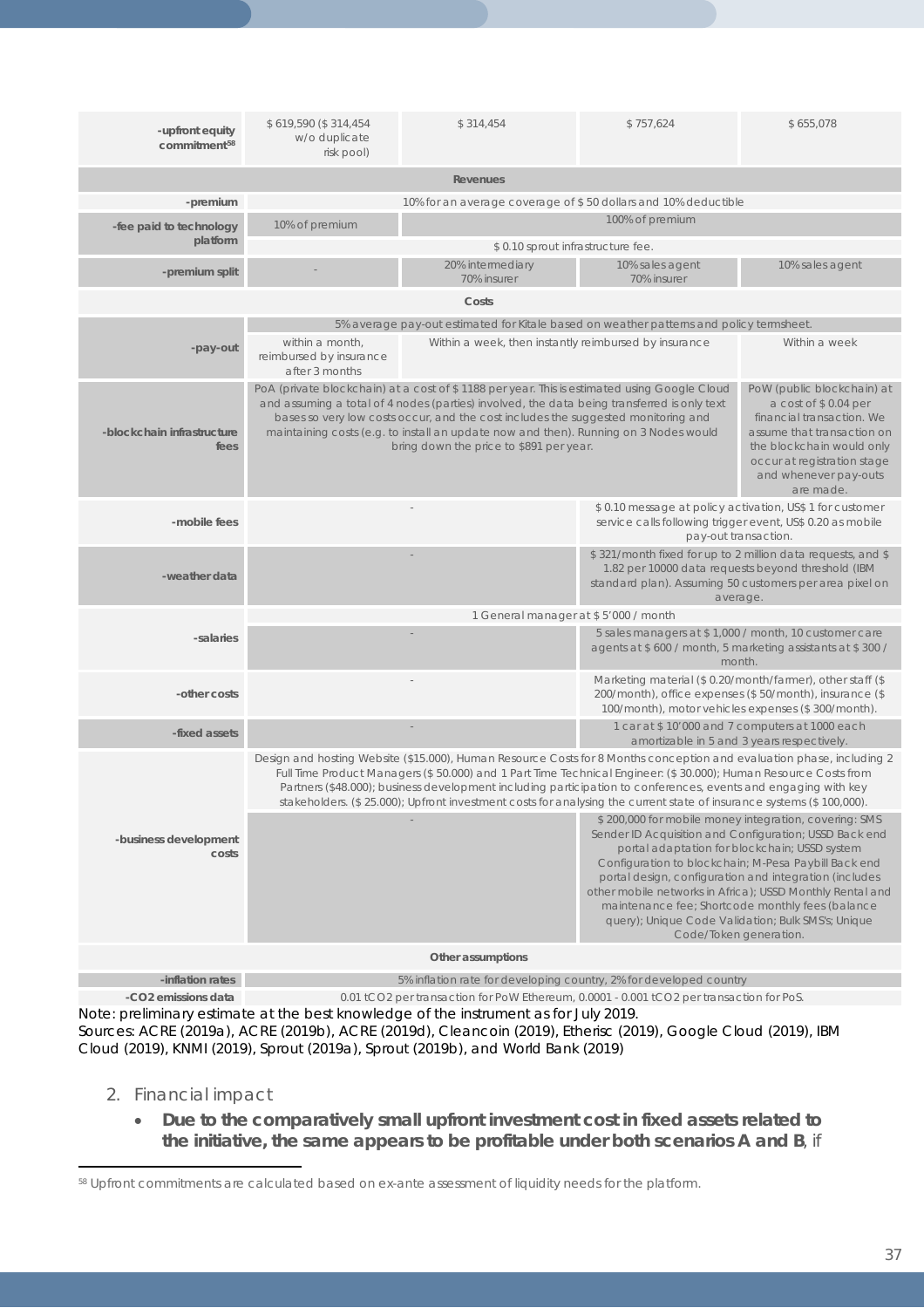| | | | | |
|---|---|---|---|---|
| -upfront equity commitment[58] | $ 619,590 ($ 314,454 w/o duplicate risk pool) | $ 314,454 | $ 757,624 | $ 655,078 |
| **Revenues** | | | | |
| -premium | 10% for an average coverage of $ 50 dollars and 10% deductible | | | |
| -fee paid to technology platform | 10% of premium | 100% of premium | | |
| | $ 0.10 sprout infrastructure fee. | | | |
| -premium split | - | 20% intermediary 70% insurer | 10% sales agent 70% insurer | 10% sales agent |
| **Costs** | | | | |
| -pay-out | 5% average pay-out estimated for Kitale based on weather patterns and policy termsheet. | | | |
| | within a month, reimbursed by insurance after 3 months | Within a week, then instantly reimbursed by insurance | | Within a week |
| -blockchain infrastructure fees | PoA (private blockchain) at a cost of $ 1188 per year. This is estimated using Google Cloud and assuming a total of 4 nodes (parties) involved, the data being transferred is only text bases so very low costs occur, and the cost includes the suggested monitoring and maintaining costs (e.g. to install an update now and then). Running on 3 Nodes would bring down the price to $891 per year. | | | PoW (public blockchain) at a cost of $ 0.04 per financial transaction. We assume that transaction on the blockchain would only occur at registration stage and whenever pay-outs are made. |
| -mobile fees | - | | $ 0.10 message at policy activation, US$ 1 for customer service calls following trigger event, US$ 0.20 as mobile pay-out transaction. | |
| -weather data | - | | $ 321/month fixed for up to 2 million data requests, and $ 1.82 per 10000 data requests beyond threshold (IBM standard plan). Assuming 50 customers per area pixel on average. | |
| -salaries | 1 General manager at $ 5'000 / month | | | |
| | - | | 5 sales managers at $ 1,000 / month, 10 customer care agents at $ 600 / month, 5 marketing assistants at $ 300 / month. | |
| -other costs | - | | Marketing material ($ 0.20/month/farmer), other staff ($ 200/month), office expenses ($ 50/month), insurance ($ 100/month), motor vehicles expenses ($ 300/month). | |
| -fixed assets | - | | 1 car at $ 10'000 and 7 computers at 1000 each amortizable in 5 and 3 years respectively. | |
| -business development costs | Design and hosting Website ($15.000), Human Resource Costs for 8 Months conception and evaluation phase, including 2 Full Time Product Managers ($ 50.000) and 1 Part Time Technical Engineer: ($ 30.000); Human Resource Costs from Partners ($48.000); business development including participation to conferences, events and engaging with key stakeholders. ($ 25.000); Upfront investment costs for analysing the current state of insurance systems ($ 100,000). | | | |
| | - | | $ 200,000 for mobile money integration, covering: SMS Sender ID Acquisition and Configuration; USSD Back end portal adaptation for blockchain; USSD system Configuration to blockchain; M-Pesa Paybill Back end portal design, configuration and integration (includes other mobile networks in Africa); USSD Monthly Rental and maintenance fee; Shortcode monthly fees (balance query); Unique Code Validation; Bulk SMS's; Unique Code/Token generation. | |
| **Other assumptions** | | | | |
| -inflation rates | 5% inflation rate for developing country, 2% for developed country | | | |
| -CO2 emissions data | 0.01 $tCO_2$ per transaction for PoW Ethereum, 0.0001 - 0.001 $tCO_2$ per transaction for PoS. | | | |

Note: preliminary estimate at the best knowledge of the instrument as for July 2019.
Sources: ACRE (2019a), ACRE (2019b), ACRE (2019d), Cleancoin (2019), Etherisc (2019), Google Cloud (2019), IBM Cloud (2019), KNMI (2019), Sprout (2019a), Sprout (2019b), and World Bank (2019)

2. Financial impact

- **Due to the comparatively small upfront investment cost in fixed assets related to the initiative, the same appears to be profitable under both scenarios A and B**, if

[58] Upfront commitments are calculated based on ex-ante assessment of liquidity needs for the platform.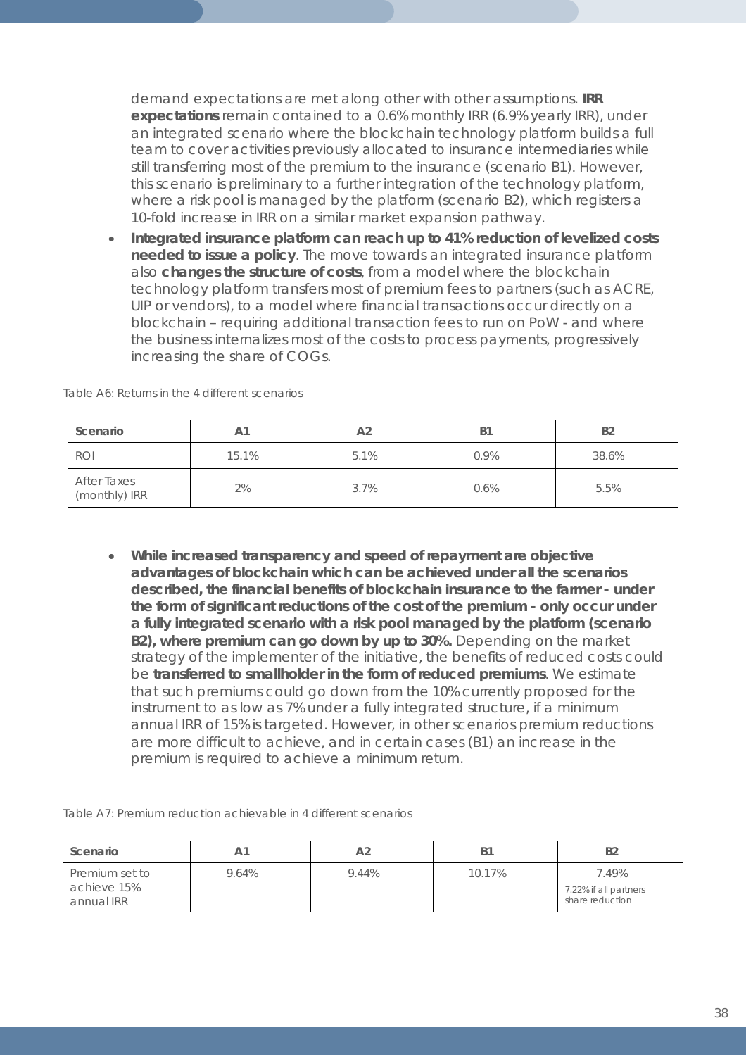demand expectations are met along other with other assumptions. **IRR expectations** remain contained to a 0.6% monthly IRR (6.9% yearly IRR), under an integrated scenario where the blockchain technology platform builds a full team to cover activities previously allocated to insurance intermediaries while still transferring most of the premium to the insurance (scenario B1). However, this scenario is preliminary to a further integration of the technology platform, where a risk pool is managed by the platform (scenario B2), which registers a 10-fold increase in IRR on a similar market expansion pathway.

- **Integrated insurance platform can reach up to 41% reduction of levelized costs needed to issue a policy**. The move towards an integrated insurance platform also **changes the structure of costs**, from a model where the blockchain technology platform transfers most of premium fees to partners (such as ACRE, UIP or vendors), to a model where financial transactions occur directly on a blockchain – requiring additional transaction fees to run on PoW - and where the business internalizes most of the costs to process payments, progressively increasing the share of COGs.

Table A6: Returns in the 4 different scenarios

| Scenario | A1 | A2 | B1 | B2 |
|---|---|---|---|---|
| ROI | 15.1% | 5.1% | 0.9% | 38.6% |
| After Taxes (monthly) IRR | 2% | 3.7% | 0.6% | 5.5% |

- **While increased transparency and speed of repayment are objective advantages of blockchain which can be achieved under all the scenarios described, the financial benefits of blockchain insurance to the farmer - under the form of significant reductions of the cost of the premium - only occur under a fully integrated scenario with a risk pool managed by the platform (scenario B2), where premium can go down by up to 30%.** Depending on the market strategy of the implementer of the initiative, the benefits of reduced costs could be **transferred to smallholder in the form of reduced premiums**. We estimate that such premiums could go down from the 10% currently proposed for the instrument to as low as 7% under a fully integrated structure, if a minimum annual IRR of 15% is targeted. However, in other scenarios premium reductions are more difficult to achieve, and in certain cases (B1) an increase in the premium is required to achieve a minimum return.

Table A7: Premium reduction achievable in 4 different scenarios

| Scenario | A1 | A2 | B1 | B2 |
|---|---|---|---|---|
| Premium set to achieve 15% annual IRR | 9.64% | 9.44% | 10.17% | 7.49%<br>7.22% if all partners share reduction |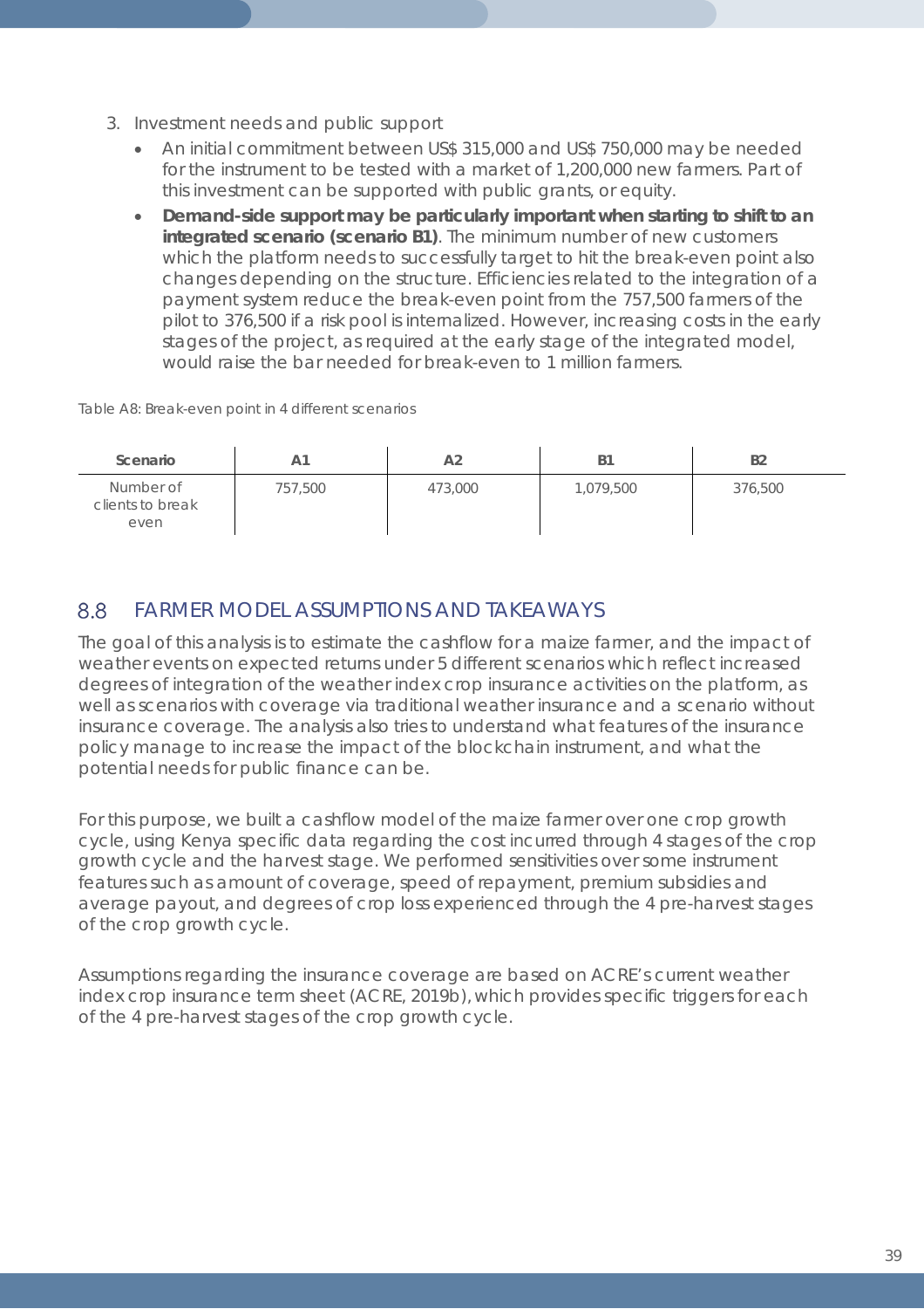3. Investment needs and public support
    - An initial commitment between US$ 315,000 and US$ 750,000 may be needed for the instrument to be tested with a market of 1,200,000 new farmers. Part of this investment can be supported with public grants, or equity.
    - **Demand-side support may be particularly important when starting to shift to an integrated scenario (scenario B1)**. The minimum number of new customers which the platform needs to successfully target to hit the break-even point also changes depending on the structure. Efficiencies related to the integration of a payment system reduce the break-even point from the 757,500 farmers of the pilot to 376,500 if a risk pool is internalized. However, increasing costs in the early stages of the project, as required at the early stage of the integrated model, would raise the bar needed for break-even to 1 million farmers.

Table A8: Break-even point in 4 different scenarios

| Scenario | A1 | A2 | B1 | B2 |
|---|---|---|---|---|
| Number of clients to break even | 757,500 | 473,000 | 1,079,500 | 376,500 |

## 8.8 FARMER MODEL ASSUMPTIONS AND TAKEAWAYS

The goal of this analysis is to estimate the cashflow for a maize farmer, and the impact of weather events on expected returns under 5 different scenarios which reflect increased degrees of integration of the weather index crop insurance activities on the platform, as well as scenarios with coverage via traditional weather insurance and a scenario without insurance coverage. The analysis also tries to understand what features of the insurance policy manage to increase the impact of the blockchain instrument, and what the potential needs for public finance can be.

For this purpose, we built a cashflow model of the maize farmer over one crop growth cycle, using Kenya specific data regarding the cost incurred through 4 stages of the crop growth cycle and the harvest stage. We performed sensitivities over some instrument features such as amount of coverage, speed of repayment, premium subsidies and average payout, and degrees of crop loss experienced through the 4 pre-harvest stages of the crop growth cycle.

Assumptions regarding the insurance coverage are based on ACRE's current weather index crop insurance term sheet (ACRE, 2019b), which provides specific triggers for each of the 4 pre-harvest stages of the crop growth cycle.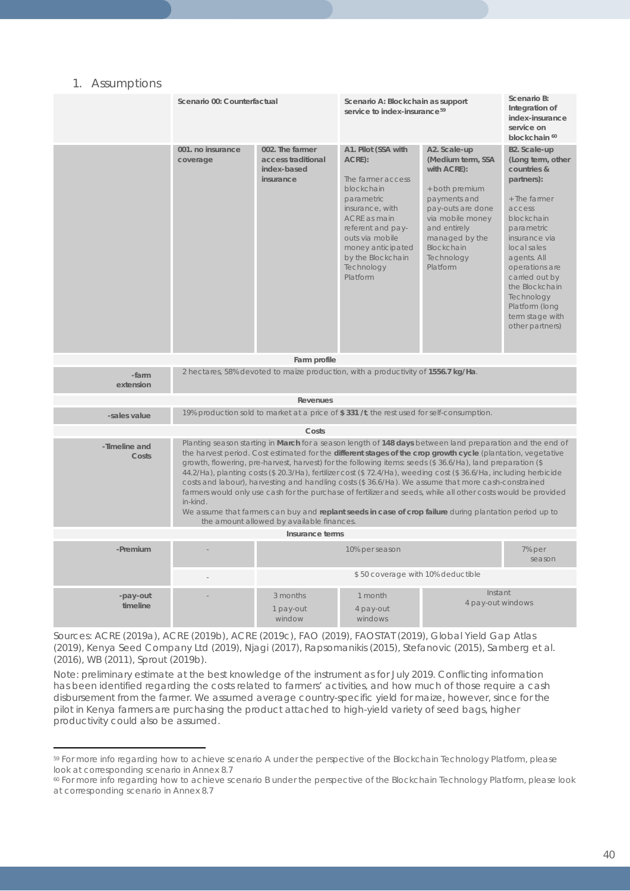## 1. Assumptions

| | Scenario 00: Counterfactual | | Scenario A: Blockchain as support service to index-insurance[59] | | Scenario B: Integration of index-insurance service on blockchain[60] |
|---|---|---|---|---|---|
| | 001. no insurance coverage | 002. The farmer access traditional index-based insurance | A1. Pilot (SSA with ACRE): The farmer access blockchain parametric insurance, with ACRE as main referent and pay-outs via mobile money anticipated by the Blockchain Technology Platform | A2. Scale-up (Medium term, SSA with ACRE): +both premium payments and pay-outs are done via mobile money and entirely managed by the Blockchain Technology Platform | B2. Scale-up (Long term, other countries & partners): +The farmer access blockchain parametric insurance via local sales agents. All operations are carried out by the Blockchain Technology Platform (long term stage with other partners) |
| **Farm profile** | | | | | |
| -farm extension | 2 hectares, 58% devoted to maize production, with a productivity of **1556.7 kg/Ha**. | | | | |
| **Revenues** | | | | | |
| -sales value | 19% production sold to market at a price of **$ 331 /t**; the rest used for self-consumption. | | | | |
| **Costs** | | | | | |
| -Timeline and Costs | Planting season starting in **March** for a season length of **148 days** between land preparation and the end of the harvest period. Cost estimated for the **different stages of the crop growth cycle** (plantation, vegetative growth, flowering, pre-harvest, harvest) for the following items: seeds ($ 36.6/Ha), land preparation ($ 44.2/Ha), planting costs ($ 20.3/Ha), fertilizer cost ($ 72.4/Ha), weeding cost ($ 36.6/Ha, including herbicide costs and labour), harvesting and handling costs ($ 36.6/Ha). We assume that more cash-constrained farmers would only use cash for the purchase of fertilizer and seeds, while all other costs would be provided in-kind. We assume that farmers can buy and **replant seeds in case of crop failure** during plantation period up to the amount allowed by available finances. | | | | |
| **Insurance terms** | | | | | |
| -Premium | - | 10% per season | | | 7% per season |
| | - | $ 50 coverage with 10% deductible | | | |
| -pay-out timeline | - | 3 months 1 pay-out window | 1 month 4 pay-out windows | Instant 4 pay-out windows | |

Sources: ACRE (2019a), ACRE (2019b), ACRE (2019c), FAO (2019), FAOSTAT (2019), Global Yield Gap Atlas (2019), Kenya Seed Company Ltd (2019), Njagi (2017), Rapsomanikis (2015), Stefanovic (2015), Samberg et al. (2016), WB (2011), Sprout (2019b).

Note: preliminary estimate at the best knowledge of the instrument as for July 2019. Conflicting information has been identified regarding the costs related to farmers' activities, and how much of those require a cash disbursement from the farmer. We assumed average country-specific yield for maize, however, since for the pilot in Kenya farmers are purchasing the product attached to high-yield variety of seed bags, higher productivity could also be assumed.

---

[59] For more info regarding how to achieve scenario A under the perspective of the Blockchain Technology Platform, please look at corresponding scenario in Annex 8.7

[60] For more info regarding how to achieve scenario B under the perspective of the Blockchain Technology Platform, please look at corresponding scenario in Annex 8.7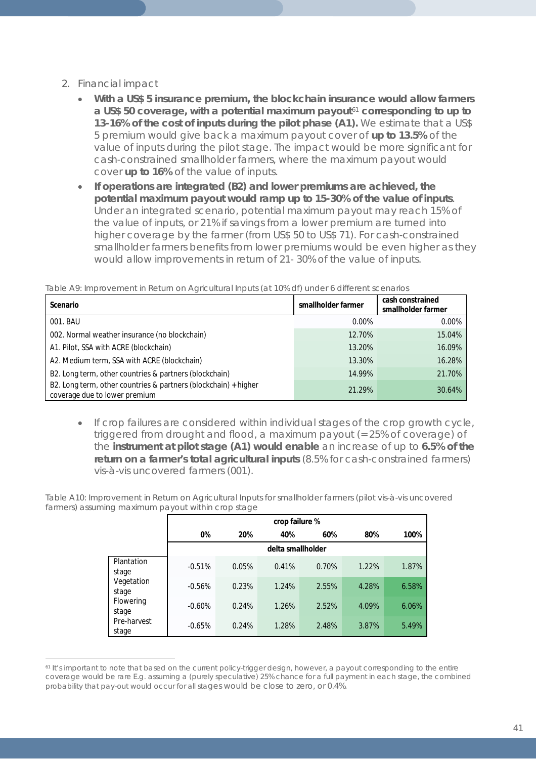2. Financial impact

- **With a US$ 5 insurance premium, the blockchain insurance would allow farmers a US$ 50 coverage, with a potential maximum payout[61] corresponding to up to 13-16% of the cost of inputs during the pilot phase (A1).** We estimate that a US$ 5 premium would give back a maximum payout cover of **up to 13.5%** of the value of inputs during the pilot stage. The impact would be more significant for cash-constrained smallholder farmers, where the maximum payout would cover **up to 16%** of the value of inputs.
- **If operations are integrated (B2) and lower premiums are achieved, the potential maximum payout would ramp up to 15-30% of the value of inputs**. Under an integrated scenario, potential maximum payout may reach 15% of the value of inputs, or 21% if savings from a lower premium are turned into higher coverage by the farmer (from US$ 50 to US$ 71). For cash-constrained smallholder farmers benefits from lower premiums would be even higher as they would allow improvements in return of 21- 30% of the value of inputs.

Table A9: Improvement in Return on Agricultural Inputs (at 10% df) under 6 different scenarios

| Scenario | smallholder farmer | cash constrained smallholder farmer |
|---|---|---|
| 001. BAU | 0.00% | 0.00% |
| 002. Normal weather insurance (no blockchain) | 12.70% | 15.04% |
| A1. Pilot, SSA with ACRE (blockchain) | 13.20% | 16.09% |
| A2. Medium term, SSA with ACRE (blockchain) | 13.30% | 16.28% |
| B2. Long term, other countries & partners (blockchain) | 14.99% | 21.70% |
| B2. Long term, other countries & partners (blockchain) + higher coverage due to lower premium | 21.29% | 30.64% |

- If crop failures are considered within individual stages of the crop growth cycle, triggered from drought and flood, a maximum payout (= 25% of coverage) of the **instrument at pilot stage (A1) would enable** an increase of up to **6.5% of the return on a farmer's total agricultural inputs** (8.5% for cash-constrained farmers) vis-à-vis uncovered farmers (001).

Table A10: Improvement in Return on Agricultural Inputs for smallholder farmers (pilot vis-à-vis uncovered farmers) assuming maximum payout within crop stage

| | crop failure % | | | | | |
|---|---|---|---|---|---|---|
| | 0% | 20% | 40% | 60% | 80% | 100% |
| | delta smallholder | | | | | |
| Plantation stage | -0.51% | 0.05% | 0.41% | 0.70% | 1.22% | 1.87% |
| Vegetation stage | -0.56% | 0.23% | 1.24% | 2.55% | 4.28% | 6.58% |
| Flowering stage | -0.60% | 0.24% | 1.26% | 2.52% | 4.09% | 6.06% |
| Pre-harvest stage | -0.65% | 0.24% | 1.28% | 2.48% | 3.87% | 5.49% |

[61] It's important to note that based on the current policy-trigger design, however, a payout corresponding to the entire coverage would be rare E.g. assuming a (purely speculative) 25% chance for a full payment in each stage, the combined probability that pay-out would occur for all stages would be close to zero, or 0.4%.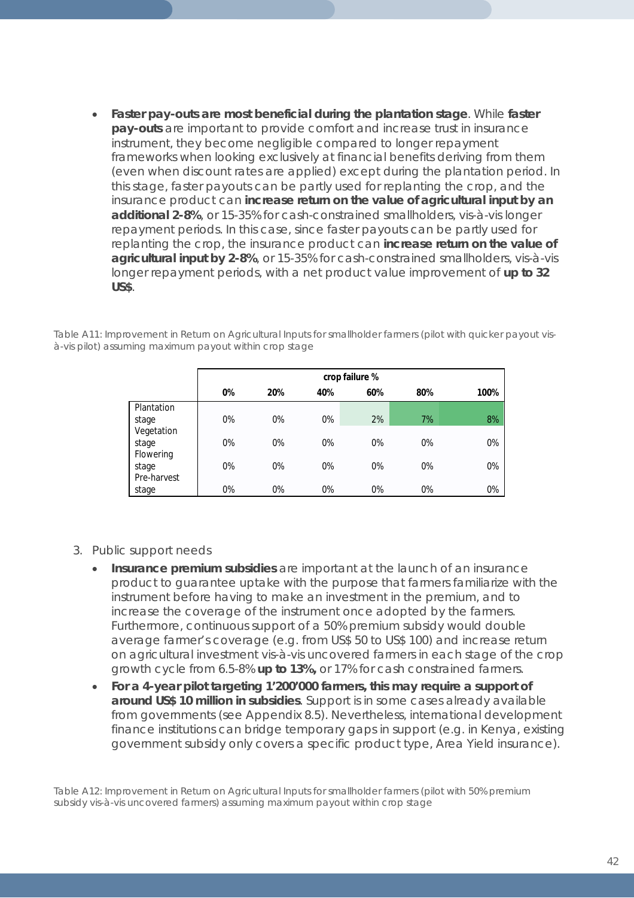- **Faster pay-outs are most beneficial during the plantation stage**. While **faster pay-outs** are important to provide comfort and increase trust in insurance instrument, they become negligible compared to longer repayment frameworks when looking exclusively at financial benefits deriving from them (even when discount rates are applied) except during the plantation period. In this stage, faster payouts can be partly used for replanting the crop, and the insurance product can **increase return on the value of agricultural input by an additional 2-8%**, or 15-35% for cash-constrained smallholders, vis-à-vis longer repayment periods. In this case, since faster payouts can be partly used for replanting the crop, the insurance product can **increase return on the value of agricultural input by 2-8%**, or 15-35% for cash-constrained smallholders, vis-à-vis longer repayment periods, with a net product value improvement of **up to 32 US$**.

Table A11: Improvement in Return on Agricultural Inputs for smallholder farmers (pilot with quicker payout vis-à-vis pilot) assuming maximum payout within crop stage

| | crop failure % | | | | | |
|---|---|---|---|---|---|---|
| | 0% | 20% | 40% | 60% | 80% | 100% |
| Plantation stage | 0% | 0% | 0% | 2% | 7% | 8% |
| Vegetation stage | 0% | 0% | 0% | 0% | 0% | 0% |
| Flowering stage | 0% | 0% | 0% | 0% | 0% | 0% |
| Pre-harvest stage | 0% | 0% | 0% | 0% | 0% | 0% |

3. Public support needs

   - **Insurance premium subsidies** are important at the launch of an insurance product to guarantee uptake with the purpose that farmers familiarize with the instrument before having to make an investment in the premium, and to increase the coverage of the instrument once adopted by the farmers. Furthermore, continuous support of a 50% premium subsidy would double average farmer's coverage (e.g. from US$ 50 to US$ 100) and increase return on agricultural investment vis-à-vis uncovered farmers in each stage of the crop growth cycle from 6.5-8% **up to 13%,** or 17% for cash constrained farmers.
   - **For a 4-year pilot targeting 1'200'000 farmers, this may require a support of around US$ 10 million in subsidies**. Support is in some cases already available from governments (see Appendix 8.5). Nevertheless, international development finance institutions can bridge temporary gaps in support (e.g. in Kenya, existing government subsidy only covers a specific product type, Area Yield insurance).

Table A12: Improvement in Return on Agricultural Inputs for smallholder farmers (pilot with 50% premium subsidy vis-à-vis uncovered farmers) assuming maximum payout within crop stage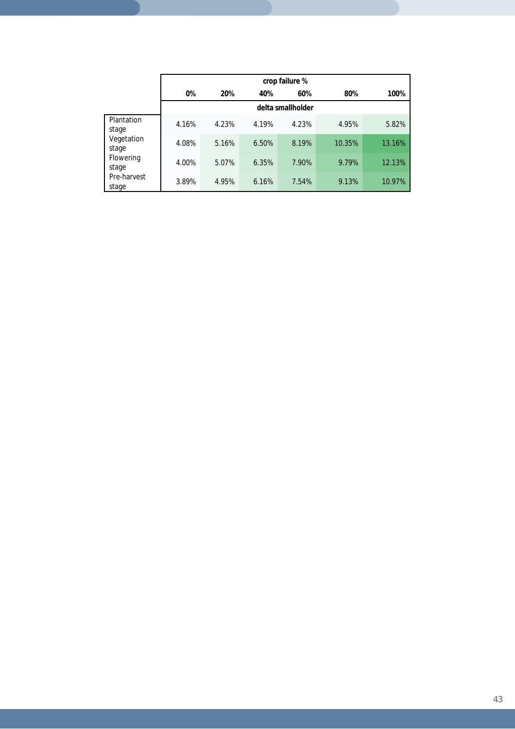| | crop failure % | | | | | |
|---|---|---|---|---|---|---|
| | 0% | 20% | 40% | 60% | 80% | 100% |
| | delta smallholder | | | | | |
| Plantation stage | 4.16% | 4.23% | 4.19% | 4.23% | 4.95% | 5.82% |
| Vegetation stage | 4.08% | 5.16% | 6.50% | 8.19% | 10.35% | 13.16% |
| Flowering stage | 4.00% | 5.07% | 6.35% | 7.90% | 9.79% | 12.13% |
| Pre-harvest stage | 3.89% | 4.95% | 6.16% | 7.54% | 9.13% | 10.97% |